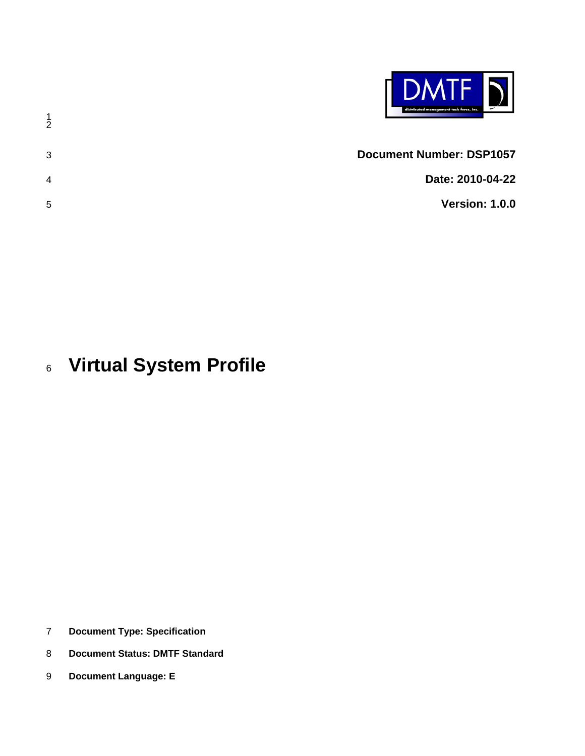**Document Number: DSP1057**

**Date: 2010-04-22**

**Version: 1.0.0**

# Virtual System Profile

**Document Type: Specification**

**Document Status: DMTF Standard**

**Document Language: E**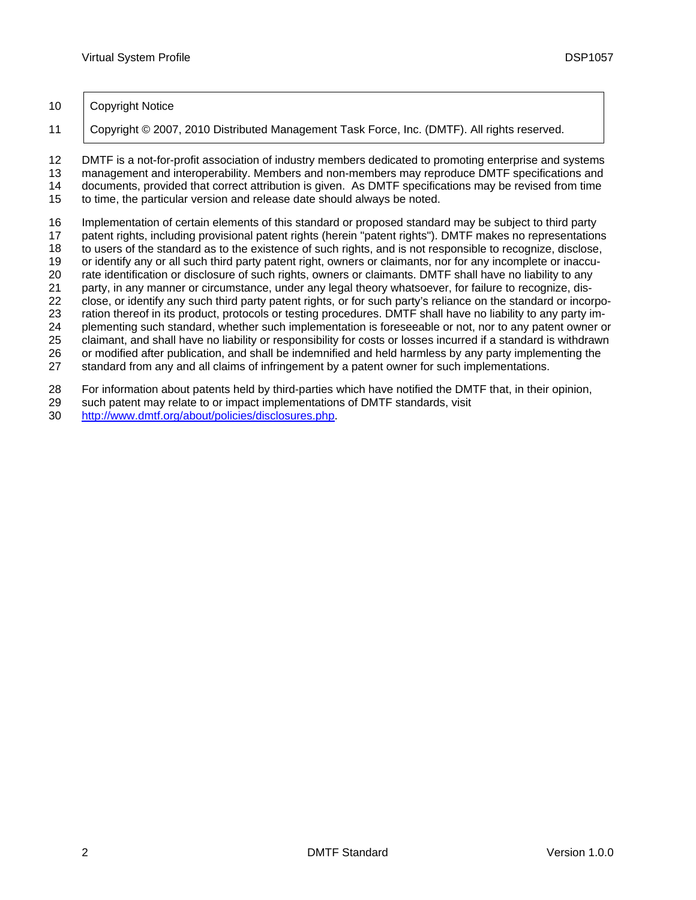Copyright Notice

Copyright © 2007, 2010 Distributed Management Task Force, Inc. (DMTF). All rights reserved.

DMTF is a not-for-profit association of industry members dedicated to promoting enterprise and systems management and interoperability. Members and non-members may reproduce DMTF specifications and documents, provided that correct attribution is given. As DMTF specifications may be revised from time to time, the particular version and release date should always be noted.

Implementation of certain elements of this standard or proposed standard may be subject to third party patent rights, including provisional patent rights (herein "patent rights"). DMTF makes no representations to users of the standard as to the existence of such rights, and is not responsible to recognize, disclose, or identify any or all such third party patent right, owners or claimants, nor for any incomplete or inaccurate identification or disclosure of such rights, owners or claimants. DMTF shall have no liability to any party, in any manner or circumstance, under any legal theory whatsoever, for failure to recognize, disclose, or identify any such third party patent rights, or for such party's reliance on the standard or incorporation thereof in its product, protocols or testing procedures. DMTF shall have no liability to any party implementing such standard, whether such implementation is foreseeable or not, nor to any patent owner or claimant, and shall have no liability or responsibility for costs or losses incurred if a standard is withdrawn or modified after publication, and shall be indemnified and held harmless by any party implementing the standard from any and all claims of infringement by a patent owner for such implementations.

For information about patents held by third-parties which have notified the DMTF that, in their opinion, such patent may relate to or impact implementations of DMTF standards, visit http://www.dmtf.org/about/policies/disclosures.php.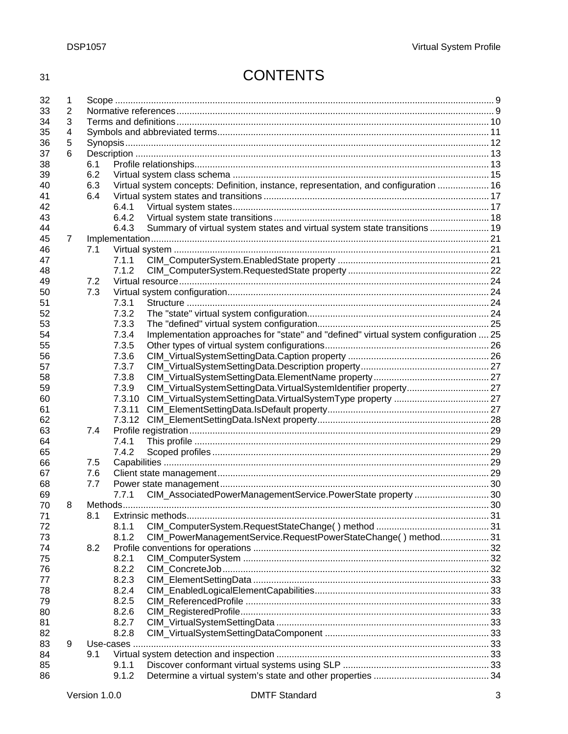# CONTENTS

1 Scope .......... 9
2 Normative references .......... 9
3 Terms and definitions .......... 10
4 Symbols and abbreviated terms .......... 11
5 Synopsis .......... 12
6 Description .......... 13
  6.1 Profile relationships .......... 13
  6.2 Virtual system class schema .......... 15
  6.3 Virtual system concepts: Definition, instance, representation, and configuration .......... 16
  6.4 Virtual system states and transitions .......... 17
    6.4.1 Virtual system states .......... 17
    6.4.2 Virtual system state transitions .......... 18
    6.4.3 Summary of virtual system states and virtual system state transitions .......... 19
7 Implementation .......... 21
  7.1 Virtual system .......... 21
    7.1.1 CIM_ComputerSystem.EnabledState property .......... 21
    7.1.2 CIM_ComputerSystem.RequestedState property .......... 22
  7.2 Virtual resource .......... 24
  7.3 Virtual system configuration .......... 24
    7.3.1 Structure .......... 24
    7.3.2 The "state" virtual system configuration .......... 24
    7.3.3 The "defined" virtual system configuration .......... 25
    7.3.4 Implementation approaches for "state" and "defined" virtual system configuration .......... 25
    7.3.5 Other types of virtual system configurations .......... 26
    7.3.6 CIM_VirtualSystemSettingData.Caption property .......... 26
    7.3.7 CIM_VirtualSystemSettingData.Description property .......... 27
    7.3.8 CIM_VirtualSystemSettingData.ElementName property .......... 27
    7.3.9 CIM_VirtualSystemSettingData.VirtualSystemIdentifier property .......... 27
    7.3.10 CIM_VirtualSystemSettingData.VirtualSystemType property .......... 27
    7.3.11 CIM_ElementSettingData.IsDefault property .......... 27
    7.3.12 CIM_ElementSettingData.IsNext property .......... 28
  7.4 Profile registration .......... 29
    7.4.1 This profile .......... 29
    7.4.2 Scoped profiles .......... 29
  7.5 Capabilities .......... 29
  7.6 Client state management .......... 29
  7.7 Power state management .......... 30
    7.7.1 CIM_AssociatedPowerManagementService.PowerState property .......... 30
8 Methods .......... 30
  8.1 Extrinsic methods .......... 31
    8.1.1 CIM_ComputerSystem.RequestStateChange( ) method .......... 31
    8.1.2 CIM_PowerManagementService.RequestPowerStateChange( ) method .......... 31
  8.2 Profile conventions for operations .......... 32
    8.2.1 CIM_ComputerSystem .......... 32
    8.2.2 CIM_ConcreteJob .......... 32
    8.2.3 CIM_ElementSettingData .......... 33
    8.2.4 CIM_EnabledLogicalElementCapabilities .......... 33
    8.2.5 CIM_ReferencedProfile .......... 33
    8.2.6 CIM_RegisteredProfile .......... 33
    8.2.7 CIM_VirtualSystemSettingData .......... 33
    8.2.8 CIM_VirtualSystemSettingDataComponent .......... 33
9 Use-cases .......... 33
  9.1 Virtual system detection and inspection .......... 33
    9.1.1 Discover conformant virtual systems using SLP .......... 33
    9.1.2 Determine a virtual system's state and other properties .......... 34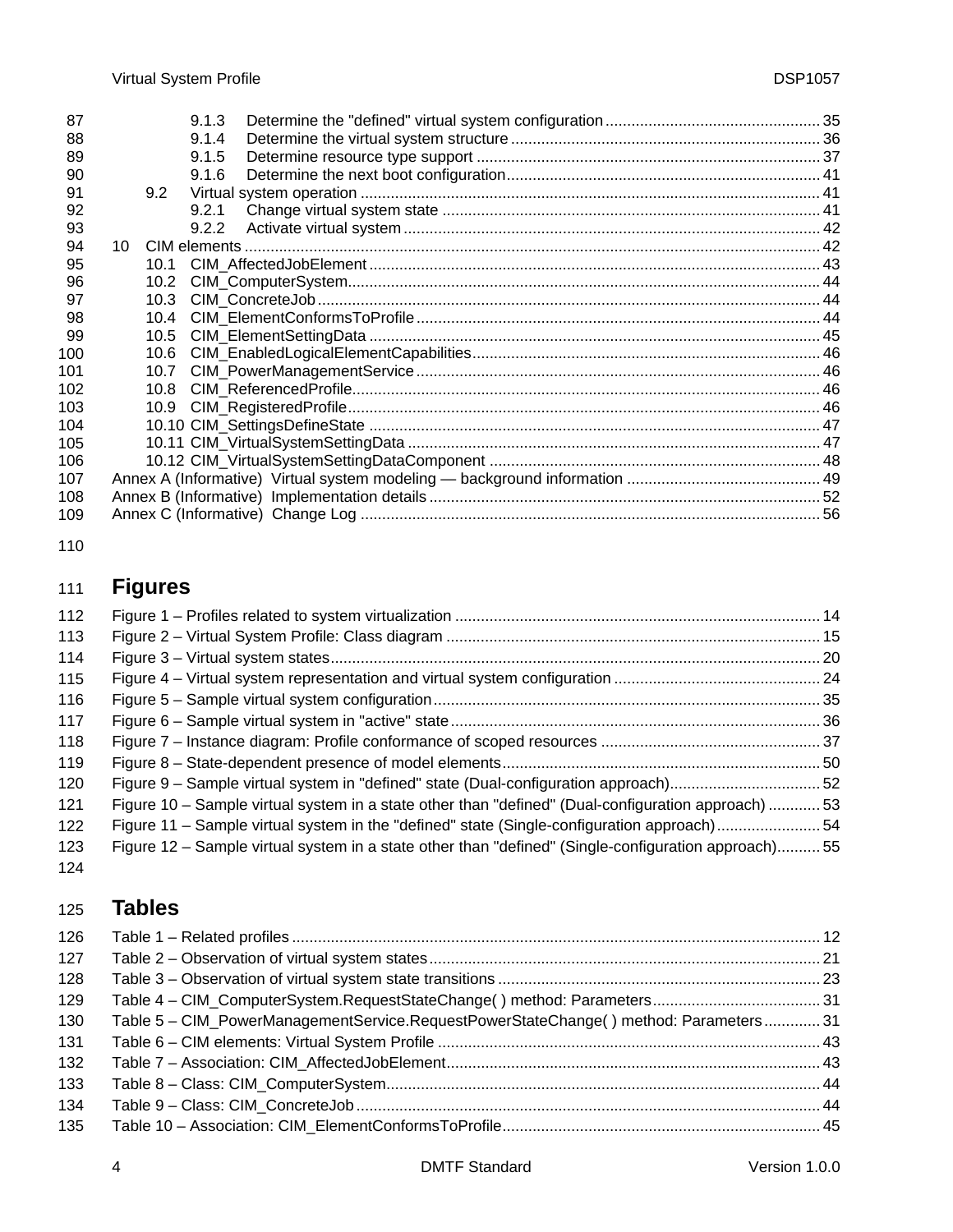9.1.3 Determine the "defined" virtual system configuration ... 35
9.1.4 Determine the virtual system structure ... 36
9.1.5 Determine resource type support ... 37
9.1.6 Determine the next boot configuration ... 41
9.2 Virtual system operation ... 41
9.2.1 Change virtual system state ... 41
9.2.2 Activate virtual system ... 42
10 CIM elements ... 42
10.1 CIM_AffectedJobElement ... 43
10.2 CIM_ComputerSystem ... 44
10.3 CIM_ConcreteJob ... 44
10.4 CIM_ElementConformsToProfile ... 44
10.5 CIM_ElementSettingData ... 45
10.6 CIM_EnabledLogicalElementCapabilities ... 46
10.7 CIM_PowerManagementService ... 46
10.8 CIM_ReferencedProfile ... 46
10.9 CIM_RegisteredProfile ... 46
10.10 CIM_SettingsDefineState ... 47
10.11 CIM_VirtualSystemSettingData ... 47
10.12 CIM_VirtualSystemSettingDataComponent ... 48
Annex A (Informative) Virtual system modeling — background information ... 49
Annex B (Informative) Implementation details ... 52
Annex C (Informative) Change Log ... 56

# Figures

Figure 1 – Profiles related to system virtualization ... 14
Figure 2 – Virtual System Profile: Class diagram ... 15
Figure 3 – Virtual system states ... 20
Figure 4 – Virtual system representation and virtual system configuration ... 24
Figure 5 – Sample virtual system configuration ... 35
Figure 6 – Sample virtual system in "active" state ... 36
Figure 7 – Instance diagram: Profile conformance of scoped resources ... 37
Figure 8 – State-dependent presence of model elements ... 50
Figure 9 – Sample virtual system in "defined" state (Dual-configuration approach) ... 52
Figure 10 – Sample virtual system in a state other than "defined" (Dual-configuration approach) ... 53
Figure 11 – Sample virtual system in the "defined" state (Single-configuration approach) ... 54
Figure 12 – Sample virtual system in a state other than "defined" (Single-configuration approach) ... 55

# Tables

Table 1 – Related profiles ... 12
Table 2 – Observation of virtual system states ... 21
Table 3 – Observation of virtual system state transitions ... 23
Table 4 – CIM_ComputerSystem.RequestStateChange( ) method: Parameters ... 31
Table 5 – CIM_PowerManagementService.RequestPowerStateChange( ) method: Parameters ... 31
Table 6 – CIM elements: Virtual System Profile ... 43
Table 7 – Association: CIM_AffectedJobElement ... 43
Table 8 – Class: CIM_ComputerSystem ... 44
Table 9 – Class: CIM_ConcreteJob ... 44
Table 10 – Association: CIM_ElementConformsToProfile ... 45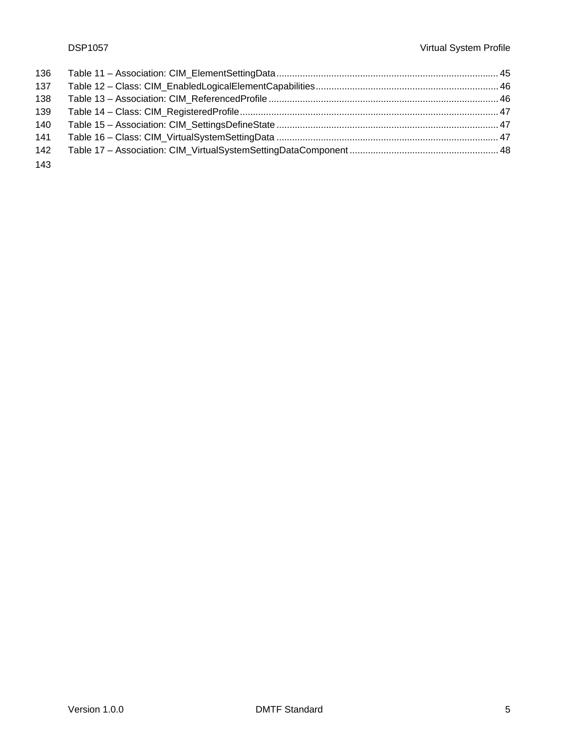136 Table 11 – Association: CIM_ElementSettingData .................................................................................... 45
137 Table 12 – Class: CIM_EnabledLogicalElementCapabilities..................................................................... 46
138 Table 13 – Association: CIM_ReferencedProfile ....................................................................................... 46
139 Table 14 – Class: CIM_RegisteredProfile.................................................................................................. 47
140 Table 15 – Association: CIM_SettingsDefineState .................................................................................... 47
141 Table 16 – Class: CIM_VirtualSystemSettingData .................................................................................... 47
142 Table 17 – Association: CIM_VirtualSystemSettingDataComponent ........................................................ 48
143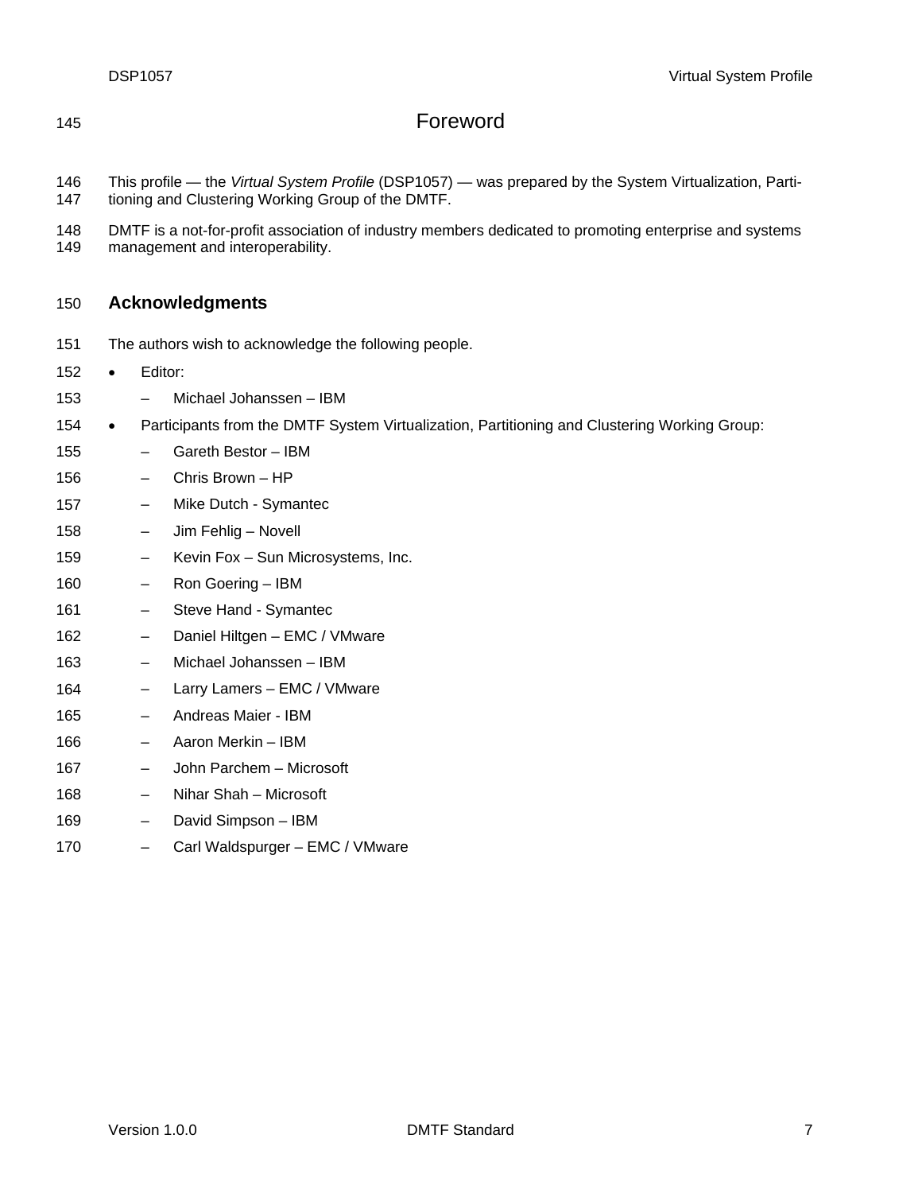# Foreword

This profile — the *Virtual System Profile* (DSP1057) — was prepared by the System Virtualization, Partitioning and Clustering Working Group of the DMTF.

DMTF is a not-for-profit association of industry members dedicated to promoting enterprise and systems management and interoperability.

## Acknowledgments

The authors wish to acknowledge the following people.

- Editor:
  - Michael Johanssen – IBM
- Participants from the DMTF System Virtualization, Partitioning and Clustering Working Group:
  - Gareth Bestor – IBM
  - Chris Brown – HP
  - Mike Dutch - Symantec
  - Jim Fehlig – Novell
  - Kevin Fox – Sun Microsystems, Inc.
  - Ron Goering – IBM
  - Steve Hand - Symantec
  - Daniel Hiltgen – EMC / VMware
  - Michael Johanssen – IBM
  - Larry Lamers – EMC / VMware
  - Andreas Maier - IBM
  - Aaron Merkin – IBM
  - John Parchem – Microsoft
  - Nihar Shah – Microsoft
  - David Simpson – IBM
  - Carl Waldspurger – EMC / VMware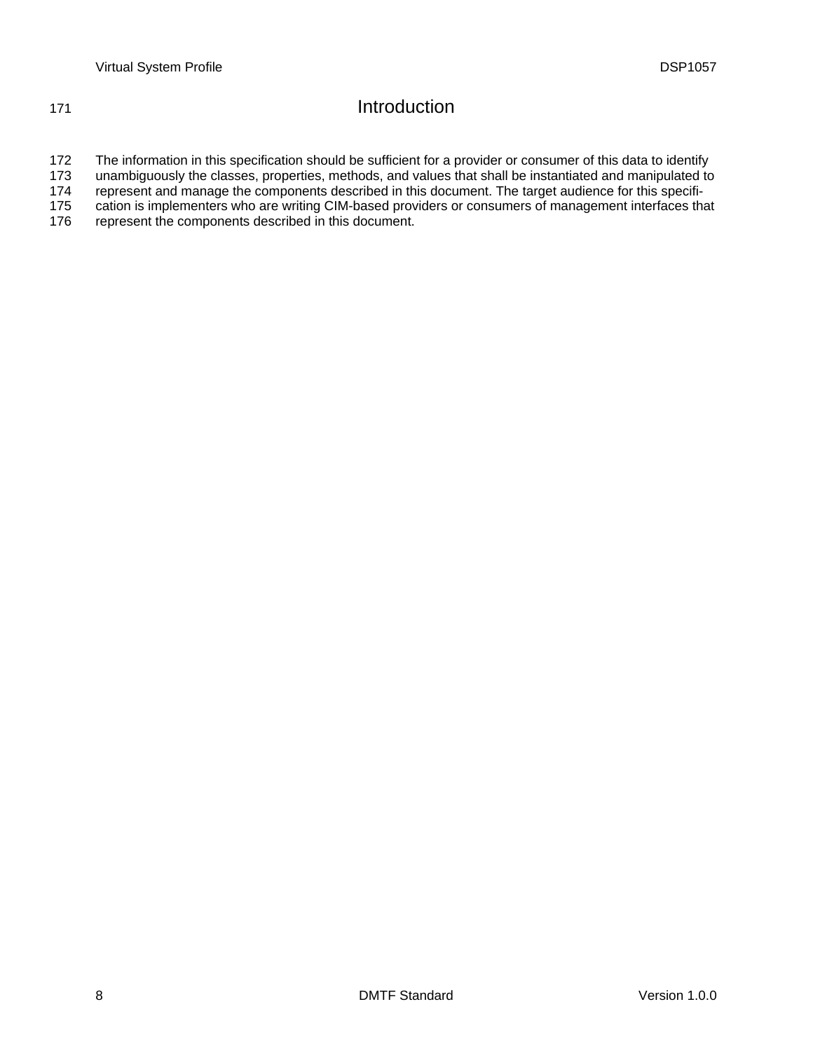# Introduction

The information in this specification should be sufficient for a provider or consumer of this data to identify unambiguously the classes, properties, methods, and values that shall be instantiated and manipulated to represent and manage the components described in this document. The target audience for this specification is implementers who are writing CIM-based providers or consumers of management interfaces that represent the components described in this document.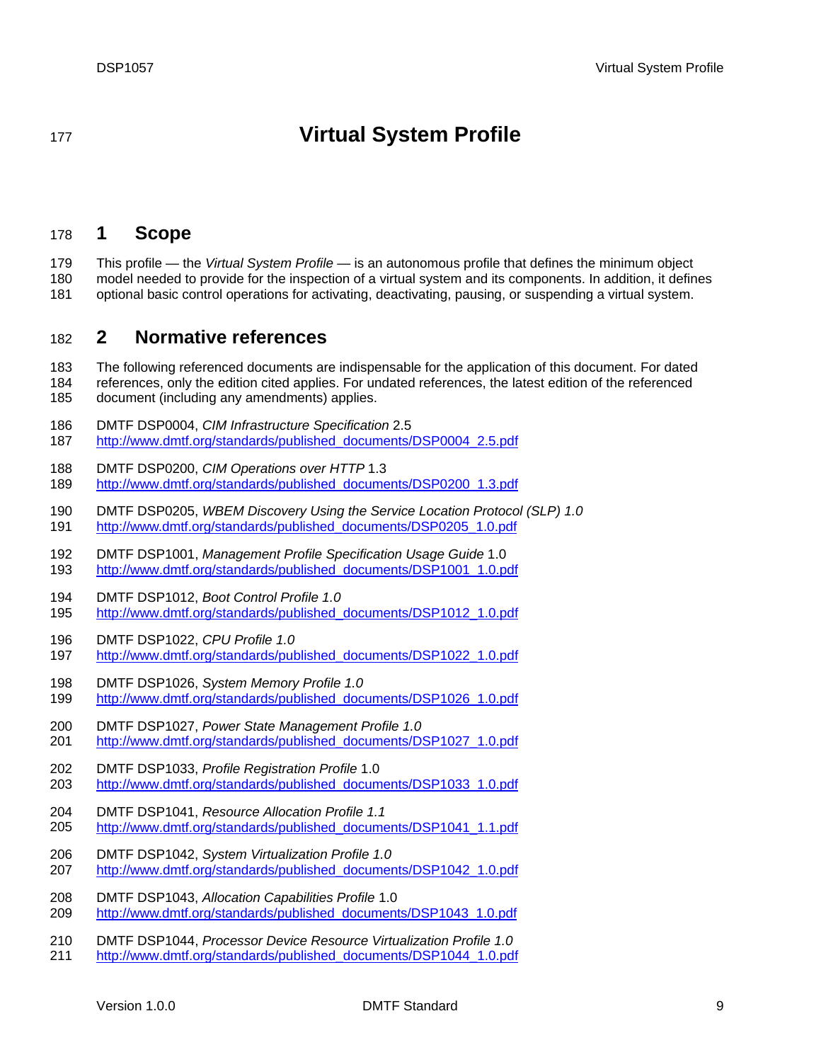# Virtual System Profile

## 1 Scope

This profile — the *Virtual System Profile* — is an autonomous profile that defines the minimum object model needed to provide for the inspection of a virtual system and its components. In addition, it defines optional basic control operations for activating, deactivating, pausing, or suspending a virtual system.

## 2 Normative references

The following referenced documents are indispensable for the application of this document. For dated references, only the edition cited applies. For undated references, the latest edition of the referenced document (including any amendments) applies.

DMTF DSP0004, *CIM Infrastructure Specification* 2.5
http://www.dmtf.org/standards/published_documents/DSP0004_2.5.pdf

DMTF DSP0200, *CIM Operations over HTTP* 1.3
http://www.dmtf.org/standards/published_documents/DSP0200_1.3.pdf

DMTF DSP0205, *WBEM Discovery Using the Service Location Protocol (SLP) 1.0*
http://www.dmtf.org/standards/published_documents/DSP0205_1.0.pdf

DMTF DSP1001, *Management Profile Specification Usage Guide* 1.0
http://www.dmtf.org/standards/published_documents/DSP1001_1.0.pdf

DMTF DSP1012, *Boot Control Profile 1.0*
http://www.dmtf.org/standards/published_documents/DSP1012_1.0.pdf

DMTF DSP1022, *CPU Profile 1.0*
http://www.dmtf.org/standards/published_documents/DSP1022_1.0.pdf

DMTF DSP1026, *System Memory Profile 1.0*
http://www.dmtf.org/standards/published_documents/DSP1026_1.0.pdf

DMTF DSP1027, *Power State Management Profile 1.0*
http://www.dmtf.org/standards/published_documents/DSP1027_1.0.pdf

DMTF DSP1033, *Profile Registration Profile* 1.0
http://www.dmtf.org/standards/published_documents/DSP1033_1.0.pdf

DMTF DSP1041, *Resource Allocation Profile 1.1*
http://www.dmtf.org/standards/published_documents/DSP1041_1.1.pdf

DMTF DSP1042, *System Virtualization Profile 1.0*
http://www.dmtf.org/standards/published_documents/DSP1042_1.0.pdf

DMTF DSP1043, *Allocation Capabilities Profile* 1.0
http://www.dmtf.org/standards/published_documents/DSP1043_1.0.pdf

DMTF DSP1044, *Processor Device Resource Virtualization Profile 1.0*
http://www.dmtf.org/standards/published_documents/DSP1044_1.0.pdf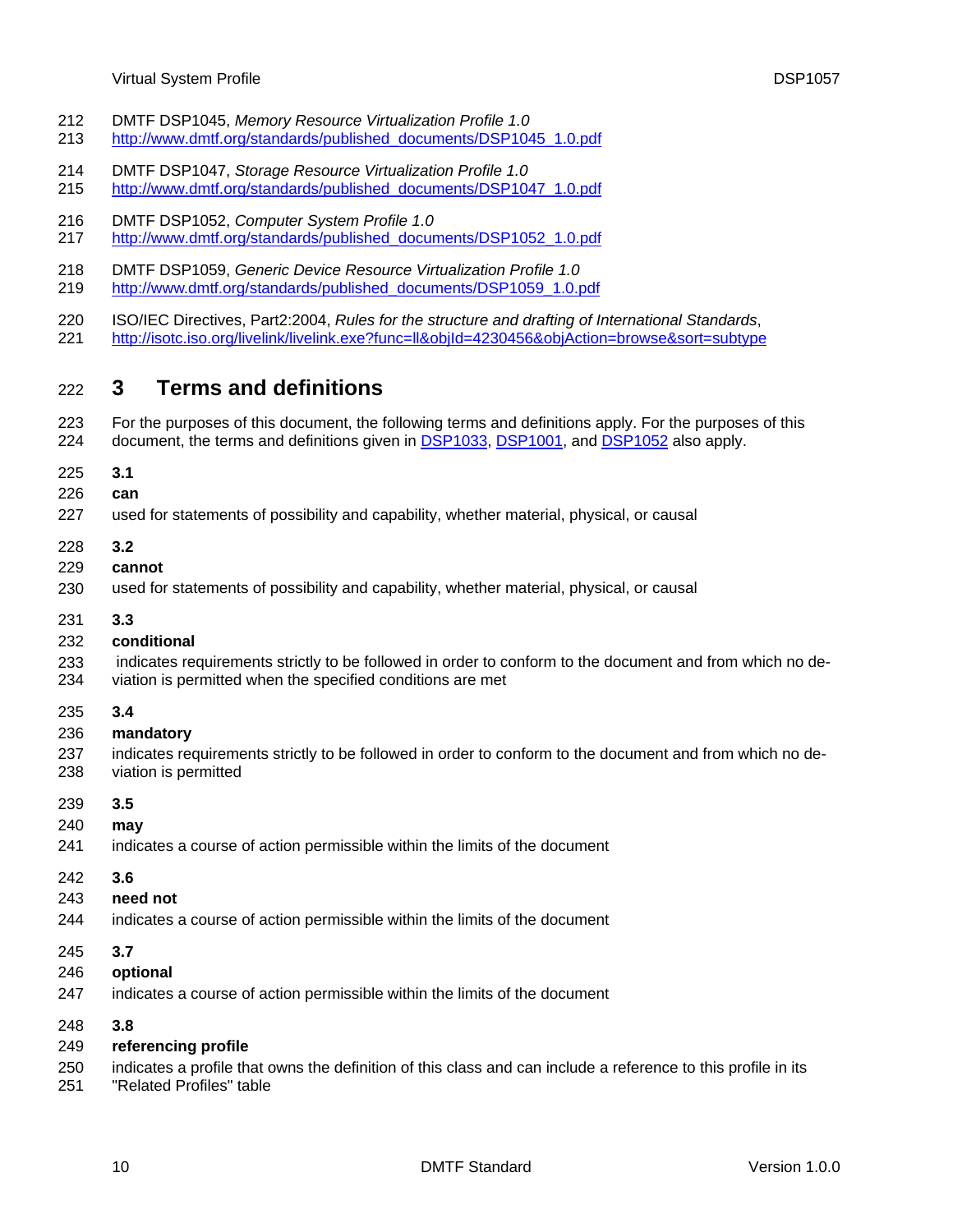DMTF DSP1045, *Memory Resource Virtualization Profile 1.0*
http://www.dmtf.org/standards/published_documents/DSP1045_1.0.pdf

DMTF DSP1047, *Storage Resource Virtualization Profile 1.0*
http://www.dmtf.org/standards/published_documents/DSP1047_1.0.pdf

DMTF DSP1052, *Computer System Profile 1.0*
http://www.dmtf.org/standards/published_documents/DSP1052_1.0.pdf

DMTF DSP1059, *Generic Device Resource Virtualization Profile 1.0*
http://www.dmtf.org/standards/published_documents/DSP1059_1.0.pdf

ISO/IEC Directives, Part2:2004, *Rules for the structure and drafting of International Standards*,
http://isotc.iso.org/livelink/livelink.exe?func=ll&objId=4230456&objAction=browse&sort=subtype

# 3 Terms and definitions

For the purposes of this document, the following terms and definitions apply. For the purposes of this document, the terms and definitions given in DSP1033, DSP1001, and DSP1052 also apply.

**3.1**

**can**

used for statements of possibility and capability, whether material, physical, or causal

**3.2**

**cannot**

used for statements of possibility and capability, whether material, physical, or causal

**3.3**

**conditional**

indicates requirements strictly to be followed in order to conform to the document and from which no deviation is permitted when the specified conditions are met

**3.4**

**mandatory**

indicates requirements strictly to be followed in order to conform to the document and from which no deviation is permitted

**3.5**

**may**

indicates a course of action permissible within the limits of the document

**3.6**

**need not**

indicates a course of action permissible within the limits of the document

**3.7**

**optional**

indicates a course of action permissible within the limits of the document

**3.8**

**referencing profile**

indicates a profile that owns the definition of this class and can include a reference to this profile in its "Related Profiles" table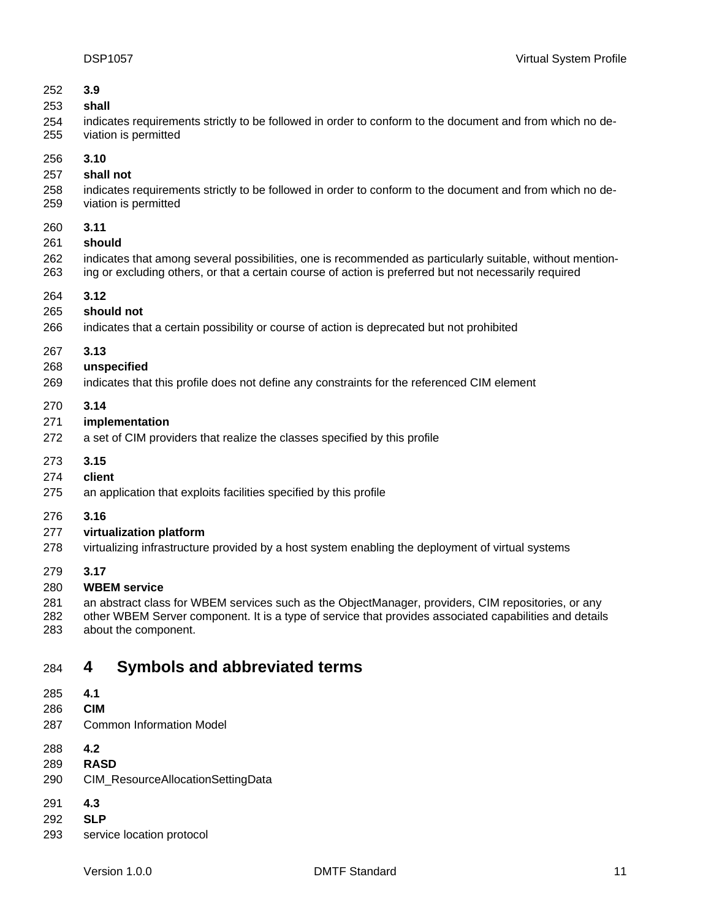**3.9**

**shall**

indicates requirements strictly to be followed in order to conform to the document and from which no deviation is permitted

**3.10**

**shall not**

indicates requirements strictly to be followed in order to conform to the document and from which no deviation is permitted

**3.11**

**should**

indicates that among several possibilities, one is recommended as particularly suitable, without mentioning or excluding others, or that a certain course of action is preferred but not necessarily required

**3.12**

**should not**

indicates that a certain possibility or course of action is deprecated but not prohibited

**3.13**

**unspecified**

indicates that this profile does not define any constraints for the referenced CIM element

**3.14**

**implementation**

a set of CIM providers that realize the classes specified by this profile

**3.15**

**client**

an application that exploits facilities specified by this profile

**3.16**

**virtualization platform**

virtualizing infrastructure provided by a host system enabling the deployment of virtual systems

**3.17**

**WBEM service**

an abstract class for WBEM services such as the ObjectManager, providers, CIM repositories, or any other WBEM Server component. It is a type of service that provides associated capabilities and details about the component.

# 4 Symbols and abbreviated terms

**4.1**

**CIM**

Common Information Model

**4.2**

**RASD**

CIM_ResourceAllocationSettingData

**4.3**

**SLP**

service location protocol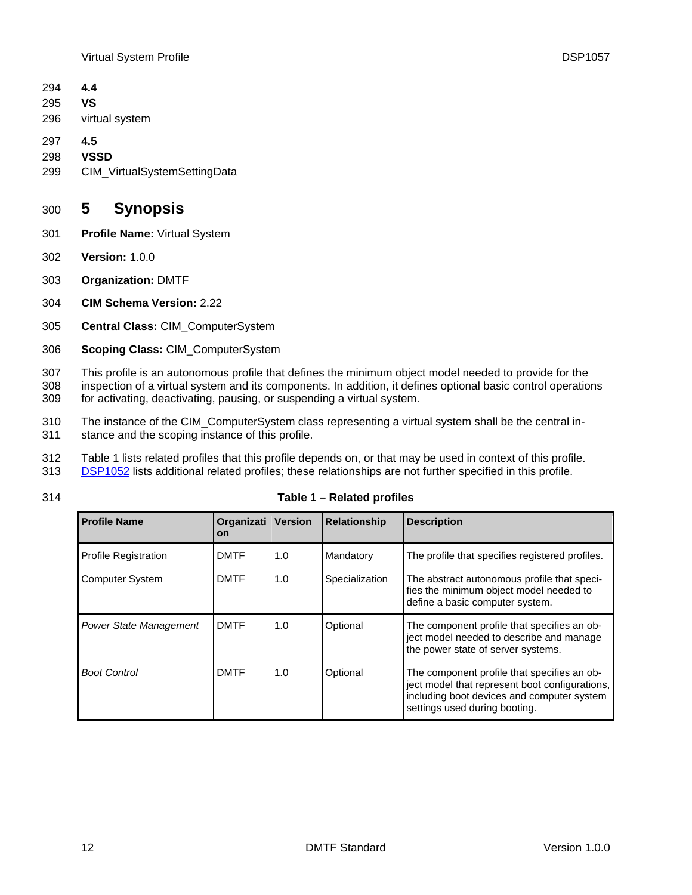**4.4**
**VS**
virtual system

**4.5**
**VSSD**
CIM_VirtualSystemSettingData

# 5 Synopsis

**Profile Name:** Virtual System

**Version:** 1.0.0

**Organization:** DMTF

**CIM Schema Version:** 2.22

**Central Class:** CIM_ComputerSystem

**Scoping Class:** CIM_ComputerSystem

This profile is an autonomous profile that defines the minimum object model needed to provide for the inspection of a virtual system and its components. In addition, it defines optional basic control operations for activating, deactivating, pausing, or suspending a virtual system.

The instance of the CIM_ComputerSystem class representing a virtual system shall be the central instance and the scoping instance of this profile.

Table 1 lists related profiles that this profile depends on, or that may be used in context of this profile. DSP1052 lists additional related profiles; these relationships are not further specified in this profile.

**Table 1 – Related profiles**

| Profile Name | Organization | Version | Relationship | Description |
|---|---|---|---|---|
| Profile Registration | DMTF | 1.0 | Mandatory | The profile that specifies registered profiles. |
| Computer System | DMTF | 1.0 | Specialization | The abstract autonomous profile that specifies the minimum object model needed to define a basic computer system. |
| *Power State Management* | DMTF | 1.0 | Optional | The component profile that specifies an object model needed to describe and manage the power state of server systems. |
| *Boot Control* | DMTF | 1.0 | Optional | The component profile that specifies an object model that represent boot configurations, including boot devices and computer system settings used during booting. |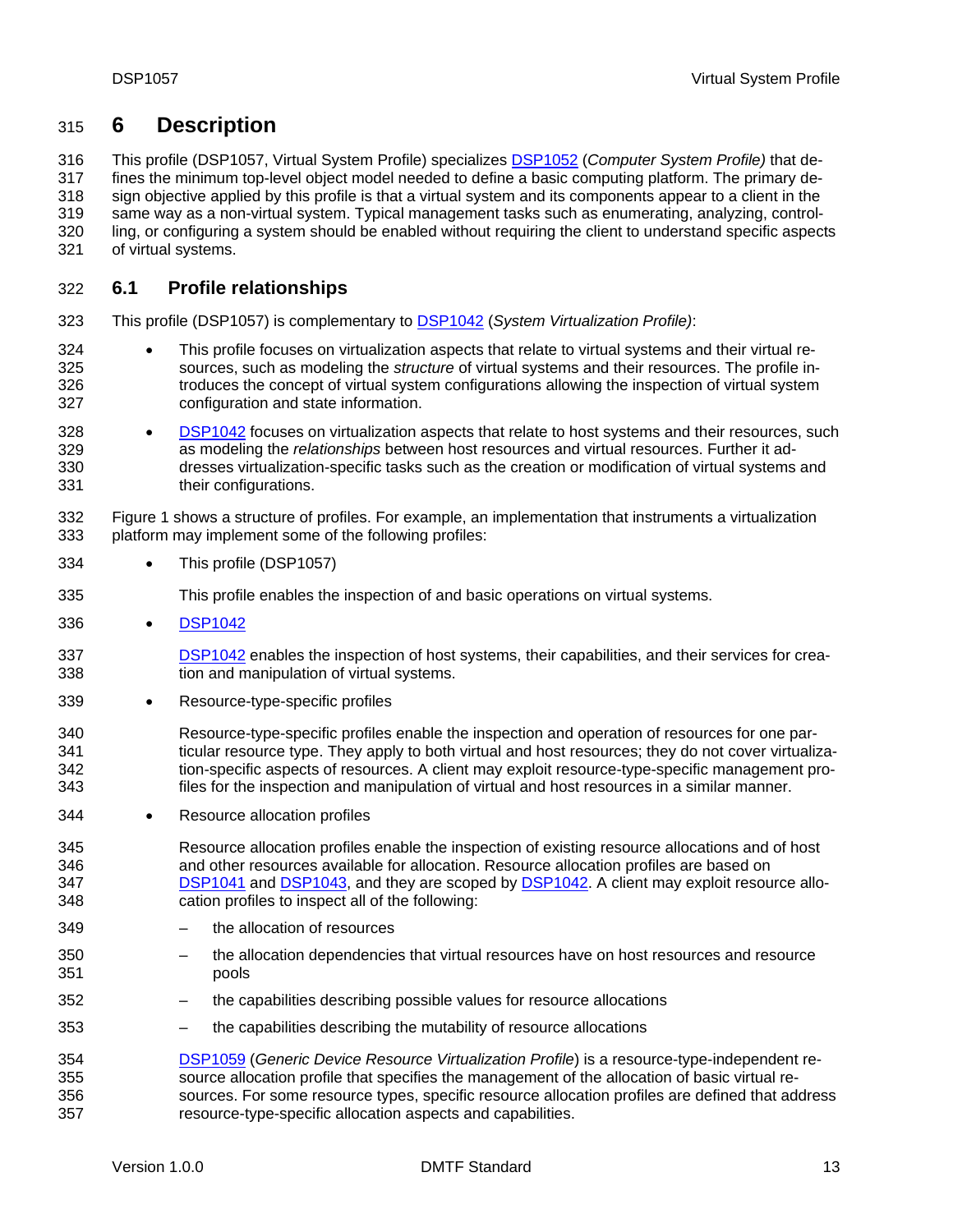# 6 Description

This profile (DSP1057, Virtual System Profile) specializes DSP1052 (*Computer System Profile)* that defines the minimum top-level object model needed to define a basic computing platform. The primary design objective applied by this profile is that a virtual system and its components appear to a client in the same way as a non-virtual system. Typical management tasks such as enumerating, analyzing, controlling, or configuring a system should be enabled without requiring the client to understand specific aspects of virtual systems.

## 6.1 Profile relationships

This profile (DSP1057) is complementary to DSP1042 (*System Virtualization Profile)*:

- This profile focuses on virtualization aspects that relate to virtual systems and their virtual resources, such as modeling the *structure* of virtual systems and their resources. The profile introduces the concept of virtual system configurations allowing the inspection of virtual system configuration and state information.
- DSP1042 focuses on virtualization aspects that relate to host systems and their resources, such as modeling the *relationships* between host resources and virtual resources. Further it addresses virtualization-specific tasks such as the creation or modification of virtual systems and their configurations.

Figure 1 shows a structure of profiles. For example, an implementation that instruments a virtualization platform may implement some of the following profiles:

- This profile (DSP1057)

  This profile enables the inspection of and basic operations on virtual systems.

- DSP1042

  DSP1042 enables the inspection of host systems, their capabilities, and their services for creation and manipulation of virtual systems.

- Resource-type-specific profiles

  Resource-type-specific profiles enable the inspection and operation of resources for one particular resource type. They apply to both virtual and host resources; they do not cover virtualization-specific aspects of resources. A client may exploit resource-type-specific management profiles for the inspection and manipulation of virtual and host resources in a similar manner.

- Resource allocation profiles

  Resource allocation profiles enable the inspection of existing resource allocations and of host and other resources available for allocation. Resource allocation profiles are based on DSP1041 and DSP1043, and they are scoped by DSP1042. A client may exploit resource allocation profiles to inspect all of the following:

  - the allocation of resources
  - the allocation dependencies that virtual resources have on host resources and resource pools
  - the capabilities describing possible values for resource allocations
  - the capabilities describing the mutability of resource allocations

  DSP1059 (*Generic Device Resource Virtualization Profile*) is a resource-type-independent resource allocation profile that specifies the management of the allocation of basic virtual resources. For some resource types, specific resource allocation profiles are defined that address resource-type-specific allocation aspects and capabilities.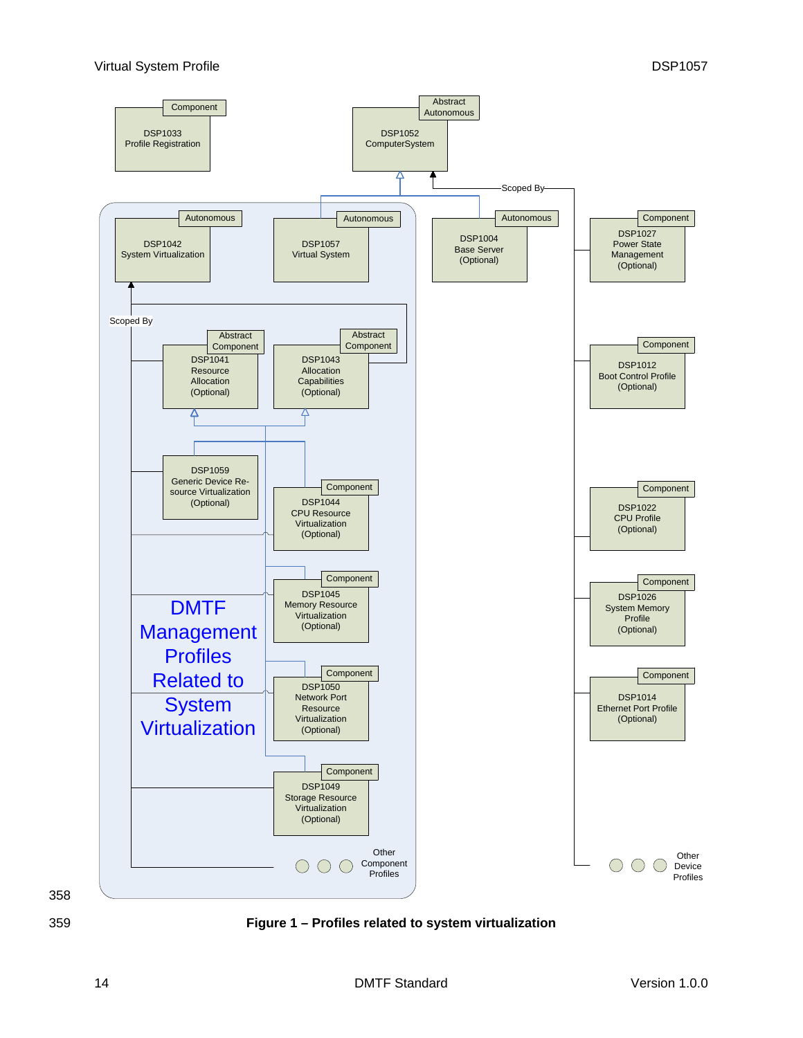Component
DSP1033
Profile Registration

Abstract
Autonomous
DSP1052
ComputerSystem

Scoped By

Autonomous
DSP1042
System Virtualization

Autonomous
DSP1057
Virtual System

Autonomous
DSP1004
Base Server
(Optional)

Component
DSP1027
Power State
Management
(Optional)

Scoped By

Abstract
Component
DSP1041
Resource
Allocation
(Optional)

Abstract
Component
DSP1043
Allocation
Capabilities
(Optional)

Component
DSP1012
Boot Control Profile
(Optional)

DSP1059
Generic Device Re-
source Virtualization
(Optional)

Component
DSP1044
CPU Resource
Virtualization
(Optional)

Component
DSP1022
CPU Profile
(Optional)

Component
DSP1045
Memory Resource
Virtualization
(Optional)

Component
DSP1026
System Memory
Profile
(Optional)

DMTF
Management
Profiles
Related to
System
Virtualization

Component
DSP1050
Network Port
Resource
Virtualization
(Optional)

Component
DSP1014
Ethernet Port Profile
(Optional)

Component
DSP1049
Storage Resource
Virtualization
(Optional)

Other
Component
Profiles

Other
Device
Profiles

**Figure 1 – Profiles related to system virtualization**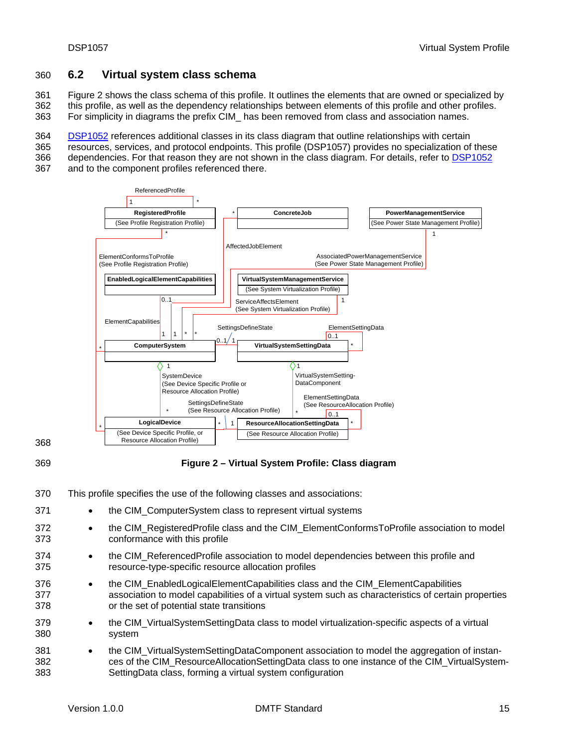## 6.2 Virtual system class schema

Figure 2 shows the class schema of this profile. It outlines the elements that are owned or specialized by this profile, as well as the dependency relationships between elements of this profile and other profiles. For simplicity in diagrams the prefix CIM_ has been removed from class and association names.

DSP1052 references additional classes in its class diagram that outline relationships with certain resources, services, and protocol endpoints. This profile (DSP1057) provides no specialization of these dependencies. For that reason they are not shown in the class diagram. For details, refer to DSP1052 and to the component profiles referenced there.

**Figure 2 – Virtual System Profile: Class diagram**

This profile specifies the use of the following classes and associations:

- the CIM_ComputerSystem class to represent virtual systems
- the CIM_RegisteredProfile class and the CIM_ElementConformsToProfile association to model conformance with this profile
- the CIM_ReferencedProfile association to model dependencies between this profile and resource-type-specific resource allocation profiles
- the CIM_EnabledLogicalElementCapabilities class and the CIM_ElementCapabilities association to model capabilities of a virtual system such as characteristics of certain properties or the set of potential state transitions
- the CIM_VirtualSystemSettingData class to model virtualization-specific aspects of a virtual system
- the CIM_VirtualSystemSettingDataComponent association to model the aggregation of instances of the CIM_ResourceAllocationSettingData class to one instance of the CIM_VirtualSystemSettingData class, forming a virtual system configuration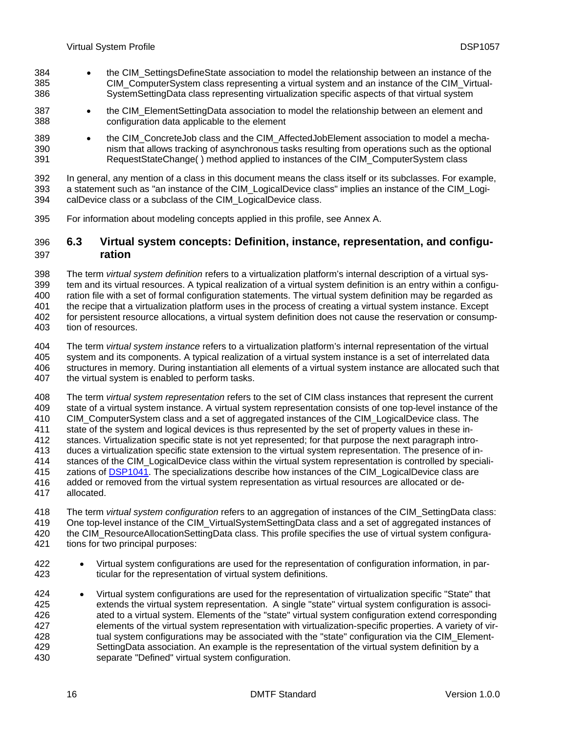- the CIM_SettingsDefineState association to model the relationship between an instance of the CIM_ComputerSystem class representing a virtual system and an instance of the CIM_VirtualSystemSettingData class representing virtualization specific aspects of that virtual system
- the CIM_ElementSettingData association to model the relationship between an element and configuration data applicable to the element
- the CIM_ConcreteJob class and the CIM_AffectedJobElement association to model a mechanism that allows tracking of asynchronous tasks resulting from operations such as the optional RequestStateChange( ) method applied to instances of the CIM_ComputerSystem class

In general, any mention of a class in this document means the class itself or its subclasses. For example, a statement such as "an instance of the CIM_LogicalDevice class" implies an instance of the CIM_LogicalDevice class or a subclass of the CIM_LogicalDevice class.

For information about modeling concepts applied in this profile, see Annex A.

## 6.3 Virtual system concepts: Definition, instance, representation, and configuration

The term *virtual system definition* refers to a virtualization platform's internal description of a virtual system and its virtual resources. A typical realization of a virtual system definition is an entry within a configuration file with a set of formal configuration statements. The virtual system definition may be regarded as the recipe that a virtualization platform uses in the process of creating a virtual system instance. Except for persistent resource allocations, a virtual system definition does not cause the reservation or consumption of resources.

The term *virtual system instance* refers to a virtualization platform's internal representation of the virtual system and its components. A typical realization of a virtual system instance is a set of interrelated data structures in memory. During instantiation all elements of a virtual system instance are allocated such that the virtual system is enabled to perform tasks.

The term *virtual system representation* refers to the set of CIM class instances that represent the current state of a virtual system instance. A virtual system representation consists of one top-level instance of the CIM_ComputerSystem class and a set of aggregated instances of the CIM_LogicalDevice class. The state of the system and logical devices is thus represented by the set of property values in these instances. Virtualization specific state is not yet represented; for that purpose the next paragraph introduces a virtualization specific state extension to the virtual system representation. The presence of instances of the CIM_LogicalDevice class within the virtual system representation is controlled by specializations of DSP1041. The specializations describe how instances of the CIM_LogicalDevice class are added or removed from the virtual system representation as virtual resources are allocated or deallocated.

The term *virtual system configuration* refers to an aggregation of instances of the CIM_SettingData class: One top-level instance of the CIM_VirtualSystemSettingData class and a set of aggregated instances of the CIM_ResourceAllocationSettingData class. This profile specifies the use of virtual system configurations for two principal purposes:

- Virtual system configurations are used for the representation of configuration information, in particular for the representation of virtual system definitions.
- Virtual system configurations are used for the representation of virtualization specific "State" that extends the virtual system representation. A single "state" virtual system configuration is associated to a virtual system. Elements of the "state" virtual system configuration extend corresponding elements of the virtual system representation with virtualization-specific properties. A variety of virtual system configurations may be associated with the "state" configuration via the CIM_ElementSettingData association. An example is the representation of the virtual system definition by a separate "Defined" virtual system configuration.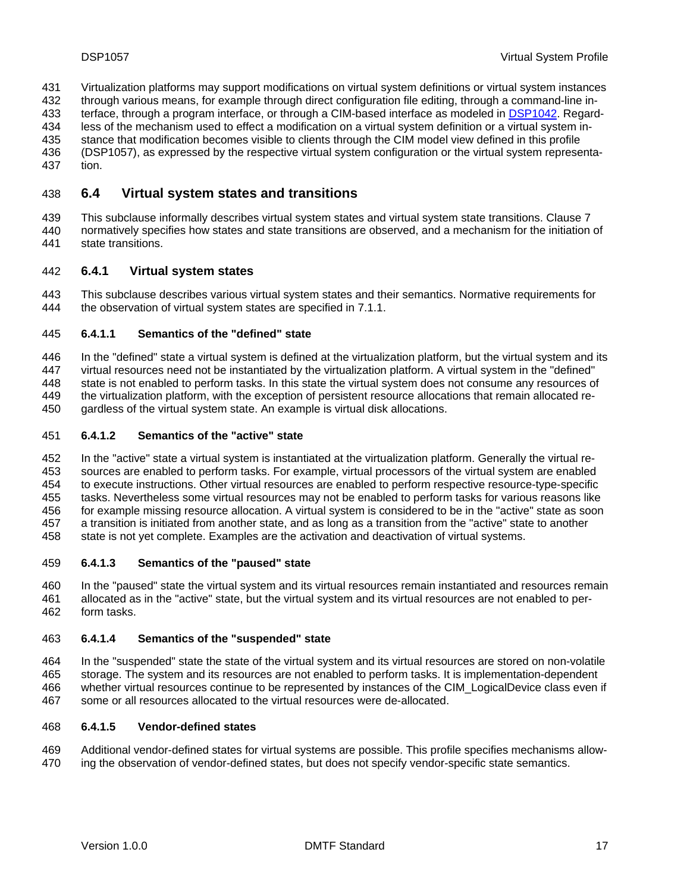Virtualization platforms may support modifications on virtual system definitions or virtual system instances through various means, for example through direct configuration file editing, through a command-line interface, through a program interface, or through a CIM-based interface as modeled in DSP1042. Regardless of the mechanism used to effect a modification on a virtual system definition or a virtual system instance that modification becomes visible to clients through the CIM model view defined in this profile (DSP1057), as expressed by the respective virtual system configuration or the virtual system representation.

## 6.4 Virtual system states and transitions

This subclause informally describes virtual system states and virtual system state transitions. Clause 7 normatively specifies how states and state transitions are observed, and a mechanism for the initiation of state transitions.

### 6.4.1 Virtual system states

This subclause describes various virtual system states and their semantics. Normative requirements for the observation of virtual system states are specified in 7.1.1.

#### 6.4.1.1 Semantics of the "defined" state

In the "defined" state a virtual system is defined at the virtualization platform, but the virtual system and its virtual resources need not be instantiated by the virtualization platform. A virtual system in the "defined" state is not enabled to perform tasks. In this state the virtual system does not consume any resources of the virtualization platform, with the exception of persistent resource allocations that remain allocated regardless of the virtual system state. An example is virtual disk allocations.

#### 6.4.1.2 Semantics of the "active" state

In the "active" state a virtual system is instantiated at the virtualization platform. Generally the virtual resources are enabled to perform tasks. For example, virtual processors of the virtual system are enabled to execute instructions. Other virtual resources are enabled to perform respective resource-type-specific tasks. Nevertheless some virtual resources may not be enabled to perform tasks for various reasons like for example missing resource allocation. A virtual system is considered to be in the "active" state as soon a transition is initiated from another state, and as long as a transition from the "active" state to another state is not yet complete. Examples are the activation and deactivation of virtual systems.

#### 6.4.1.3 Semantics of the "paused" state

In the "paused" state the virtual system and its virtual resources remain instantiated and resources remain allocated as in the "active" state, but the virtual system and its virtual resources are not enabled to perform tasks.

#### 6.4.1.4 Semantics of the "suspended" state

In the "suspended" state the state of the virtual system and its virtual resources are stored on non-volatile storage. The system and its resources are not enabled to perform tasks. It is implementation-dependent whether virtual resources continue to be represented by instances of the CIM_LogicalDevice class even if some or all resources allocated to the virtual resources were de-allocated.

#### 6.4.1.5 Vendor-defined states

Additional vendor-defined states for virtual systems are possible. This profile specifies mechanisms allowing the observation of vendor-defined states, but does not specify vendor-specific state semantics.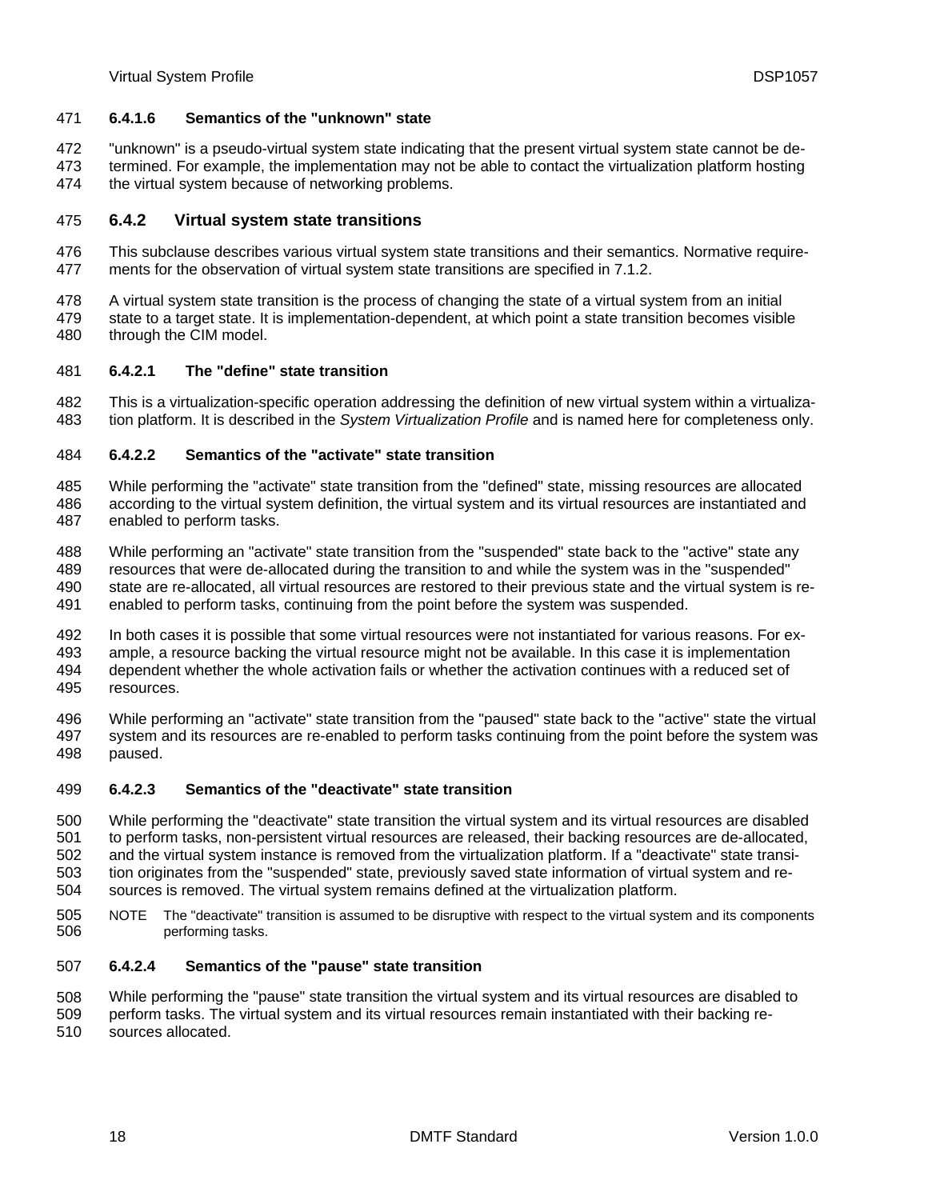#### 6.4.1.6 Semantics of the "unknown" state

"unknown" is a pseudo-virtual system state indicating that the present virtual system state cannot be determined. For example, the implementation may not be able to contact the virtualization platform hosting the virtual system because of networking problems.

### 6.4.2 Virtual system state transitions

This subclause describes various virtual system state transitions and their semantics. Normative requirements for the observation of virtual system state transitions are specified in 7.1.2.

A virtual system state transition is the process of changing the state of a virtual system from an initial state to a target state. It is implementation-dependent, at which point a state transition becomes visible through the CIM model.

#### 6.4.2.1 The "define" state transition

This is a virtualization-specific operation addressing the definition of new virtual system within a virtualization platform. It is described in the *System Virtualization Profile* and is named here for completeness only.

#### 6.4.2.2 Semantics of the "activate" state transition

While performing the "activate" state transition from the "defined" state, missing resources are allocated according to the virtual system definition, the virtual system and its virtual resources are instantiated and enabled to perform tasks.

While performing an "activate" state transition from the "suspended" state back to the "active" state any resources that were de-allocated during the transition to and while the system was in the "suspended" state are re-allocated, all virtual resources are restored to their previous state and the virtual system is re-enabled to perform tasks, continuing from the point before the system was suspended.

In both cases it is possible that some virtual resources were not instantiated for various reasons. For example, a resource backing the virtual resource might not be available. In this case it is implementation dependent whether the whole activation fails or whether the activation continues with a reduced set of resources.

While performing an "activate" state transition from the "paused" state back to the "active" state the virtual system and its resources are re-enabled to perform tasks continuing from the point before the system was paused.

#### 6.4.2.3 Semantics of the "deactivate" state transition

While performing the "deactivate" state transition the virtual system and its virtual resources are disabled to perform tasks, non-persistent virtual resources are released, their backing resources are de-allocated, and the virtual system instance is removed from the virtualization platform. If a "deactivate" state transition originates from the "suspended" state, previously saved state information of virtual system and resources is removed. The virtual system remains defined at the virtualization platform.

NOTE The "deactivate" transition is assumed to be disruptive with respect to the virtual system and its components performing tasks.

#### 6.4.2.4 Semantics of the "pause" state transition

While performing the "pause" state transition the virtual system and its virtual resources are disabled to perform tasks. The virtual system and its virtual resources remain instantiated with their backing resources allocated.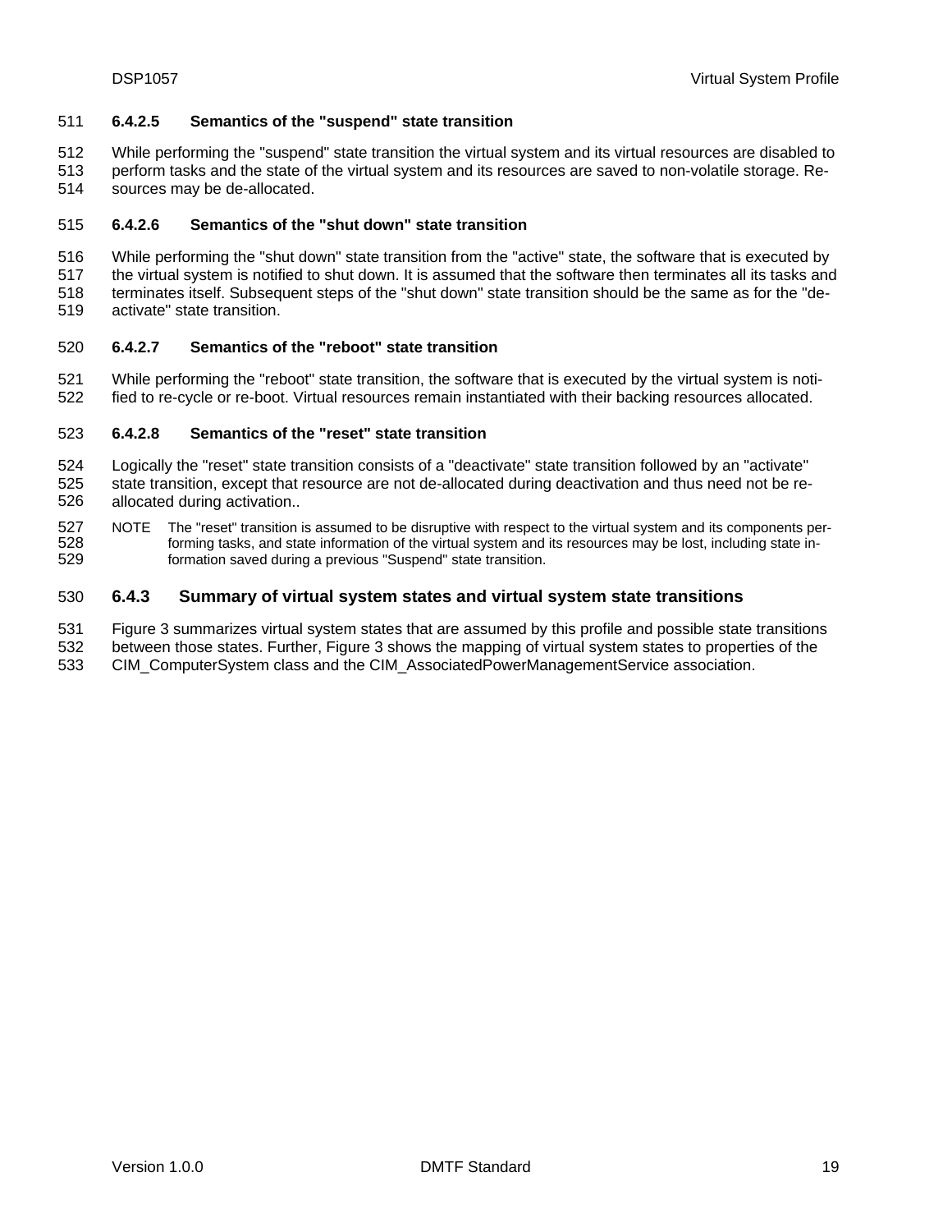#### 6.4.2.5 Semantics of the "suspend" state transition

While performing the "suspend" state transition the virtual system and its virtual resources are disabled to perform tasks and the state of the virtual system and its resources are saved to non-volatile storage. Resources may be de-allocated.

#### 6.4.2.6 Semantics of the "shut down" state transition

While performing the "shut down" state transition from the "active" state, the software that is executed by the virtual system is notified to shut down. It is assumed that the software then terminates all its tasks and terminates itself. Subsequent steps of the "shut down" state transition should be the same as for the "deactivate" state transition.

#### 6.4.2.7 Semantics of the "reboot" state transition

While performing the "reboot" state transition, the software that is executed by the virtual system is notified to re-cycle or re-boot. Virtual resources remain instantiated with their backing resources allocated.

#### 6.4.2.8 Semantics of the "reset" state transition

Logically the "reset" state transition consists of a "deactivate" state transition followed by an "activate" state transition, except that resource are not de-allocated during deactivation and thus need not be re-allocated during activation..

NOTE The "reset" transition is assumed to be disruptive with respect to the virtual system and its components performing tasks, and state information of the virtual system and its resources may be lost, including state information saved during a previous "Suspend" state transition.

### 6.4.3 Summary of virtual system states and virtual system state transitions

Figure 3 summarizes virtual system states that are assumed by this profile and possible state transitions between those states. Further, Figure 3 shows the mapping of virtual system states to properties of the CIM_ComputerSystem class and the CIM_AssociatedPowerManagementService association.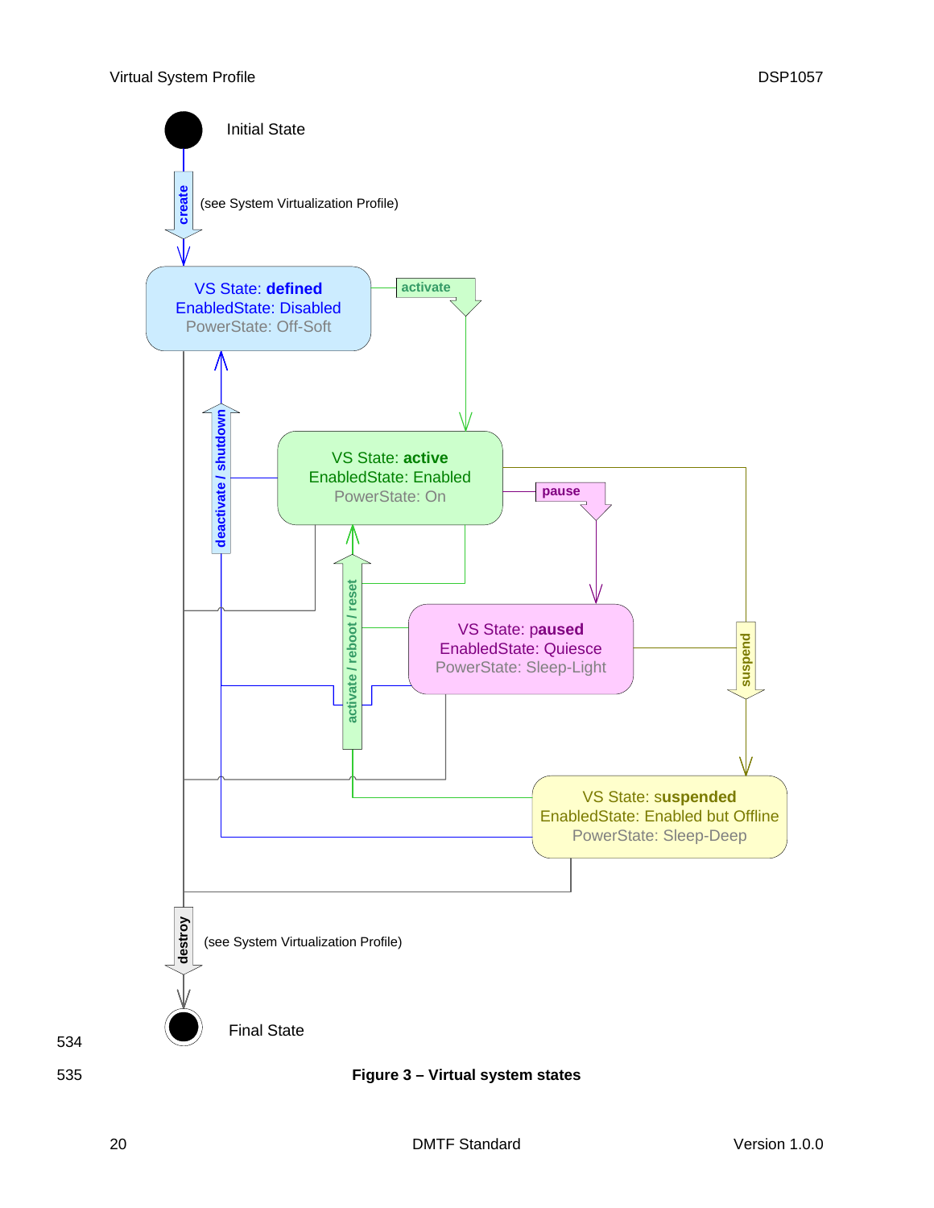Initial State

create (see System Virtualization Profile)

VS State: **defined**
EnabledState: Disabled
PowerState: Off-Soft

activate

deactivate / shutdown

VS State: **active**
EnabledState: Enabled
PowerState: On

pause

activate / reboot / reset

VS State: **paused**
EnabledState: Quiesce
PowerState: Sleep-Light

suspend

VS State: **suspended**
EnabledState: Enabled but Offline
PowerState: Sleep-Deep

destroy (see System Virtualization Profile)

Final State

**Figure 3 – Virtual system states**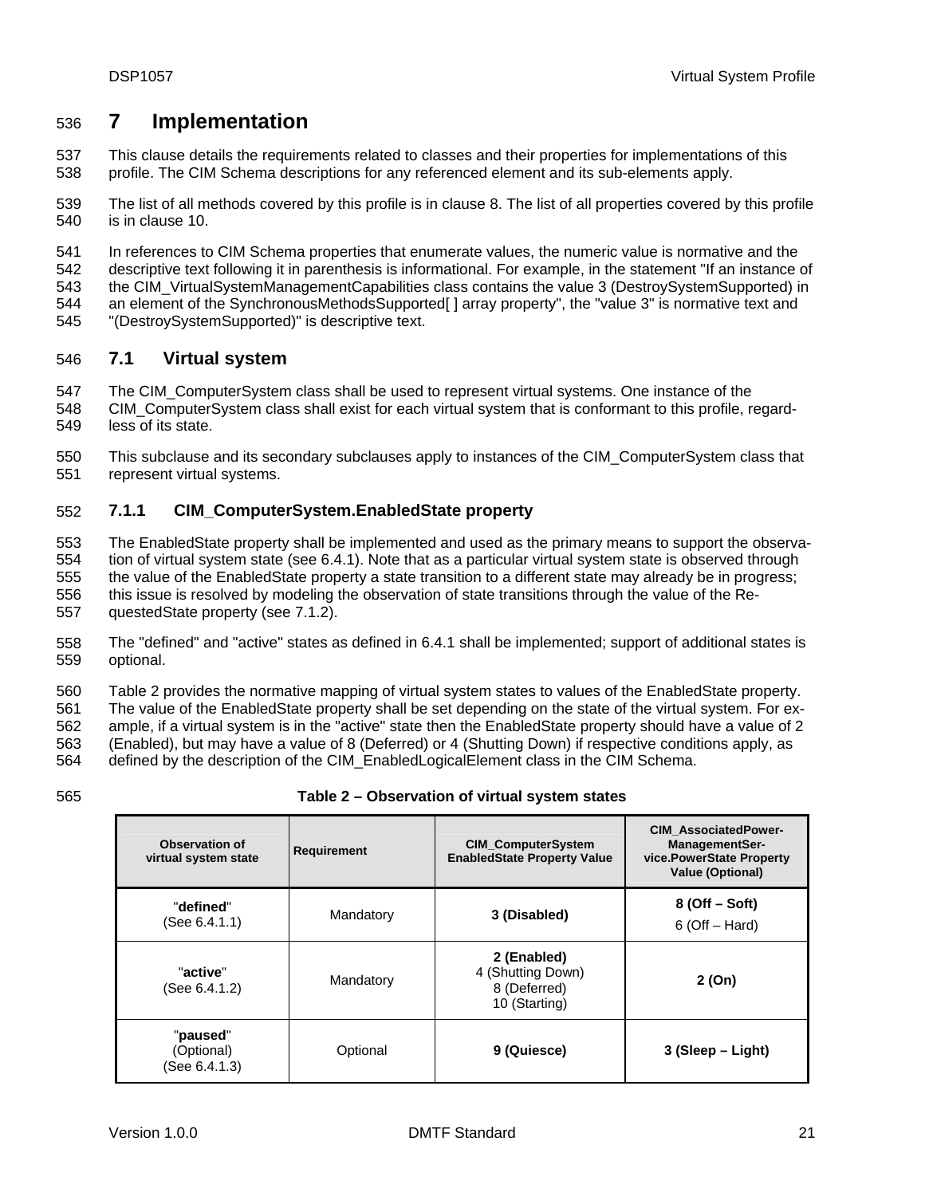# 7 Implementation

This clause details the requirements related to classes and their properties for implementations of this profile. The CIM Schema descriptions for any referenced element and its sub-elements apply.

The list of all methods covered by this profile is in clause 8. The list of all properties covered by this profile is in clause 10.

In references to CIM Schema properties that enumerate values, the numeric value is normative and the descriptive text following it in parenthesis is informational. For example, in the statement "If an instance of the CIM_VirtualSystemManagementCapabilities class contains the value 3 (DestroySystemSupported) in an element of the SynchronousMethodsSupported[ ] array property", the "value 3" is normative text and "(DestroySystemSupported)" is descriptive text.

## 7.1 Virtual system

The CIM_ComputerSystem class shall be used to represent virtual systems. One instance of the CIM_ComputerSystem class shall exist for each virtual system that is conformant to this profile, regardless of its state.

This subclause and its secondary subclauses apply to instances of the CIM_ComputerSystem class that represent virtual systems.

### 7.1.1 CIM_ComputerSystem.EnabledState property

The EnabledState property shall be implemented and used as the primary means to support the observation of virtual system state (see 6.4.1). Note that as a particular virtual system state is observed through the value of the EnabledState property a state transition to a different state may already be in progress; this issue is resolved by modeling the observation of state transitions through the value of the RequestedState property (see 7.1.2).

The "defined" and "active" states as defined in 6.4.1 shall be implemented; support of additional states is optional.

Table 2 provides the normative mapping of virtual system states to values of the EnabledState property. The value of the EnabledState property shall be set depending on the state of the virtual system. For example, if a virtual system is in the "active" state then the EnabledState property should have a value of 2 (Enabled), but may have a value of 8 (Deferred) or 4 (Shutting Down) if respective conditions apply, as defined by the description of the CIM_EnabledLogicalElement class in the CIM Schema.

**Table 2 – Observation of virtual system states**

| Observation of virtual system state | Requirement | CIM_ComputerSystem EnabledState Property Value | CIM_AssociatedPowerManagementService.PowerState Property Value (Optional) |
|---|---|---|---|
| "**defined**" (See 6.4.1.1) | Mandatory | **3 (Disabled)** | **8 (Off – Soft)** 6 (Off – Hard) |
| "**active**" (See 6.4.1.2) | Mandatory | **2 (Enabled)** 4 (Shutting Down) 8 (Deferred) 10 (Starting) | **2 (On)** |
| "**paused**" (Optional) (See 6.4.1.3) | Optional | **9 (Quiesce)** | **3 (Sleep – Light)** |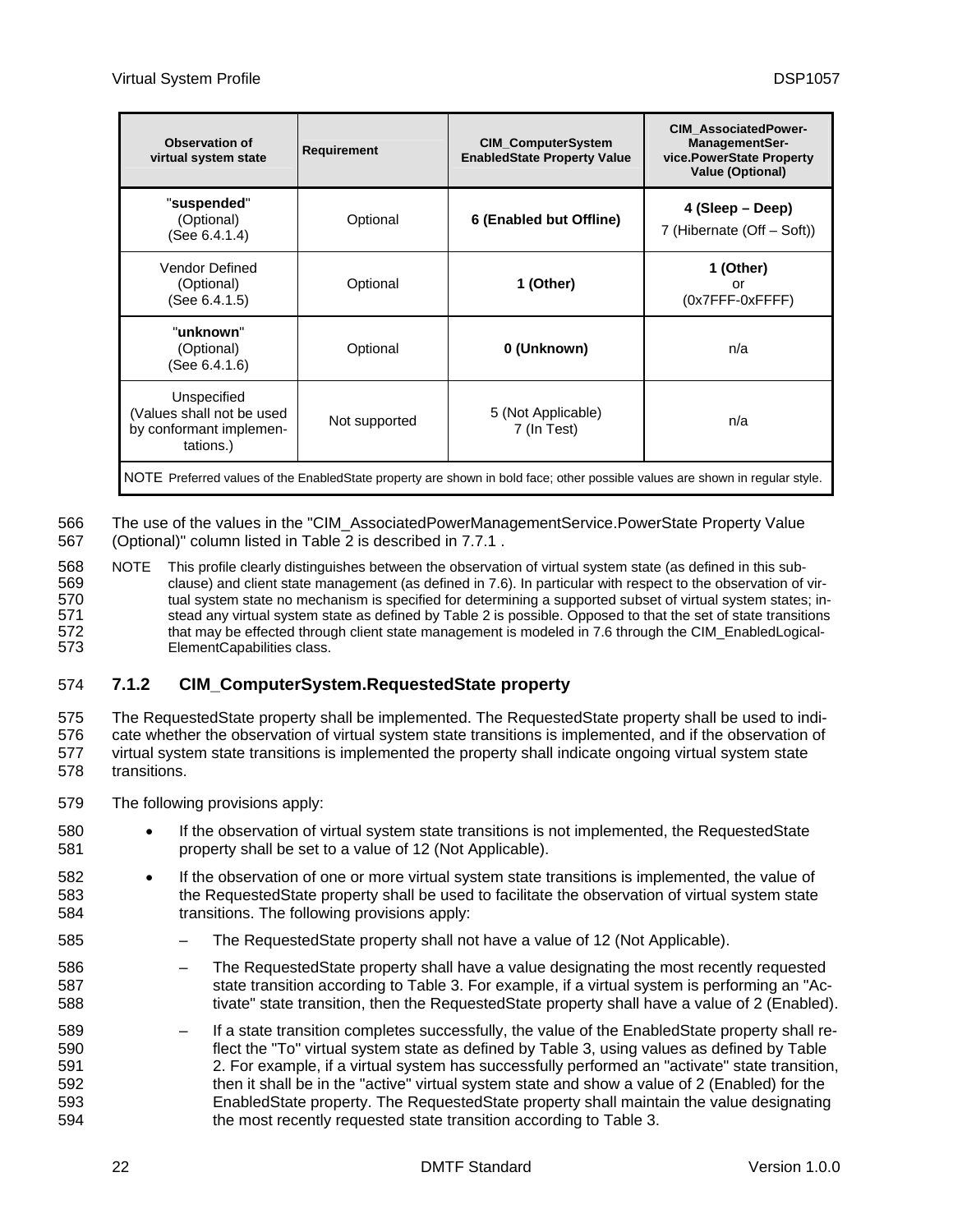| Observation of virtual system state | Requirement | CIM_ComputerSystem EnabledState Property Value | CIM_AssociatedPowerManagementService.PowerState Property Value (Optional) |
|---|---|---|---|
| "**suspended**" (Optional) (See 6.4.1.4) | Optional | **6 (Enabled but Offline)** | **4 (Sleep – Deep)** 7 (Hibernate (Off – Soft)) |
| Vendor Defined (Optional) (See 6.4.1.5) | Optional | **1 (Other)** | **1 (Other)** or (0x7FFF-0xFFFF) |
| "**unknown**" (Optional) (See 6.4.1.6) | Optional | **0 (Unknown)** | n/a |
| Unspecified (Values shall not be used by conformant implementations.) | Not supported | 5 (Not Applicable) 7 (In Test) | n/a |
| NOTE Preferred values of the EnabledState property are shown in bold face; other possible values are shown in regular style. | | | |

The use of the values in the "CIM_AssociatedPowerManagementService.PowerState Property Value (Optional)" column listed in Table 2 is described in 7.7.1 .

NOTE This profile clearly distinguishes between the observation of virtual system state (as defined in this subclause) and client state management (as defined in 7.6). In particular with respect to the observation of virtual system state no mechanism is specified for determining a supported subset of virtual system states; instead any virtual system state as defined by Table 2 is possible. Opposed to that the set of state transitions that may be effected through client state management is modeled in 7.6 through the CIM_EnabledLogicalElementCapabilities class.

### 7.1.2 CIM_ComputerSystem.RequestedState property

The RequestedState property shall be implemented. The RequestedState property shall be used to indicate whether the observation of virtual system state transitions is implemented, and if the observation of virtual system state transitions is implemented the property shall indicate ongoing virtual system state transitions.

The following provisions apply:

- If the observation of virtual system state transitions is not implemented, the RequestedState property shall be set to a value of 12 (Not Applicable).
- If the observation of one or more virtual system state transitions is implemented, the value of the RequestedState property shall be used to facilitate the observation of virtual system state transitions. The following provisions apply:
  - The RequestedState property shall not have a value of 12 (Not Applicable).
  - The RequestedState property shall have a value designating the most recently requested state transition according to Table 3. For example, if a virtual system is performing an "Activate" state transition, then the RequestedState property shall have a value of 2 (Enabled).
  - If a state transition completes successfully, the value of the EnabledState property shall reflect the "To" virtual system state as defined by Table 3, using values as defined by Table 2. For example, if a virtual system has successfully performed an "activate" state transition, then it shall be in the "active" virtual system state and show a value of 2 (Enabled) for the EnabledState property. The RequestedState property shall maintain the value designating the most recently requested state transition according to Table 3.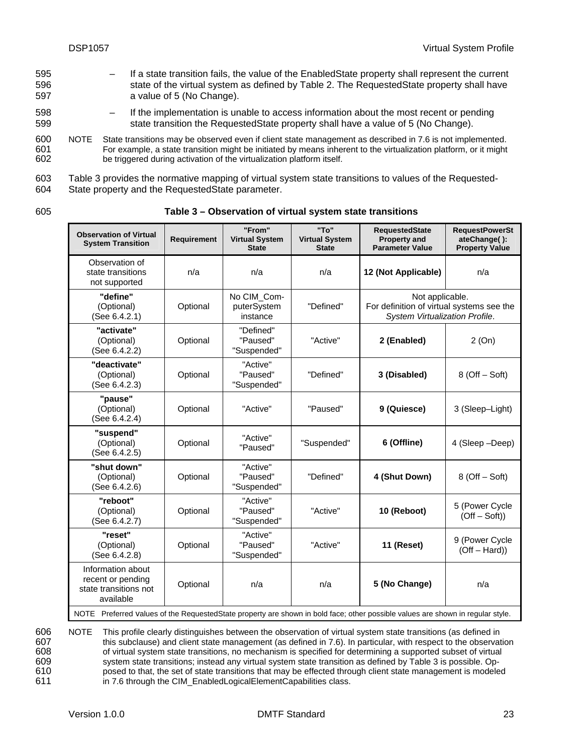- If a state transition fails, the value of the EnabledState property shall represent the current state of the virtual system as defined by Table 2. The RequestedState property shall have a value of 5 (No Change).
- If the implementation is unable to access information about the most recent or pending state transition the RequestedState property shall have a value of 5 (No Change).

NOTE State transitions may be observed even if client state management as described in 7.6 is not implemented. For example, a state transition might be initiated by means inherent to the virtualization platform, or it might be triggered during activation of the virtualization platform itself.

Table 3 provides the normative mapping of virtual system state transitions to values of the RequestedState property and the RequestedState parameter.

**Table 3 – Observation of virtual system state transitions**

| Observation of Virtual System Transition | Requirement | "From" Virtual System State | "To" Virtual System State | RequestedState Property and Parameter Value | RequestPowerStateChange( ): Property Value |
|---|---|---|---|---|---|
| Observation of state transitions not supported | n/a | n/a | n/a | **12 (Not Applicable)** | n/a |
| **"define"** (Optional) (See 6.4.2.1) | Optional | No CIM_ComputerSystem instance | "Defined" | Not applicable. For definition of virtual systems see the *System Virtualization Profile*. | |
| **"activate"** (Optional) (See 6.4.2.2) | Optional | "Defined" "Paused" "Suspended" | "Active" | **2 (Enabled)** | 2 (On) |
| **"deactivate"** (Optional) (See 6.4.2.3) | Optional | "Active" "Paused" "Suspended" | "Defined" | **3 (Disabled)** | 8 (Off – Soft) |
| **"pause"** (Optional) (See 6.4.2.4) | Optional | "Active" | "Paused" | **9 (Quiesce)** | 3 (Sleep–Light) |
| **"suspend"** (Optional) (See 6.4.2.5) | Optional | "Active" "Paused" | "Suspended" | **6 (Offline)** | 4 (Sleep –Deep) |
| **"shut down"** (Optional) (See 6.4.2.6) | Optional | "Active" "Paused" "Suspended" | "Defined" | **4 (Shut Down)** | 8 (Off – Soft) |
| **"reboot"** (Optional) (See 6.4.2.7) | Optional | "Active" "Paused" "Suspended" | "Active" | **10 (Reboot)** | 5 (Power Cycle (Off – Soft)) |
| **"reset"** (Optional) (See 6.4.2.8) | Optional | "Active" "Paused" "Suspended" | "Active" | **11 (Reset)** | 9 (Power Cycle (Off – Hard)) |
| Information about recent or pending state transitions not available | Optional | n/a | n/a | **5 (No Change)** | n/a |

NOTE Preferred values of the RequestedState property are shown in bold face; other possible values are shown in regular style.

NOTE This profile clearly distinguishes between the observation of virtual system state transitions (as defined in this subclause) and client state management (as defined in 7.6). In particular, with respect to the observation of virtual system state transitions, no mechanism is specified for determining a supported subset of virtual system state transitions; instead any virtual system state transition as defined by Table 3 is possible. Opposed to that, the set of state transitions that may be effected through client state management is modeled in 7.6 through the CIM_EnabledLogicalElementCapabilities class.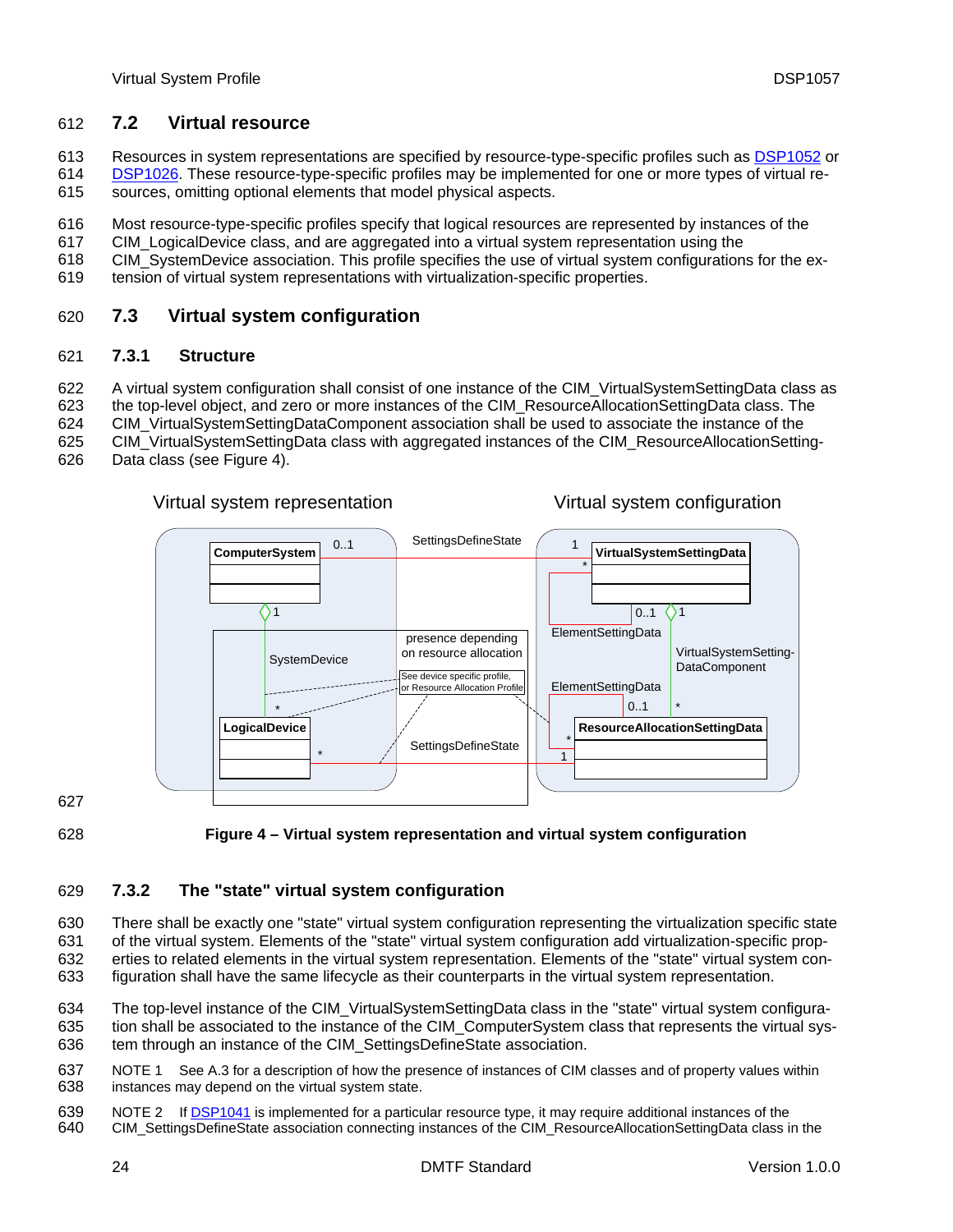## 7.2 Virtual resource

Resources in system representations are specified by resource-type-specific profiles such as DSP1052 or DSP1026. These resource-type-specific profiles may be implemented for one or more types of virtual resources, omitting optional elements that model physical aspects.

Most resource-type-specific profiles specify that logical resources are represented by instances of the CIM_LogicalDevice class, and are aggregated into a virtual system representation using the CIM_SystemDevice association. This profile specifies the use of virtual system configurations for the extension of virtual system representations with virtualization-specific properties.

## 7.3 Virtual system configuration

### 7.3.1 Structure

A virtual system configuration shall consist of one instance of the CIM_VirtualSystemSettingData class as the top-level object, and zero or more instances of the CIM_ResourceAllocationSettingData class. The CIM_VirtualSystemSettingDataComponent association shall be used to associate the instance of the CIM_VirtualSystemSettingData class with aggregated instances of the CIM_ResourceAllocationSettingData class (see Figure 4).

**Figure 4 – Virtual system representation and virtual system configuration**

### 7.3.2 The "state" virtual system configuration

There shall be exactly one "state" virtual system configuration representing the virtualization specific state of the virtual system. Elements of the "state" virtual system configuration add virtualization-specific properties to related elements in the virtual system representation. Elements of the "state" virtual system configuration shall have the same lifecycle as their counterparts in the virtual system representation.

The top-level instance of the CIM_VirtualSystemSettingData class in the "state" virtual system configuration shall be associated to the instance of the CIM_ComputerSystem class that represents the virtual system through an instance of the CIM_SettingsDefineState association.

NOTE 1 See A.3 for a description of how the presence of instances of CIM classes and of property values within instances may depend on the virtual system state.

NOTE 2 If DSP1041 is implemented for a particular resource type, it may require additional instances of the CIM_SettingsDefineState association connecting instances of the CIM_ResourceAllocationSettingData class in the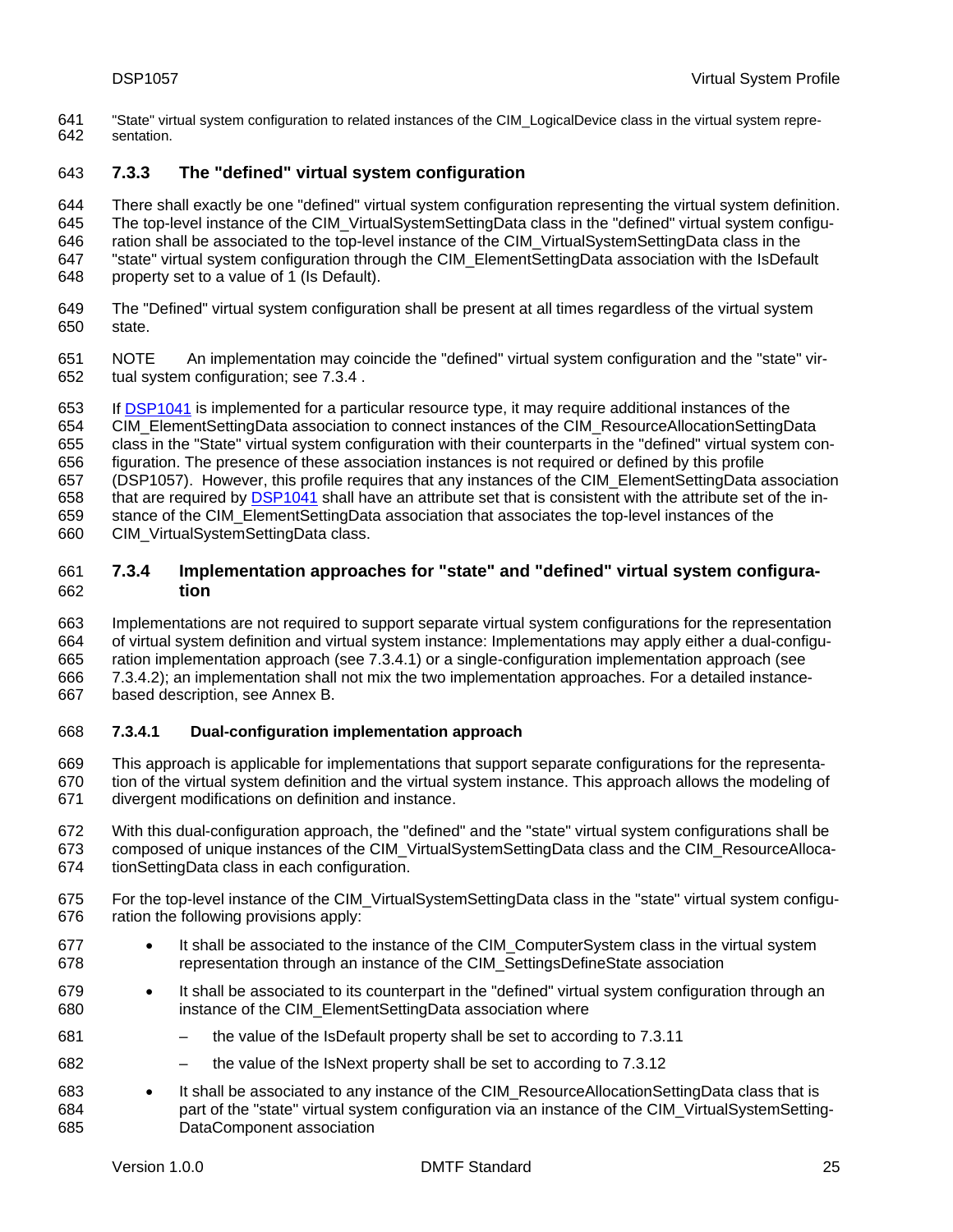"State" virtual system configuration to related instances of the CIM_LogicalDevice class in the virtual system representation.

### 7.3.3 The "defined" virtual system configuration

There shall exactly be one "defined" virtual system configuration representing the virtual system definition. The top-level instance of the CIM_VirtualSystemSettingData class in the "defined" virtual system configuration shall be associated to the top-level instance of the CIM_VirtualSystemSettingData class in the "state" virtual system configuration through the CIM_ElementSettingData association with the IsDefault property set to a value of 1 (Is Default).

The "Defined" virtual system configuration shall be present at all times regardless of the virtual system state.

NOTE An implementation may coincide the "defined" virtual system configuration and the "state" virtual system configuration; see 7.3.4 .

If DSP1041 is implemented for a particular resource type, it may require additional instances of the CIM_ElementSettingData association to connect instances of the CIM_ResourceAllocationSettingData class in the "State" virtual system configuration with their counterparts in the "defined" virtual system configuration. The presence of these association instances is not required or defined by this profile (DSP1057). However, this profile requires that any instances of the CIM_ElementSettingData association that are required by DSP1041 shall have an attribute set that is consistent with the attribute set of the instance of the CIM_ElementSettingData association that associates the top-level instances of the CIM_VirtualSystemSettingData class.

### 7.3.4 Implementation approaches for "state" and "defined" virtual system configuration

Implementations are not required to support separate virtual system configurations for the representation of virtual system definition and virtual system instance: Implementations may apply either a dual-configuration implementation approach (see 7.3.4.1) or a single-configuration implementation approach (see 7.3.4.2); an implementation shall not mix the two implementation approaches. For a detailed instance-based description, see Annex B.

#### 7.3.4.1 Dual-configuration implementation approach

This approach is applicable for implementations that support separate configurations for the representation of the virtual system definition and the virtual system instance. This approach allows the modeling of divergent modifications on definition and instance.

With this dual-configuration approach, the "defined" and the "state" virtual system configurations shall be composed of unique instances of the CIM_VirtualSystemSettingData class and the CIM_ResourceAllocationSettingData class in each configuration.

For the top-level instance of the CIM_VirtualSystemSettingData class in the "state" virtual system configuration the following provisions apply:

- It shall be associated to the instance of the CIM_ComputerSystem class in the virtual system representation through an instance of the CIM_SettingsDefineState association
- It shall be associated to its counterpart in the "defined" virtual system configuration through an instance of the CIM_ElementSettingData association where
  - the value of the IsDefault property shall be set to according to 7.3.11
  - the value of the IsNext property shall be set to according to 7.3.12
- It shall be associated to any instance of the CIM_ResourceAllocationSettingData class that is part of the "state" virtual system configuration via an instance of the CIM_VirtualSystemSettingDataComponent association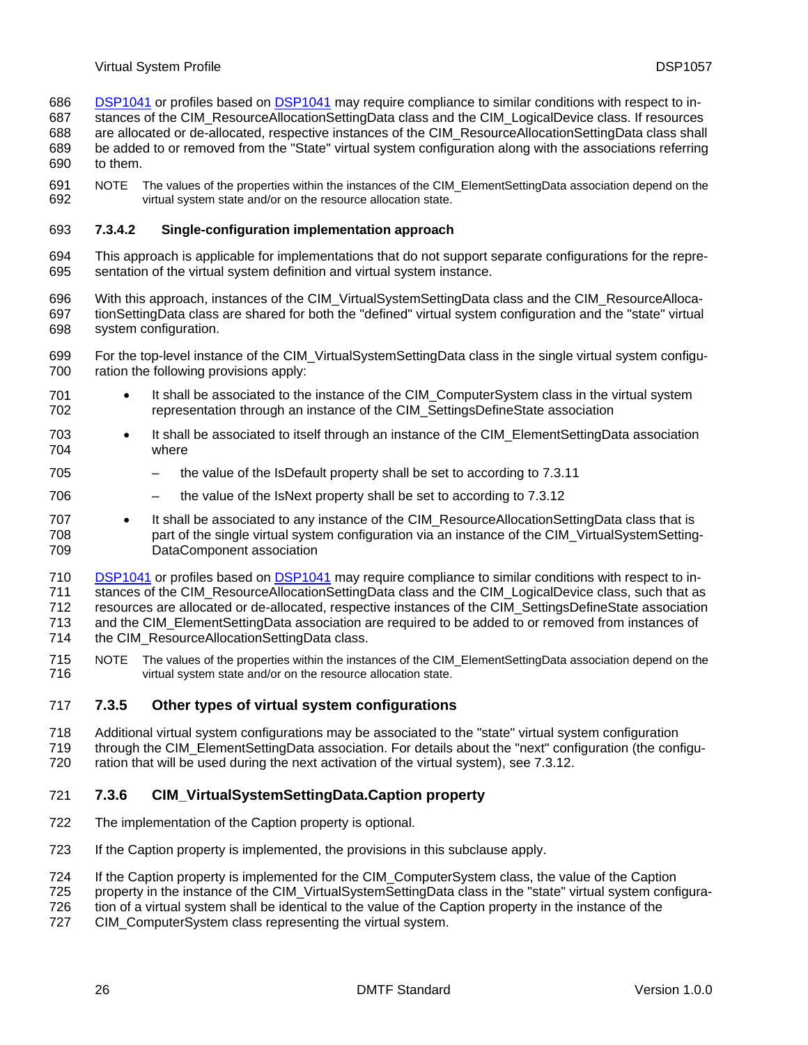DSP1041 or profiles based on DSP1041 may require compliance to similar conditions with respect to instances of the CIM_ResourceAllocationSettingData class and the CIM_LogicalDevice class. If resources are allocated or de-allocated, respective instances of the CIM_ResourceAllocationSettingData class shall be added to or removed from the "State" virtual system configuration along with the associations referring to them.

NOTE The values of the properties within the instances of the CIM_ElementSettingData association depend on the virtual system state and/or on the resource allocation state.

#### 7.3.4.2 Single-configuration implementation approach

This approach is applicable for implementations that do not support separate configurations for the representation of the virtual system definition and virtual system instance.

With this approach, instances of the CIM_VirtualSystemSettingData class and the CIM_ResourceAllocationSettingData class are shared for both the "defined" virtual system configuration and the "state" virtual system configuration.

For the top-level instance of the CIM_VirtualSystemSettingData class in the single virtual system configuration the following provisions apply:

- It shall be associated to the instance of the CIM_ComputerSystem class in the virtual system representation through an instance of the CIM_SettingsDefineState association
- It shall be associated to itself through an instance of the CIM_ElementSettingData association where
  - the value of the IsDefault property shall be set to according to 7.3.11
  - the value of the IsNext property shall be set to according to 7.3.12
- It shall be associated to any instance of the CIM_ResourceAllocationSettingData class that is part of the single virtual system configuration via an instance of the CIM_VirtualSystemSettingDataComponent association

DSP1041 or profiles based on DSP1041 may require compliance to similar conditions with respect to instances of the CIM_ResourceAllocationSettingData class and the CIM_LogicalDevice class, such that as resources are allocated or de-allocated, respective instances of the CIM_SettingsDefineState association and the CIM_ElementSettingData association are required to be added to or removed from instances of the CIM_ResourceAllocationSettingData class.

NOTE The values of the properties within the instances of the CIM_ElementSettingData association depend on the virtual system state and/or on the resource allocation state.

### 7.3.5 Other types of virtual system configurations

Additional virtual system configurations may be associated to the "state" virtual system configuration through the CIM_ElementSettingData association. For details about the "next" configuration (the configuration that will be used during the next activation of the virtual system), see 7.3.12.

### 7.3.6 CIM_VirtualSystemSettingData.Caption property

The implementation of the Caption property is optional.

If the Caption property is implemented, the provisions in this subclause apply.

If the Caption property is implemented for the CIM_ComputerSystem class, the value of the Caption property in the instance of the CIM_VirtualSystemSettingData class in the "state" virtual system configuration of a virtual system shall be identical to the value of the Caption property in the instance of the CIM_ComputerSystem class representing the virtual system.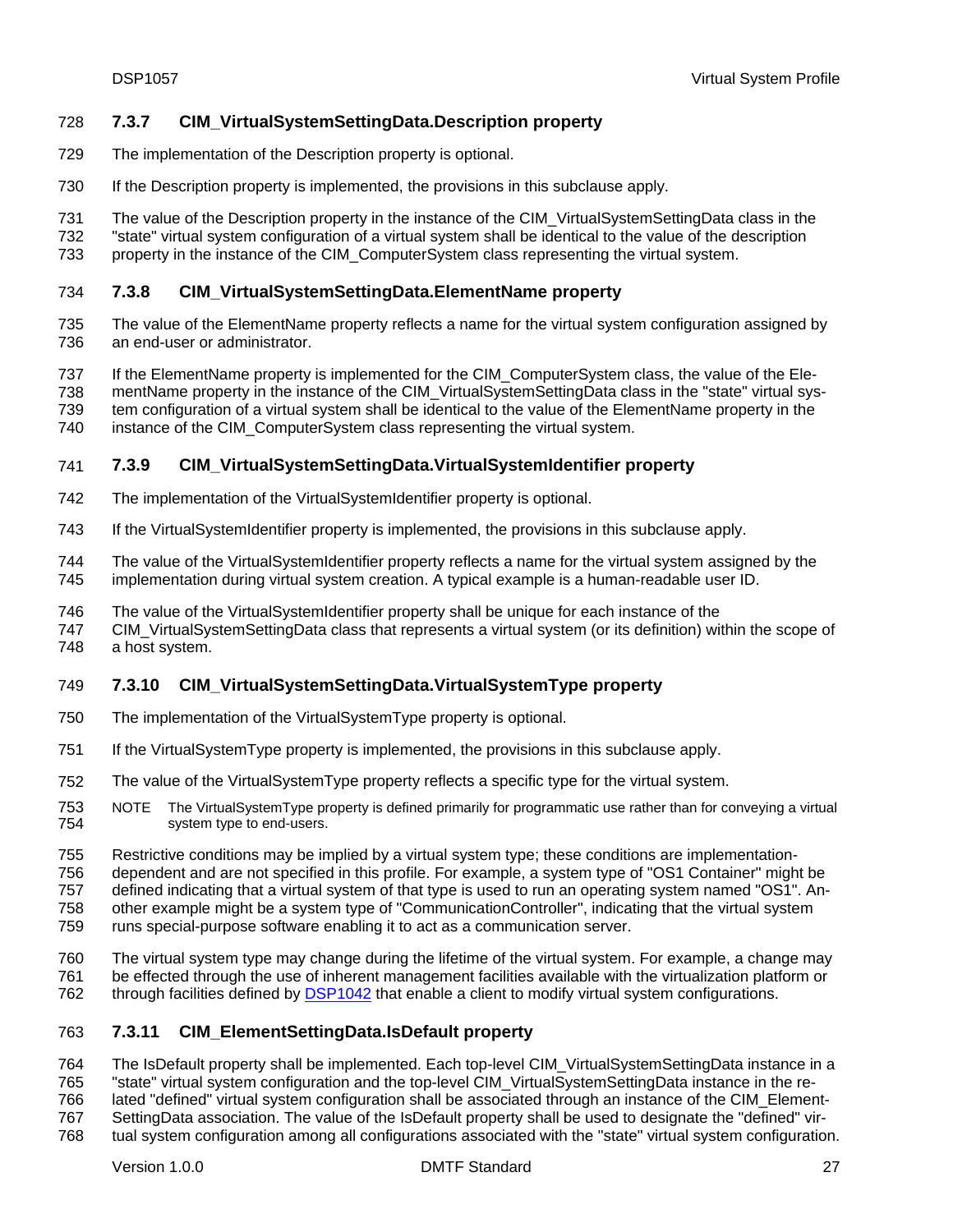### 7.3.7 CIM_VirtualSystemSettingData.Description property

The implementation of the Description property is optional.

If the Description property is implemented, the provisions in this subclause apply.

The value of the Description property in the instance of the CIM_VirtualSystemSettingData class in the "state" virtual system configuration of a virtual system shall be identical to the value of the description property in the instance of the CIM_ComputerSystem class representing the virtual system.

### 7.3.8 CIM_VirtualSystemSettingData.ElementName property

The value of the ElementName property reflects a name for the virtual system configuration assigned by an end-user or administrator.

If the ElementName property is implemented for the CIM_ComputerSystem class, the value of the ElementName property in the instance of the CIM_VirtualSystemSettingData class in the "state" virtual system configuration of a virtual system shall be identical to the value of the ElementName property in the instance of the CIM_ComputerSystem class representing the virtual system.

### 7.3.9 CIM_VirtualSystemSettingData.VirtualSystemIdentifier property

The implementation of the VirtualSystemIdentifier property is optional.

If the VirtualSystemIdentifier property is implemented, the provisions in this subclause apply.

The value of the VirtualSystemIdentifier property reflects a name for the virtual system assigned by the implementation during virtual system creation. A typical example is a human-readable user ID.

The value of the VirtualSystemIdentifier property shall be unique for each instance of the CIM_VirtualSystemSettingData class that represents a virtual system (or its definition) within the scope of a host system.

### 7.3.10 CIM_VirtualSystemSettingData.VirtualSystemType property

The implementation of the VirtualSystemType property is optional.

If the VirtualSystemType property is implemented, the provisions in this subclause apply.

The value of the VirtualSystemType property reflects a specific type for the virtual system.

NOTE The VirtualSystemType property is defined primarily for programmatic use rather than for conveying a virtual system type to end-users.

Restrictive conditions may be implied by a virtual system type; these conditions are implementation-dependent and are not specified in this profile. For example, a system type of "OS1 Container" might be defined indicating that a virtual system of that type is used to run an operating system named "OS1". Another example might be a system type of "CommunicationController", indicating that the virtual system runs special-purpose software enabling it to act as a communication server.

The virtual system type may change during the lifetime of the virtual system. For example, a change may be effected through the use of inherent management facilities available with the virtualization platform or through facilities defined by DSP1042 that enable a client to modify virtual system configurations.

### 7.3.11 CIM_ElementSettingData.IsDefault property

The IsDefault property shall be implemented. Each top-level CIM_VirtualSystemSettingData instance in a "state" virtual system configuration and the top-level CIM_VirtualSystemSettingData instance in the related "defined" virtual system configuration shall be associated through an instance of the CIM_ElementSettingData association. The value of the IsDefault property shall be used to designate the "defined" virtual system configuration among all configurations associated with the "state" virtual system configuration.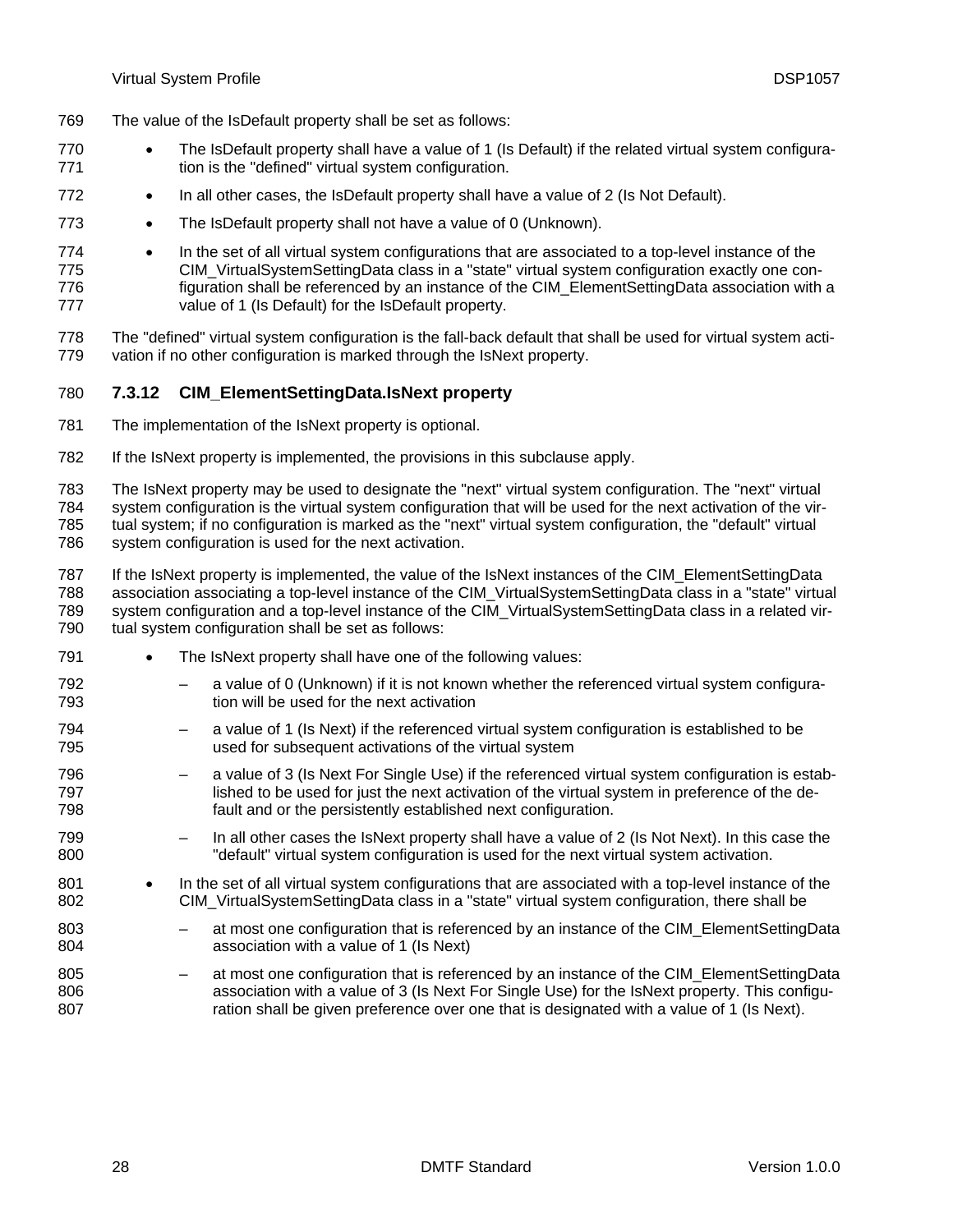The value of the IsDefault property shall be set as follows:

- The IsDefault property shall have a value of 1 (Is Default) if the related virtual system configuration is the "defined" virtual system configuration.
- In all other cases, the IsDefault property shall have a value of 2 (Is Not Default).
- The IsDefault property shall not have a value of 0 (Unknown).
- In the set of all virtual system configurations that are associated to a top-level instance of the CIM_VirtualSystemSettingData class in a "state" virtual system configuration exactly one configuration shall be referenced by an instance of the CIM_ElementSettingData association with a value of 1 (Is Default) for the IsDefault property.

The "defined" virtual system configuration is the fall-back default that shall be used for virtual system activation if no other configuration is marked through the IsNext property.

### 7.3.12 CIM_ElementSettingData.IsNext property

The implementation of the IsNext property is optional.

If the IsNext property is implemented, the provisions in this subclause apply.

The IsNext property may be used to designate the "next" virtual system configuration. The "next" virtual system configuration is the virtual system configuration that will be used for the next activation of the virtual system; if no configuration is marked as the "next" virtual system configuration, the "default" virtual system configuration is used for the next activation.

If the IsNext property is implemented, the value of the IsNext instances of the CIM_ElementSettingData association associating a top-level instance of the CIM_VirtualSystemSettingData class in a "state" virtual system configuration and a top-level instance of the CIM_VirtualSystemSettingData class in a related virtual system configuration shall be set as follows:

- The IsNext property shall have one of the following values:
  - a value of 0 (Unknown) if it is not known whether the referenced virtual system configuration will be used for the next activation
  - a value of 1 (Is Next) if the referenced virtual system configuration is established to be used for subsequent activations of the virtual system
  - a value of 3 (Is Next For Single Use) if the referenced virtual system configuration is established to be used for just the next activation of the virtual system in preference of the default and or the persistently established next configuration.
  - In all other cases the IsNext property shall have a value of 2 (Is Not Next). In this case the "default" virtual system configuration is used for the next virtual system activation.
- In the set of all virtual system configurations that are associated with a top-level instance of the CIM_VirtualSystemSettingData class in a "state" virtual system configuration, there shall be
  - at most one configuration that is referenced by an instance of the CIM_ElementSettingData association with a value of 1 (Is Next)
  - at most one configuration that is referenced by an instance of the CIM_ElementSettingData association with a value of 3 (Is Next For Single Use) for the IsNext property. This configuration shall be given preference over one that is designated with a value of 1 (Is Next).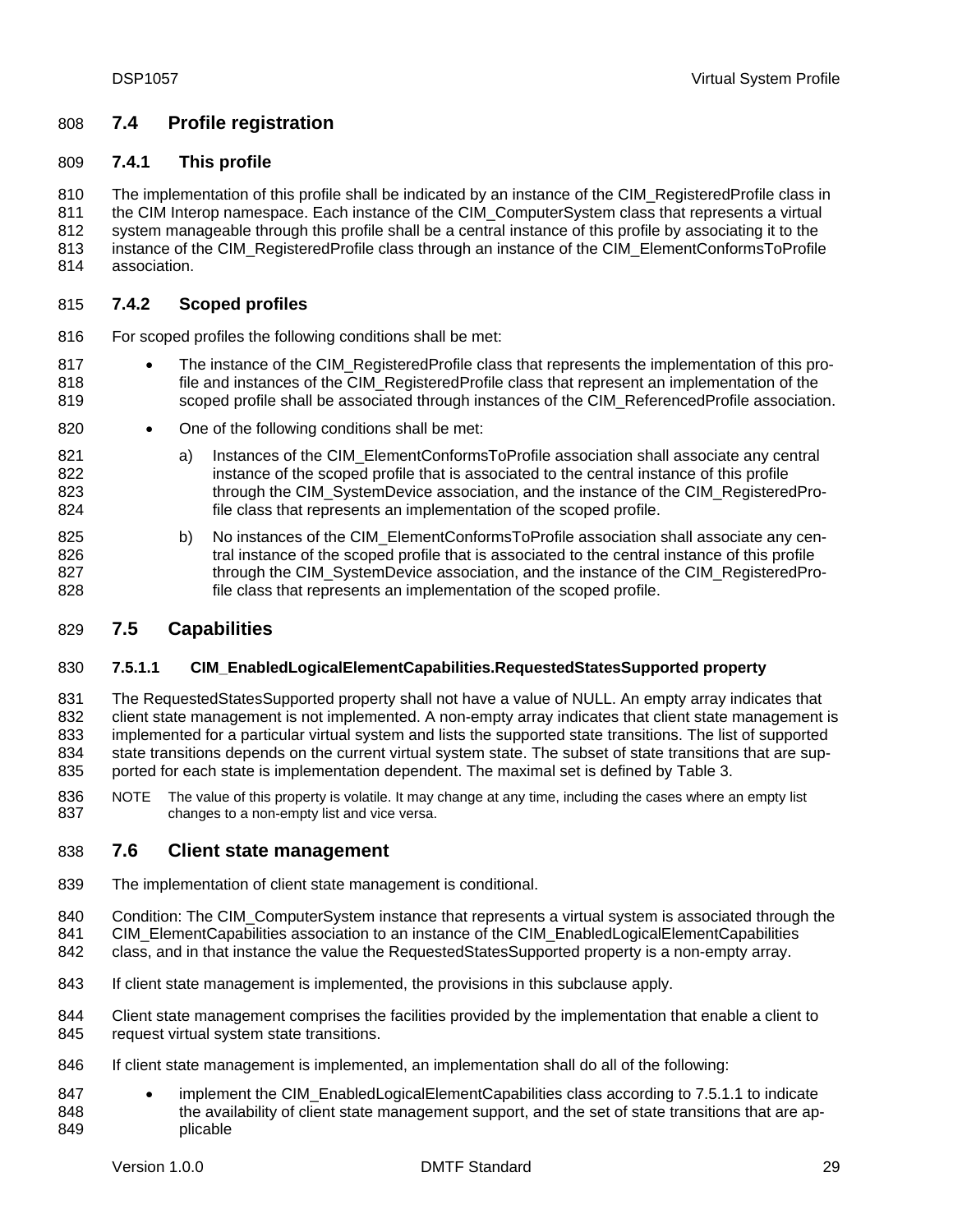## 7.4 Profile registration

### 7.4.1 This profile

The implementation of this profile shall be indicated by an instance of the CIM_RegisteredProfile class in the CIM Interop namespace. Each instance of the CIM_ComputerSystem class that represents a virtual system manageable through this profile shall be a central instance of this profile by associating it to the instance of the CIM_RegisteredProfile class through an instance of the CIM_ElementConformsToProfile association.

### 7.4.2 Scoped profiles

For scoped profiles the following conditions shall be met:

- The instance of the CIM_RegisteredProfile class that represents the implementation of this profile and instances of the CIM_RegisteredProfile class that represent an implementation of the scoped profile shall be associated through instances of the CIM_ReferencedProfile association.
- One of the following conditions shall be met:
  a) Instances of the CIM_ElementConformsToProfile association shall associate any central instance of the scoped profile that is associated to the central instance of this profile through the CIM_SystemDevice association, and the instance of the CIM_RegisteredProfile class that represents an implementation of the scoped profile.
  b) No instances of the CIM_ElementConformsToProfile association shall associate any central instance of the scoped profile that is associated to the central instance of this profile through the CIM_SystemDevice association, and the instance of the CIM_RegisteredProfile class that represents an implementation of the scoped profile.

## 7.5 Capabilities

#### 7.5.1.1 CIM_EnabledLogicalElementCapabilities.RequestedStatesSupported property

The RequestedStatesSupported property shall not have a value of NULL. An empty array indicates that client state management is not implemented. A non-empty array indicates that client state management is implemented for a particular virtual system and lists the supported state transitions. The list of supported state transitions depends on the current virtual system state. The subset of state transitions that are supported for each state is implementation dependent. The maximal set is defined by Table 3.

NOTE The value of this property is volatile. It may change at any time, including the cases where an empty list changes to a non-empty list and vice versa.

## 7.6 Client state management

The implementation of client state management is conditional.

Condition: The CIM_ComputerSystem instance that represents a virtual system is associated through the CIM_ElementCapabilities association to an instance of the CIM_EnabledLogicalElementCapabilities class, and in that instance the value the RequestedStatesSupported property is a non-empty array.

If client state management is implemented, the provisions in this subclause apply.

Client state management comprises the facilities provided by the implementation that enable a client to request virtual system state transitions.

If client state management is implemented, an implementation shall do all of the following:

- implement the CIM_EnabledLogicalElementCapabilities class according to 7.5.1.1 to indicate the availability of client state management support, and the set of state transitions that are applicable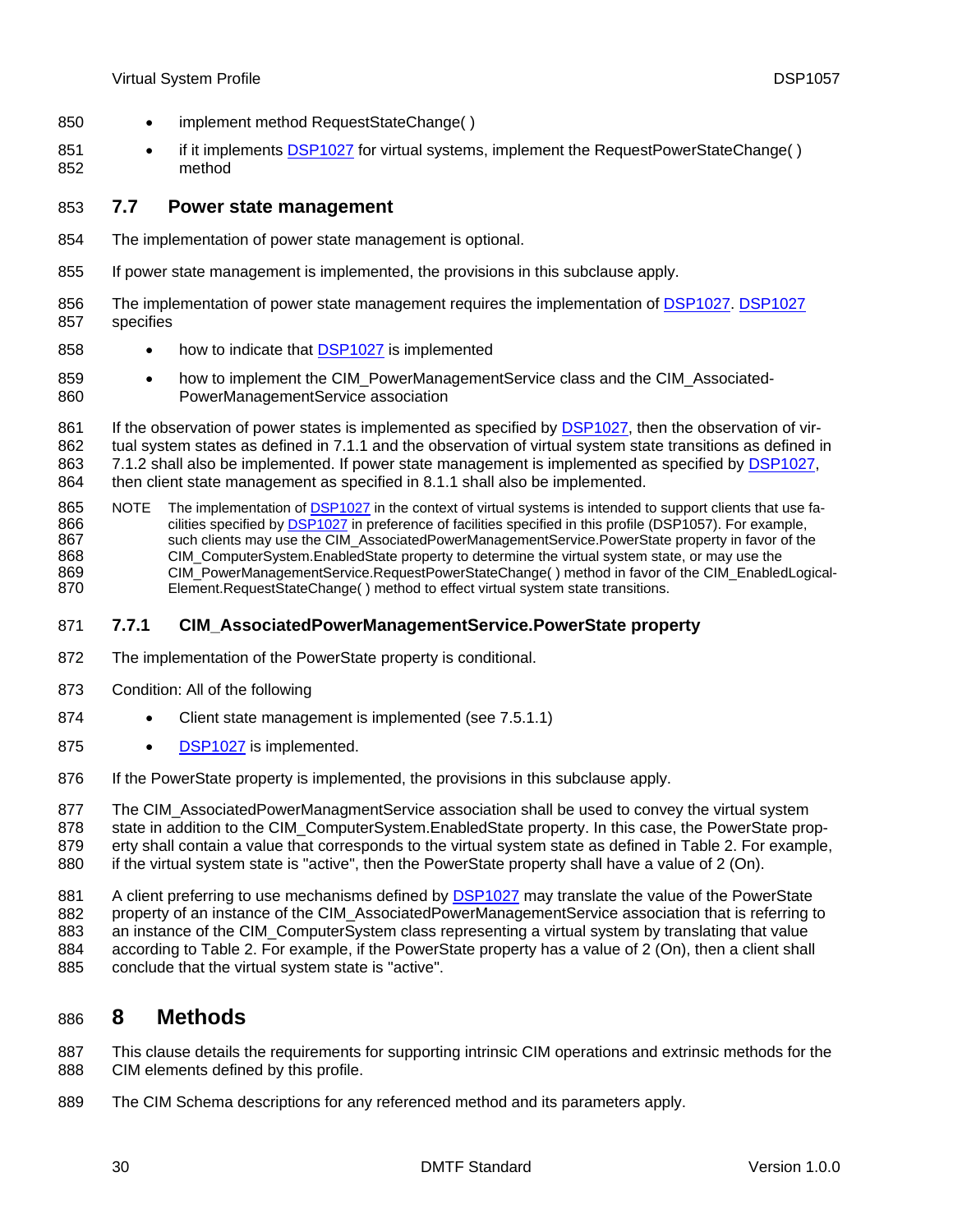- implement method RequestStateChange( )
- if it implements DSP1027 for virtual systems, implement the RequestPowerStateChange( ) method

## 7.7 Power state management

The implementation of power state management is optional.

If power state management is implemented, the provisions in this subclause apply.

The implementation of power state management requires the implementation of DSP1027. DSP1027 specifies

- how to indicate that DSP1027 is implemented
- how to implement the CIM_PowerManagementService class and the CIM_Associated-PowerManagementService association

If the observation of power states is implemented as specified by DSP1027, then the observation of virtual system states as defined in 7.1.1 and the observation of virtual system state transitions as defined in 7.1.2 shall also be implemented. If power state management is implemented as specified by DSP1027, then client state management as specified in 8.1.1 shall also be implemented.

NOTE The implementation of DSP1027 in the context of virtual systems is intended to support clients that use facilities specified by DSP1027 in preference of facilities specified in this profile (DSP1057). For example, such clients may use the CIM_AssociatedPowerManagementService.PowerState property in favor of the CIM_ComputerSystem.EnabledState property to determine the virtual system state, or may use the CIM_PowerManagementService.RequestPowerStateChange( ) method in favor of the CIM_EnabledLogical-Element.RequestStateChange( ) method to effect virtual system state transitions.

### 7.7.1 CIM_AssociatedPowerManagementService.PowerState property

The implementation of the PowerState property is conditional.

Condition: All of the following

- Client state management is implemented (see 7.5.1.1)
- DSP1027 is implemented.

If the PowerState property is implemented, the provisions in this subclause apply.

The CIM_AssociatedPowerManagmentService association shall be used to convey the virtual system state in addition to the CIM_ComputerSystem.EnabledState property. In this case, the PowerState property shall contain a value that corresponds to the virtual system state as defined in Table 2. For example, if the virtual system state is "active", then the PowerState property shall have a value of 2 (On).

A client preferring to use mechanisms defined by DSP1027 may translate the value of the PowerState property of an instance of the CIM_AssociatedPowerManagementService association that is referring to an instance of the CIM_ComputerSystem class representing a virtual system by translating that value according to Table 2. For example, if the PowerState property has a value of 2 (On), then a client shall conclude that the virtual system state is "active".

# 8 Methods

This clause details the requirements for supporting intrinsic CIM operations and extrinsic methods for the CIM elements defined by this profile.

The CIM Schema descriptions for any referenced method and its parameters apply.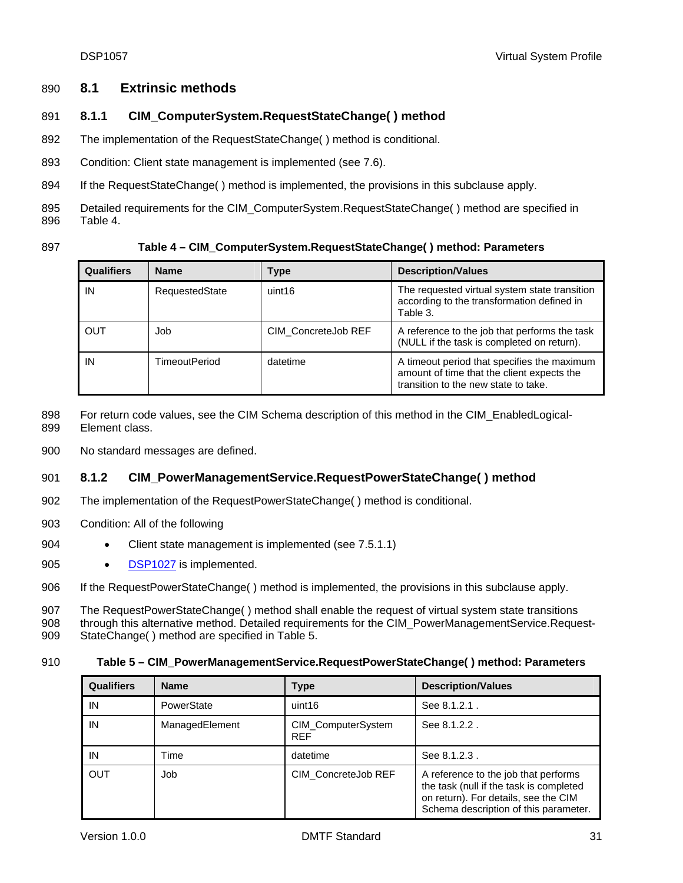## 8.1 Extrinsic methods

### 8.1.1 CIM_ComputerSystem.RequestStateChange( ) method

The implementation of the RequestStateChange( ) method is conditional.

Condition: Client state management is implemented (see 7.6).

If the RequestStateChange( ) method is implemented, the provisions in this subclause apply.

Detailed requirements for the CIM_ComputerSystem.RequestStateChange( ) method are specified in Table 4.

**Table 4 – CIM_ComputerSystem.RequestStateChange( ) method: Parameters**

| Qualifiers | Name | Type | Description/Values |
|---|---|---|---|
| IN | RequestedState | uint16 | The requested virtual system state transition according to the transformation defined in Table 3. |
| OUT | Job | CIM_ConcreteJob REF | A reference to the job that performs the task (NULL if the task is completed on return). |
| IN | TimeoutPeriod | datetime | A timeout period that specifies the maximum amount of time that the client expects the transition to the new state to take. |

For return code values, see the CIM Schema description of this method in the CIM_EnabledLogical-Element class.

No standard messages are defined.

### 8.1.2 CIM_PowerManagementService.RequestPowerStateChange( ) method

The implementation of the RequestPowerStateChange( ) method is conditional.

Condition: All of the following

- Client state management is implemented (see 7.5.1.1)
- DSP1027 is implemented.

If the RequestPowerStateChange( ) method is implemented, the provisions in this subclause apply.

The RequestPowerStateChange( ) method shall enable the request of virtual system state transitions through this alternative method. Detailed requirements for the CIM_PowerManagementService.Request-StateChange( ) method are specified in Table 5.

**Table 5 – CIM_PowerManagementService.RequestPowerStateChange( ) method: Parameters**

| Qualifiers | Name | Type | Description/Values |
|---|---|---|---|
| IN | PowerState | uint16 | See 8.1.2.1 . |
| IN | ManagedElement | CIM_ComputerSystem REF | See 8.1.2.2 . |
| IN | Time | datetime | See 8.1.2.3 . |
| OUT | Job | CIM_ConcreteJob REF | A reference to the job that performs the task (null if the task is completed on return). For details, see the CIM Schema description of this parameter. |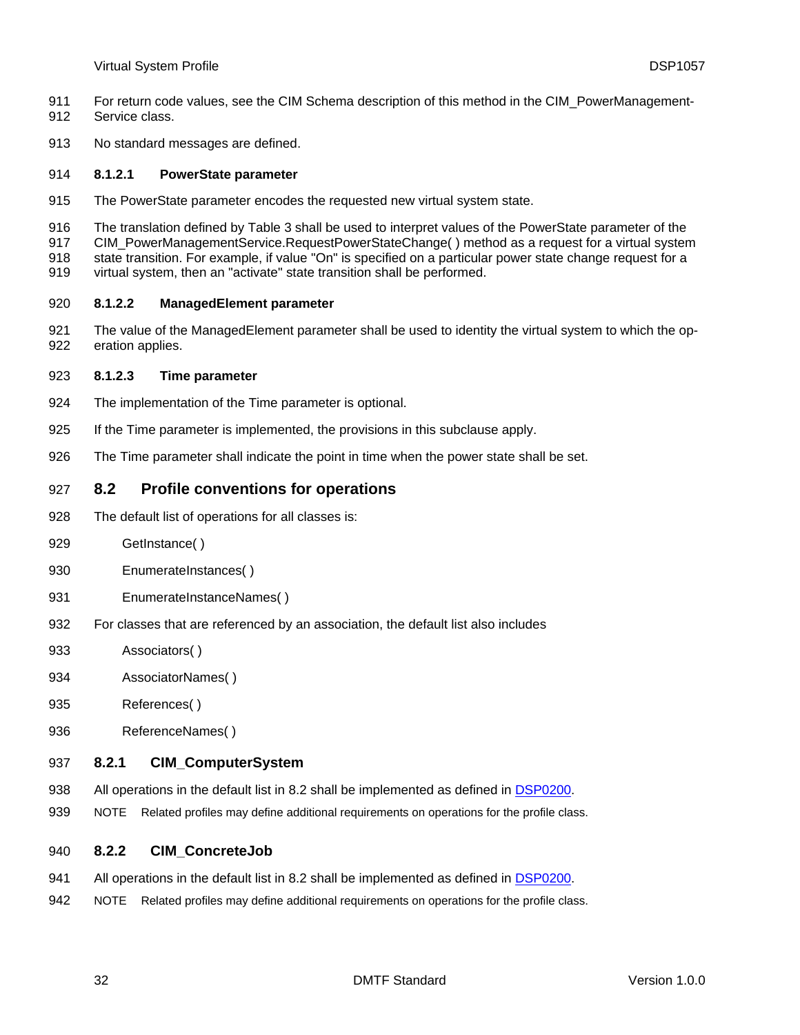For return code values, see the CIM Schema description of this method in the CIM_PowerManagement-Service class.

No standard messages are defined.

#### 8.1.2.1 PowerState parameter

The PowerState parameter encodes the requested new virtual system state.

The translation defined by Table 3 shall be used to interpret values of the PowerState parameter of the CIM_PowerManagementService.RequestPowerStateChange( ) method as a request for a virtual system state transition. For example, if value "On" is specified on a particular power state change request for a virtual system, then an "activate" state transition shall be performed.

#### 8.1.2.2 ManagedElement parameter

The value of the ManagedElement parameter shall be used to identity the virtual system to which the operation applies.

#### 8.1.2.3 Time parameter

The implementation of the Time parameter is optional.

If the Time parameter is implemented, the provisions in this subclause apply.

The Time parameter shall indicate the point in time when the power state shall be set.

## 8.2 Profile conventions for operations

The default list of operations for all classes is:

GetInstance( )

EnumerateInstances( )

EnumerateInstanceNames( )

For classes that are referenced by an association, the default list also includes

Associators( )

AssociatorNames( )

References( )

ReferenceNames( )

### 8.2.1 CIM_ComputerSystem

All operations in the default list in 8.2 shall be implemented as defined in DSP0200.

NOTE Related profiles may define additional requirements on operations for the profile class.

### 8.2.2 CIM_ConcreteJob

All operations in the default list in 8.2 shall be implemented as defined in DSP0200.

NOTE Related profiles may define additional requirements on operations for the profile class.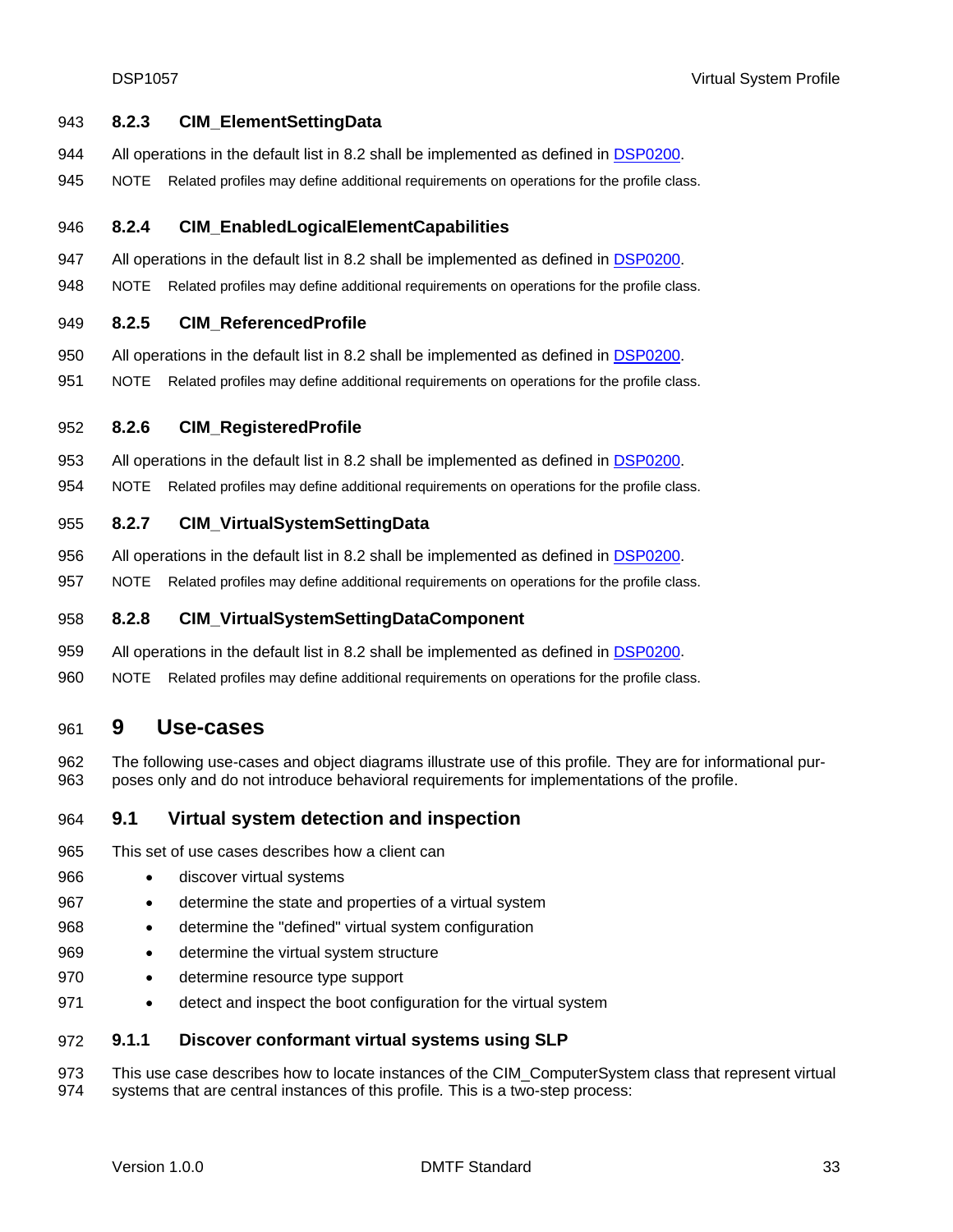### 8.2.3 CIM_ElementSettingData

All operations in the default list in 8.2 shall be implemented as defined in DSP0200.

NOTE Related profiles may define additional requirements on operations for the profile class.

### 8.2.4 CIM_EnabledLogicalElementCapabilities

All operations in the default list in 8.2 shall be implemented as defined in DSP0200.

NOTE Related profiles may define additional requirements on operations for the profile class.

### 8.2.5 CIM_ReferencedProfile

All operations in the default list in 8.2 shall be implemented as defined in DSP0200.

NOTE Related profiles may define additional requirements on operations for the profile class.

### 8.2.6 CIM_RegisteredProfile

All operations in the default list in 8.2 shall be implemented as defined in DSP0200.

NOTE Related profiles may define additional requirements on operations for the profile class.

### 8.2.7 CIM_VirtualSystemSettingData

All operations in the default list in 8.2 shall be implemented as defined in DSP0200.

NOTE Related profiles may define additional requirements on operations for the profile class.

### 8.2.8 CIM_VirtualSystemSettingDataComponent

All operations in the default list in 8.2 shall be implemented as defined in DSP0200.

NOTE Related profiles may define additional requirements on operations for the profile class.

# 9 Use-cases

The following use-cases and object diagrams illustrate use of this profile. They are for informational purposes only and do not introduce behavioral requirements for implementations of the profile.

## 9.1 Virtual system detection and inspection

This set of use cases describes how a client can

- discover virtual systems
- determine the state and properties of a virtual system
- determine the "defined" virtual system configuration
- determine the virtual system structure
- determine resource type support
- detect and inspect the boot configuration for the virtual system

### 9.1.1 Discover conformant virtual systems using SLP

This use case describes how to locate instances of the CIM_ComputerSystem class that represent virtual systems that are central instances of this profile. This is a two-step process: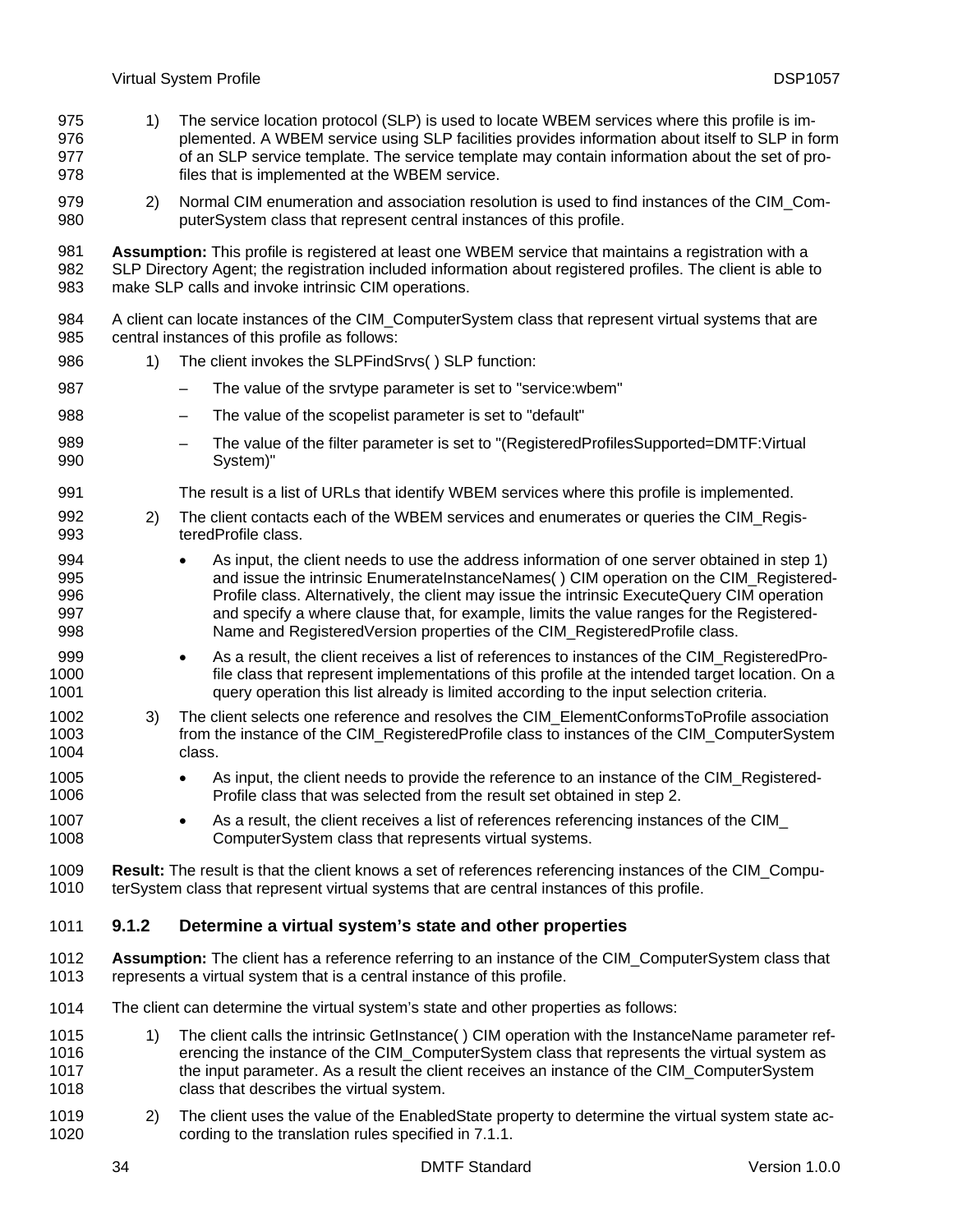1) The service location protocol (SLP) is used to locate WBEM services where this profile is implemented. A WBEM service using SLP facilities provides information about itself to SLP in form of an SLP service template. The service template may contain information about the set of profiles that is implemented at the WBEM service.

2) Normal CIM enumeration and association resolution is used to find instances of the CIM_ComputerSystem class that represent central instances of this profile.

**Assumption:** This profile is registered at least one WBEM service that maintains a registration with a SLP Directory Agent; the registration included information about registered profiles. The client is able to make SLP calls and invoke intrinsic CIM operations.

A client can locate instances of the CIM_ComputerSystem class that represent virtual systems that are central instances of this profile as follows:

1) The client invokes the SLPFindSrvs( ) SLP function:
   - The value of the srvtype parameter is set to "service:wbem"
   - The value of the scopelist parameter is set to "default"
   - The value of the filter parameter is set to "(RegisteredProfilesSupported=DMTF:Virtual System)"

   The result is a list of URLs that identify WBEM services where this profile is implemented.

2) The client contacts each of the WBEM services and enumerates or queries the CIM_RegisteredProfile class.
   - As input, the client needs to use the address information of one server obtained in step 1) and issue the intrinsic EnumerateInstanceNames( ) CIM operation on the CIM_RegisteredProfile class. Alternatively, the client may issue the intrinsic ExecuteQuery CIM operation and specify a where clause that, for example, limits the value ranges for the RegisteredName and RegisteredVersion properties of the CIM_RegisteredProfile class.
   - As a result, the client receives a list of references to instances of the CIM_RegisteredProfile class that represent implementations of this profile at the intended target location. On a query operation this list already is limited according to the input selection criteria.

3) The client selects one reference and resolves the CIM_ElementConformsToProfile association from the instance of the CIM_RegisteredProfile class to instances of the CIM_ComputerSystem class.
   - As input, the client needs to provide the reference to an instance of the CIM_RegisteredProfile class that was selected from the result set obtained in step 2.
   - As a result, the client receives a list of references referencing instances of the CIM_ComputerSystem class that represents virtual systems.

**Result:** The result is that the client knows a set of references referencing instances of the CIM_ComputerSystem class that represent virtual systems that are central instances of this profile.

### 9.1.2 Determine a virtual system's state and other properties

**Assumption:** The client has a reference referring to an instance of the CIM_ComputerSystem class that represents a virtual system that is a central instance of this profile.

The client can determine the virtual system's state and other properties as follows:

1) The client calls the intrinsic GetInstance( ) CIM operation with the InstanceName parameter referencing the instance of the CIM_ComputerSystem class that represents the virtual system as the input parameter. As a result the client receives an instance of the CIM_ComputerSystem class that describes the virtual system.

2) The client uses the value of the EnabledState property to determine the virtual system state according to the translation rules specified in 7.1.1.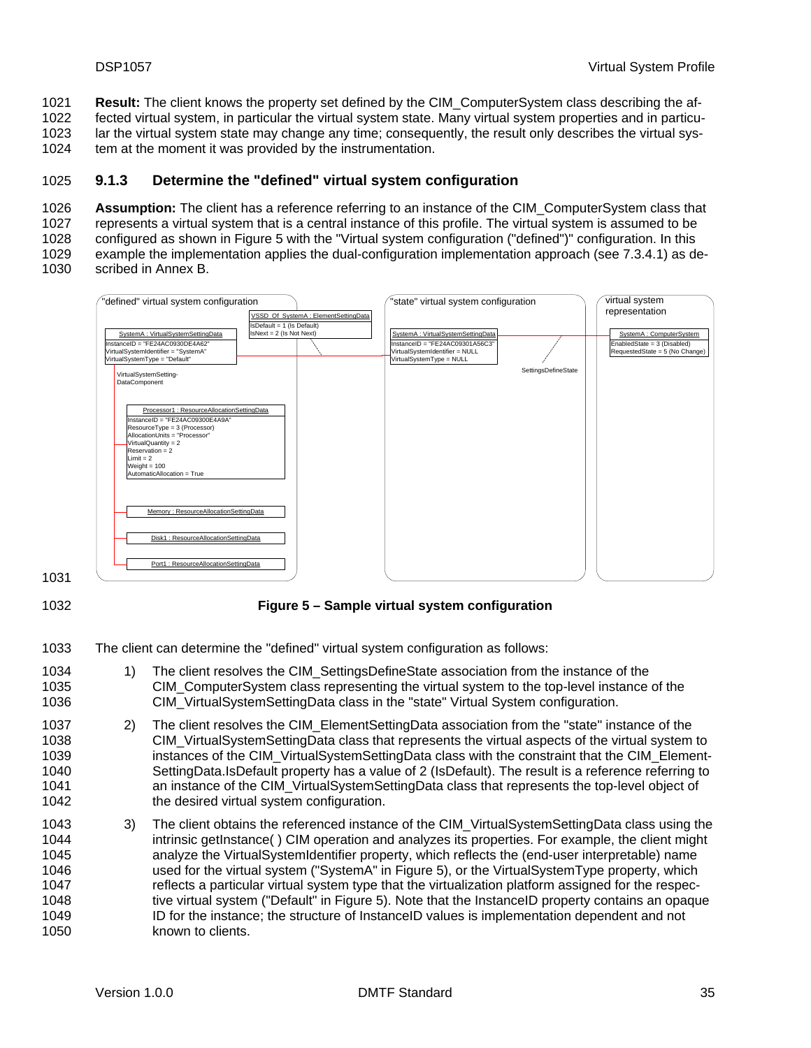**Result:** The client knows the property set defined by the CIM_ComputerSystem class describing the affected virtual system, in particular the virtual system state. Many virtual system properties and in particular the virtual system state may change any time; consequently, the result only describes the virtual system at the moment it was provided by the instrumentation.

### 9.1.3 Determine the "defined" virtual system configuration

**Assumption:** The client has a reference referring to an instance of the CIM_ComputerSystem class that represents a virtual system that is a central instance of this profile. The virtual system is assumed to be configured as shown in Figure 5 with the "Virtual system configuration ("defined")" configuration. In this example the implementation applies the dual-configuration implementation approach (see 7.3.4.1) as described in Annex B.

"defined" virtual system configuration

VSSD_Of_SystemA : ElementSettingData
IsDefault = 1 (Is Default)
IsNext = 2 (Is Not Next)

SystemA : VirtualSystemSettingData
InstanceID = "FE24AC0930DE4A62"
VirtualSystemIdentifier = "SystemA"
VirtualSystemType = "Default"

VirtualSystemSetting-DataComponent

Processor1 : ResourceAllocationSettingData
InstanceID = "FE24AC09300E4A9A"
ResourceType = 3 (Processor)
AllocationUnits = "Processor"
VirtualQuantity = 2
Reservation = 2
Limit = 2
Weight = 100
AutomaticAllocation = True

Memory : ResourceAllocationSettingData

Disk1 : ResourceAllocationSettingData

Port1 : ResourceAllocationSettingData

"state" virtual system configuration

SystemA : VirtualSystemSettingData
InstanceID = "FE24AC09301A56C3"
VirtualSystemIdentifier = NULL
VirtualSystemType = NULL

SettingsDefineState

virtual system representation

SystemA : ComputerSystem
EnabledState = 3 (Disabled)
RequestedState = 5 (No Change)

**Figure 5 – Sample virtual system configuration**

The client can determine the "defined" virtual system configuration as follows:

1) The client resolves the CIM_SettingsDefineState association from the instance of the CIM_ComputerSystem class representing the virtual system to the top-level instance of the CIM_VirtualSystemSettingData class in the "state" Virtual System configuration.

2) The client resolves the CIM_ElementSettingData association from the "state" instance of the CIM_VirtualSystemSettingData class that represents the virtual aspects of the virtual system to instances of the CIM_VirtualSystemSettingData class with the constraint that the CIM_ElementSettingData.IsDefault property has a value of 2 (IsDefault). The result is a reference referring to an instance of the CIM_VirtualSystemSettingData class that represents the top-level object of the desired virtual system configuration.

3) The client obtains the referenced instance of the CIM_VirtualSystemSettingData class using the intrinsic getInstance( ) CIM operation and analyzes its properties. For example, the client might analyze the VirtualSystemIdentifier property, which reflects the (end-user interpretable) name used for the virtual system ("SystemA" in Figure 5), or the VirtualSystemType property, which reflects a particular virtual system type that the virtualization platform assigned for the respective virtual system ("Default" in Figure 5). Note that the InstanceID property contains an opaque ID for the instance; the structure of InstanceID values is implementation dependent and not known to clients.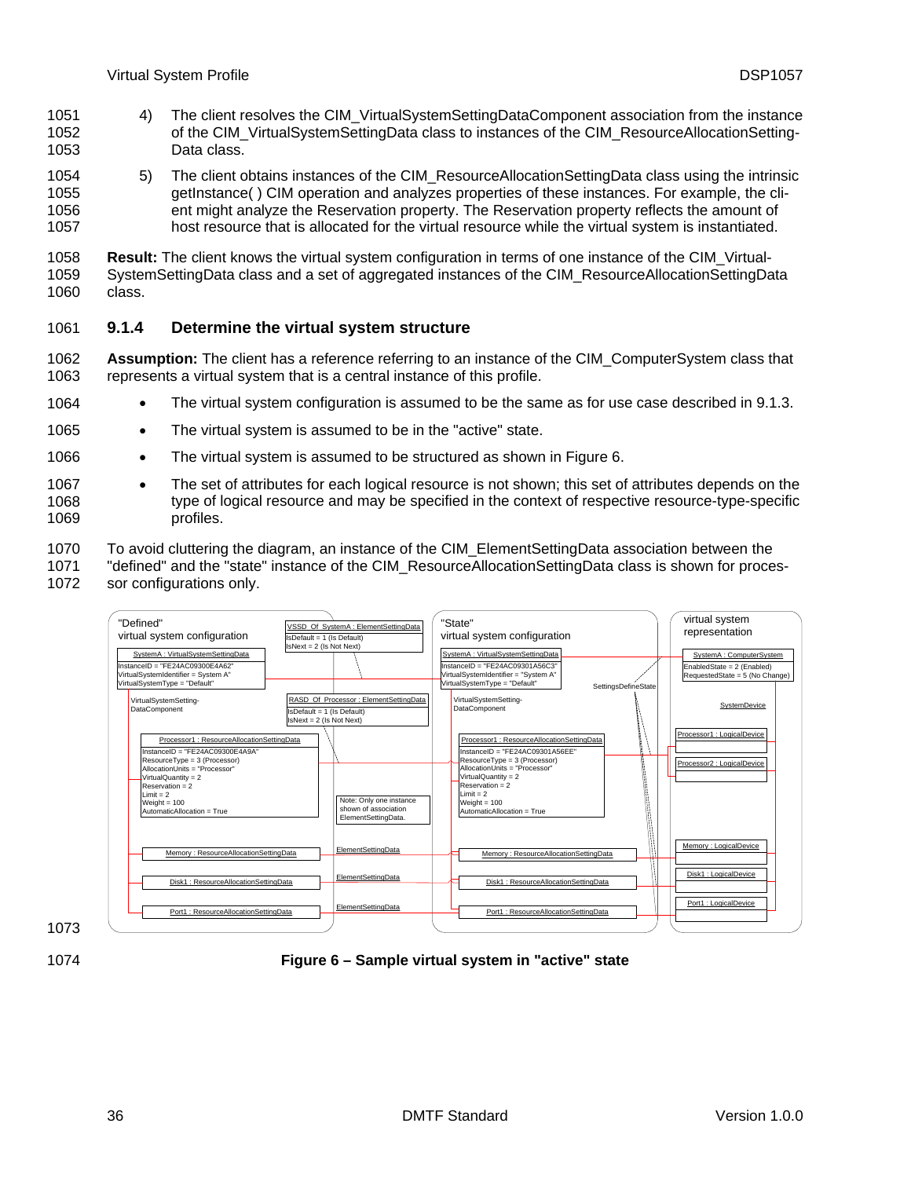4) The client resolves the CIM_VirtualSystemSettingDataComponent association from the instance of the CIM_VirtualSystemSettingData class to instances of the CIM_ResourceAllocationSettingData class.

5) The client obtains instances of the CIM_ResourceAllocationSettingData class using the intrinsic getInstance( ) CIM operation and analyzes properties of these instances. For example, the client might analyze the Reservation property. The Reservation property reflects the amount of host resource that is allocated for the virtual resource while the virtual system is instantiated.

**Result:** The client knows the virtual system configuration in terms of one instance of the CIM_VirtualSystemSettingData class and a set of aggregated instances of the CIM_ResourceAllocationSettingData class.

### 9.1.4 Determine the virtual system structure

**Assumption:** The client has a reference referring to an instance of the CIM_ComputerSystem class that represents a virtual system that is a central instance of this profile.

- The virtual system configuration is assumed to be the same as for use case described in 9.1.3.
- The virtual system is assumed to be in the "active" state.
- The virtual system is assumed to be structured as shown in Figure 6.
- The set of attributes for each logical resource is not shown; this set of attributes depends on the type of logical resource and may be specified in the context of respective resource-type-specific profiles.

To avoid cluttering the diagram, an instance of the CIM_ElementSettingData association between the "defined" and the "state" instance of the CIM_ResourceAllocationSettingData class is shown for processor configurations only.

"Defined" virtual system configuration

SystemA : VirtualSystemSettingData
InstanceID = "FE24AC09300E4A62"
VirtualSystemIdentifier = System A"
VirtualSystemType = "Default"

VSSD_Of_SystemA : ElementSettingData
IsDefault = 1 (Is Default)
IsNext = 2 (Is Not Next)

VirtualSystemSettingDataComponent

RASD_Of_Processor : ElementSettingData
IsDefault = 1 (Is Default)
IsNext = 2 (Is Not Next)

Processor1 : ResourceAllocationSettingData
InstanceID = "FE24AC09300E4A9A"
ResourceType = 3 (Processor)
AllocationUnits = "Processor"
VirtualQuantity = 2
Reservation = 2
Limit = 2
Weight = 100
AutomaticAllocation = True

Note: Only one instance shown of association ElementSettingData.

Memory : ResourceAllocationSettingData
Disk1 : ResourceAllocationSettingData
Port1 : ResourceAllocationSettingData

ElementSettingData
ElementSettingData
ElementSettingData

"State" virtual system configuration

SystemA : VirtualSystemSettingData
InstanceID = "FE24AC09301A56C3"
VirtualSystemIdentifier = "System A"
VirtualSystemType = "Default"

SettingsDefineState

VirtualSystemSettingDataComponent

Processor1 : ResourceAllocationSettingData
InstanceID = "FE24AC09301A56EE"
ResourceType = 3 (Processor)
AllocationUnits = "Processor"
VirtualQuantity = 2
Reservation = 2
Limit = 2
Weight = 100
AutomaticAllocation = True

Memory : ResourceAllocationSettingData
Disk1 : ResourceAllocationSettingData
Port1 : ResourceAllocationSettingData

virtual system representation

SystemA : ComputerSystem
EnabledState = 2 (Enabled)
RequestedState = 5 (No Change)

SystemDevice

Processor1 : LogicalDevice
Processor2 : LogicalDevice
Memory : LogicalDevice
Disk1 : LogicalDevice
Port1 : LogicalDevice

**Figure 6 – Sample virtual system in "active" state**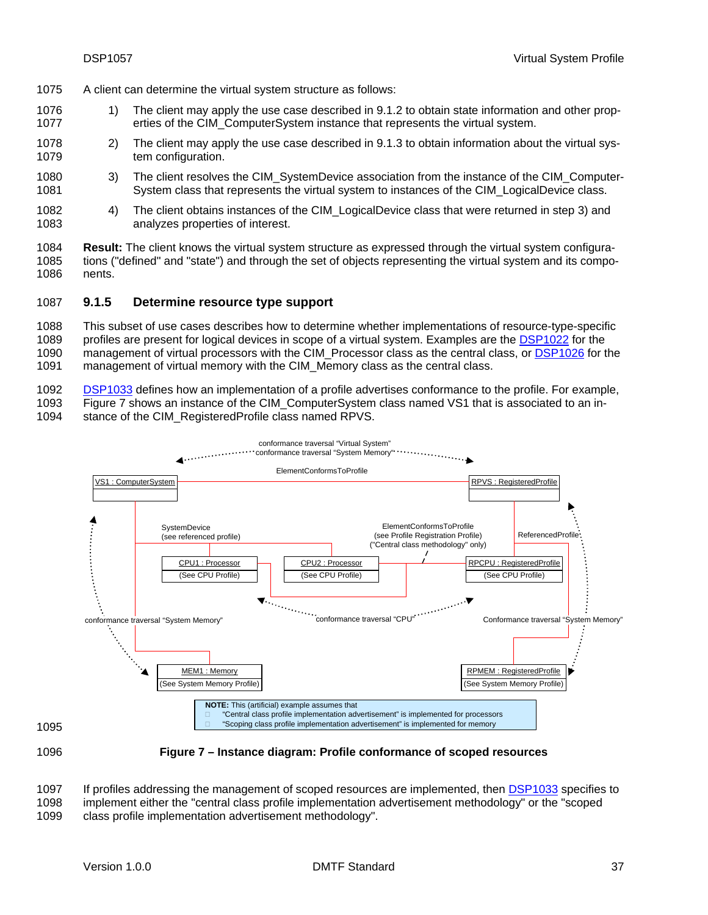A client can determine the virtual system structure as follows:

1) The client may apply the use case described in 9.1.2 to obtain state information and other properties of the CIM_ComputerSystem instance that represents the virtual system.

2) The client may apply the use case described in 9.1.3 to obtain information about the virtual system configuration.

3) The client resolves the CIM_SystemDevice association from the instance of the CIM_ComputerSystem class that represents the virtual system to instances of the CIM_LogicalDevice class.

4) The client obtains instances of the CIM_LogicalDevice class that were returned in step 3) and analyzes properties of interest.

**Result:** The client knows the virtual system structure as expressed through the virtual system configurations ("defined" and "state") and through the set of objects representing the virtual system and its components.

### 9.1.5 Determine resource type support

This subset of use cases describes how to determine whether implementations of resource-type-specific profiles are present for logical devices in scope of a virtual system. Examples are the DSP1022 for the management of virtual processors with the CIM_Processor class as the central class, or DSP1026 for the management of virtual memory with the CIM_Memory class as the central class.

DSP1033 defines how an implementation of a profile advertises conformance to the profile. For example, Figure 7 shows an instance of the CIM_ComputerSystem class named VS1 that is associated to an instance of the CIM_RegisteredProfile class named RPVS.

**Figure 7 – Instance diagram: Profile conformance of scoped resources**

If profiles addressing the management of scoped resources are implemented, then DSP1033 specifies to implement either the "central class profile implementation advertisement methodology" or the "scoped class profile implementation advertisement methodology".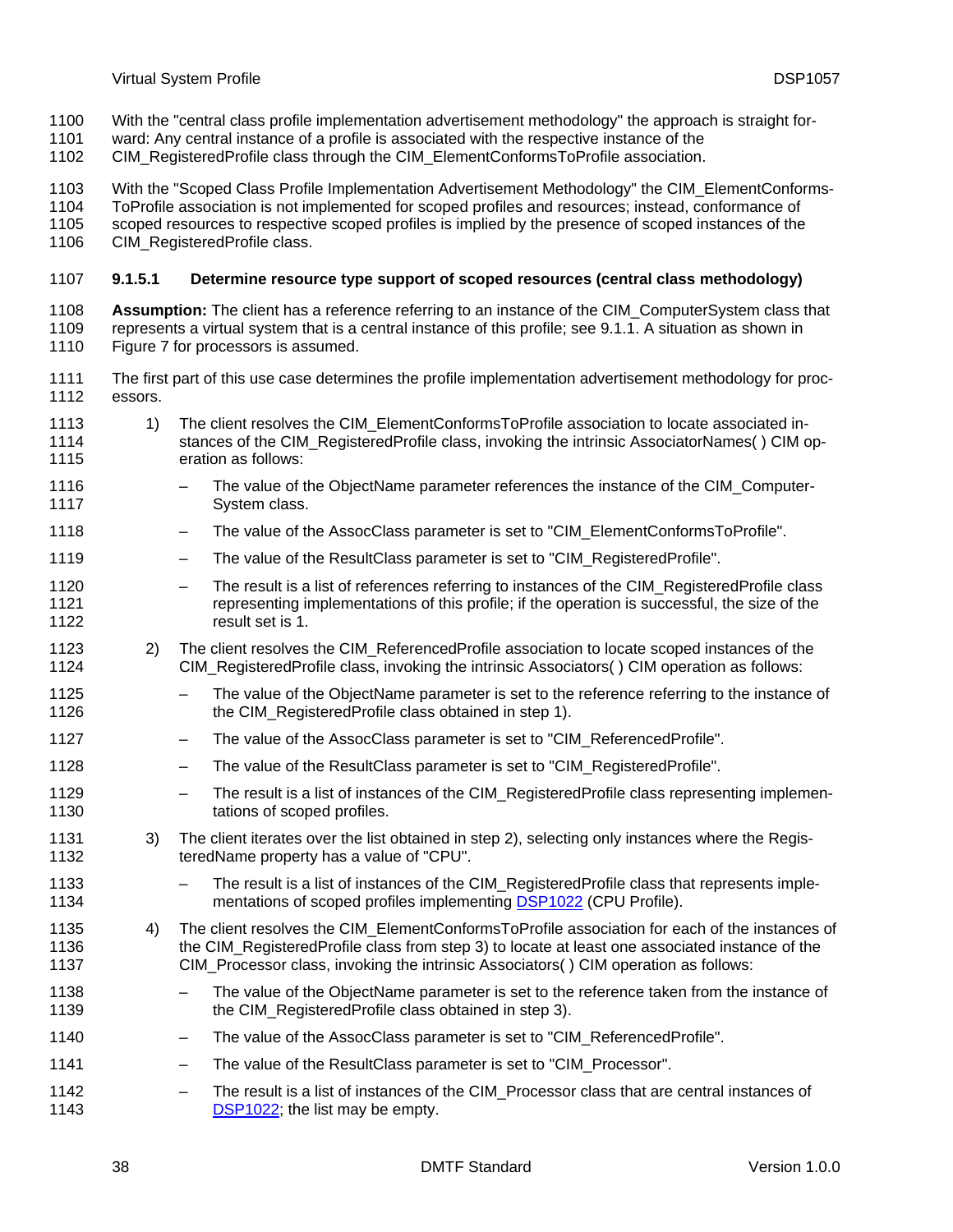With the "central class profile implementation advertisement methodology" the approach is straight forward: Any central instance of a profile is associated with the respective instance of the CIM_RegisteredProfile class through the CIM_ElementConformsToProfile association.

With the "Scoped Class Profile Implementation Advertisement Methodology" the CIM_ElementConformsToProfile association is not implemented for scoped profiles and resources; instead, conformance of scoped resources to respective scoped profiles is implied by the presence of scoped instances of the CIM_RegisteredProfile class.

#### 9.1.5.1 Determine resource type support of scoped resources (central class methodology)

**Assumption:** The client has a reference referring to an instance of the CIM_ComputerSystem class that represents a virtual system that is a central instance of this profile; see 9.1.1. A situation as shown in Figure 7 for processors is assumed.

The first part of this use case determines the profile implementation advertisement methodology for processors.

1) The client resolves the CIM_ElementConformsToProfile association to locate associated instances of the CIM_RegisteredProfile class, invoking the intrinsic AssociatorNames( ) CIM operation as follows:
   - The value of the ObjectName parameter references the instance of the CIM_ComputerSystem class.
   - The value of the AssocClass parameter is set to "CIM_ElementConformsToProfile".
   - The value of the ResultClass parameter is set to "CIM_RegisteredProfile".
   - The result is a list of references referring to instances of the CIM_RegisteredProfile class representing implementations of this profile; if the operation is successful, the size of the result set is 1.
2) The client resolves the CIM_ReferencedProfile association to locate scoped instances of the CIM_RegisteredProfile class, invoking the intrinsic Associators( ) CIM operation as follows:
   - The value of the ObjectName parameter is set to the reference referring to the instance of the CIM_RegisteredProfile class obtained in step 1).
   - The value of the AssocClass parameter is set to "CIM_ReferencedProfile".
   - The value of the ResultClass parameter is set to "CIM_RegisteredProfile".
   - The result is a list of instances of the CIM_RegisteredProfile class representing implementations of scoped profiles.
3) The client iterates over the list obtained in step 2), selecting only instances where the RegisteredName property has a value of "CPU".
   - The result is a list of instances of the CIM_RegisteredProfile class that represents implementations of scoped profiles implementing DSP1022 (CPU Profile).
4) The client resolves the CIM_ElementConformsToProfile association for each of the instances of the CIM_RegisteredProfile class from step 3) to locate at least one associated instance of the CIM_Processor class, invoking the intrinsic Associators( ) CIM operation as follows:
   - The value of the ObjectName parameter is set to the reference taken from the instance of the CIM_RegisteredProfile class obtained in step 3).
   - The value of the AssocClass parameter is set to "CIM_ReferencedProfile".
   - The value of the ResultClass parameter is set to "CIM_Processor".
   - The result is a list of instances of the CIM_Processor class that are central instances of DSP1022; the list may be empty.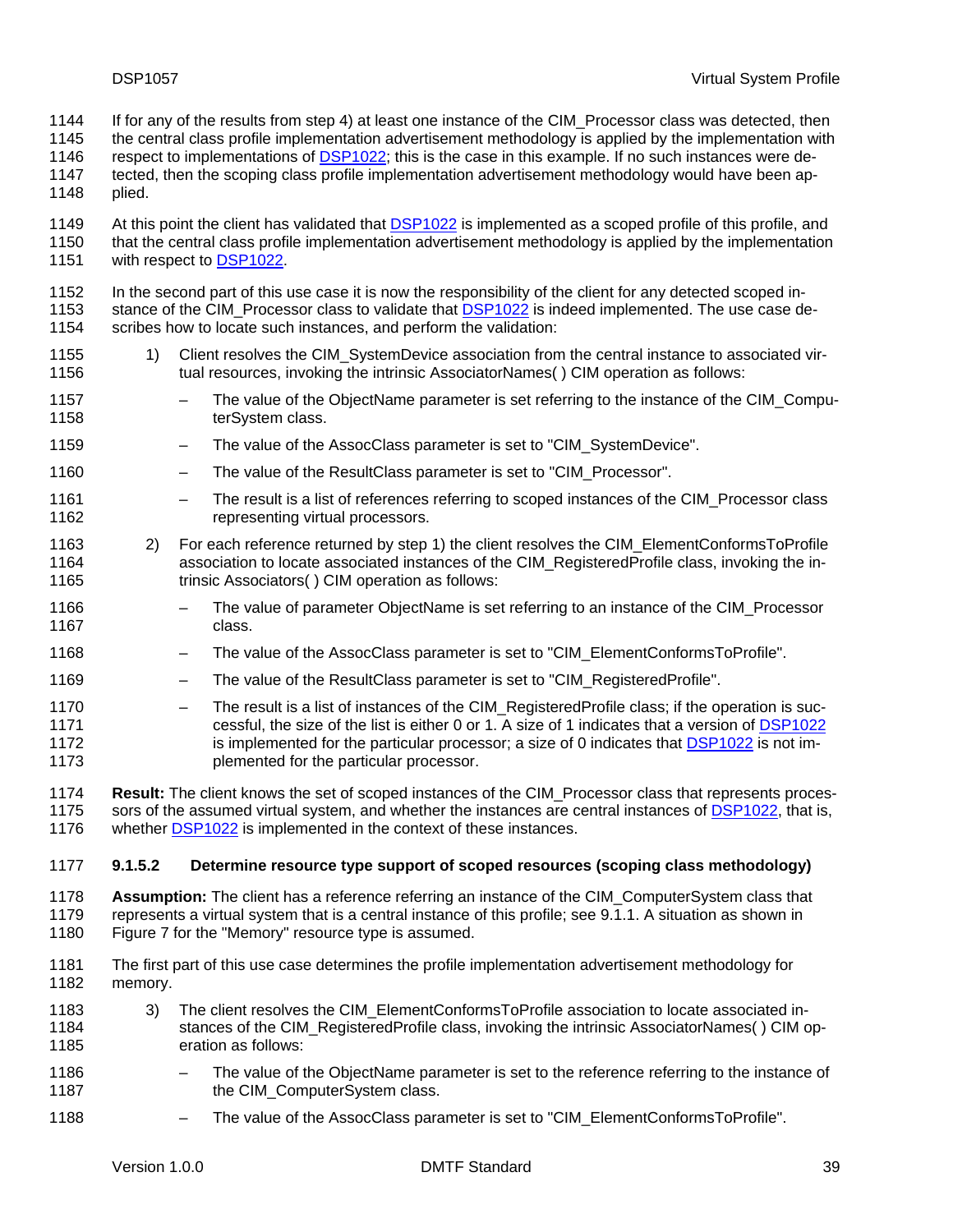If for any of the results from step 4) at least one instance of the CIM_Processor class was detected, then the central class profile implementation advertisement methodology is applied by the implementation with respect to implementations of DSP1022; this is the case in this example. If no such instances were detected, then the scoping class profile implementation advertisement methodology would have been applied.

At this point the client has validated that DSP1022 is implemented as a scoped profile of this profile, and that the central class profile implementation advertisement methodology is applied by the implementation with respect to DSP1022.

In the second part of this use case it is now the responsibility of the client for any detected scoped instance of the CIM_Processor class to validate that DSP1022 is indeed implemented. The use case describes how to locate such instances, and perform the validation:

1) Client resolves the CIM_SystemDevice association from the central instance to associated virtual resources, invoking the intrinsic AssociatorNames( ) CIM operation as follows:
   - The value of the ObjectName parameter is set referring to the instance of the CIM_ComputerSystem class.
   - The value of the AssocClass parameter is set to "CIM_SystemDevice".
   - The value of the ResultClass parameter is set to "CIM_Processor".
   - The result is a list of references referring to scoped instances of the CIM_Processor class representing virtual processors.
2) For each reference returned by step 1) the client resolves the CIM_ElementConformsToProfile association to locate associated instances of the CIM_RegisteredProfile class, invoking the intrinsic Associators( ) CIM operation as follows:
   - The value of parameter ObjectName is set referring to an instance of the CIM_Processor class.
   - The value of the AssocClass parameter is set to "CIM_ElementConformsToProfile".
   - The value of the ResultClass parameter is set to "CIM_RegisteredProfile".
   - The result is a list of instances of the CIM_RegisteredProfile class; if the operation is successful, the size of the list is either 0 or 1. A size of 1 indicates that a version of DSP1022 is implemented for the particular processor; a size of 0 indicates that DSP1022 is not implemented for the particular processor.

**Result:** The client knows the set of scoped instances of the CIM_Processor class that represents processors of the assumed virtual system, and whether the instances are central instances of DSP1022, that is, whether DSP1022 is implemented in the context of these instances.

#### 9.1.5.2 Determine resource type support of scoped resources (scoping class methodology)

**Assumption:** The client has a reference referring an instance of the CIM_ComputerSystem class that represents a virtual system that is a central instance of this profile; see 9.1.1. A situation as shown in Figure 7 for the "Memory" resource type is assumed.

The first part of this use case determines the profile implementation advertisement methodology for memory.

3) The client resolves the CIM_ElementConformsToProfile association to locate associated instances of the CIM_RegisteredProfile class, invoking the intrinsic AssociatorNames( ) CIM operation as follows:
   - The value of the ObjectName parameter is set to the reference referring to the instance of the CIM_ComputerSystem class.
   - The value of the AssocClass parameter is set to "CIM_ElementConformsToProfile".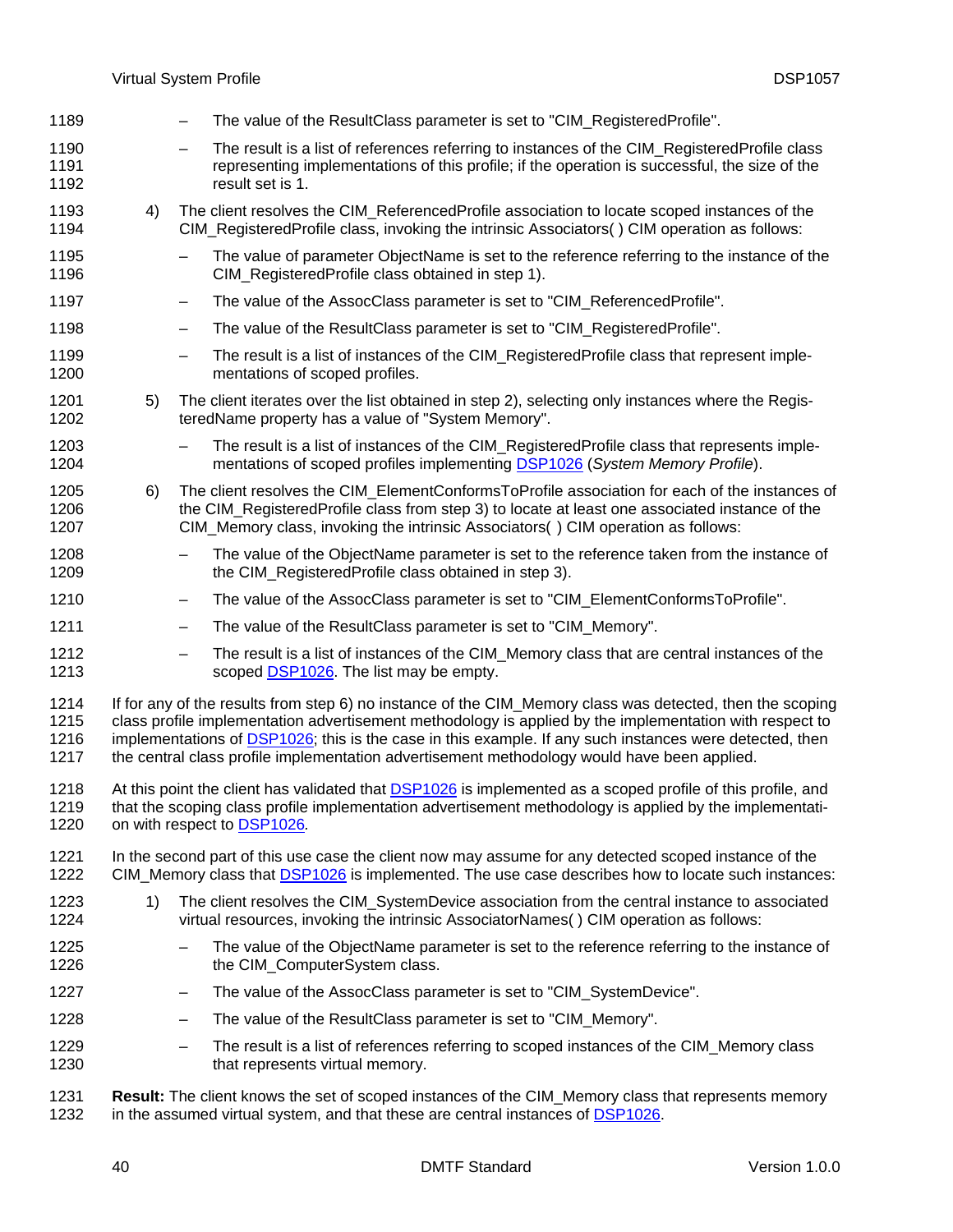– The value of the ResultClass parameter is set to "CIM_RegisteredProfile".

– The result is a list of references referring to instances of the CIM_RegisteredProfile class representing implementations of this profile; if the operation is successful, the size of the result set is 1.

4) The client resolves the CIM_ReferencedProfile association to locate scoped instances of the CIM_RegisteredProfile class, invoking the intrinsic Associators( ) CIM operation as follows:

   – The value of parameter ObjectName is set to the reference referring to the instance of the CIM_RegisteredProfile class obtained in step 1).

   – The value of the AssocClass parameter is set to "CIM_ReferencedProfile".

   – The value of the ResultClass parameter is set to "CIM_RegisteredProfile".

   – The result is a list of instances of the CIM_RegisteredProfile class that represent implementations of scoped profiles.

5) The client iterates over the list obtained in step 2), selecting only instances where the RegisteredName property has a value of "System Memory".

   – The result is a list of instances of the CIM_RegisteredProfile class that represents implementations of scoped profiles implementing DSP1026 (*System Memory Profile*).

6) The client resolves the CIM_ElementConformsToProfile association for each of the instances of the CIM_RegisteredProfile class from step 3) to locate at least one associated instance of the CIM_Memory class, invoking the intrinsic Associators( ) CIM operation as follows:

   – The value of the ObjectName parameter is set to the reference taken from the instance of the CIM_RegisteredProfile class obtained in step 3).

   – The value of the AssocClass parameter is set to "CIM_ElementConformsToProfile".

   – The value of the ResultClass parameter is set to "CIM_Memory".

   – The result is a list of instances of the CIM_Memory class that are central instances of the scoped DSP1026. The list may be empty.

If for any of the results from step 6) no instance of the CIM_Memory class was detected, then the scoping class profile implementation advertisement methodology is applied by the implementation with respect to implementations of DSP1026; this is the case in this example. If any such instances were detected, then the central class profile implementation advertisement methodology would have been applied.

At this point the client has validated that DSP1026 is implemented as a scoped profile of this profile, and that the scoping class profile implementation advertisement methodology is applied by the implementation with respect to DSP1026.

In the second part of this use case the client now may assume for any detected scoped instance of the CIM_Memory class that DSP1026 is implemented. The use case describes how to locate such instances:

1) The client resolves the CIM_SystemDevice association from the central instance to associated virtual resources, invoking the intrinsic AssociatorNames( ) CIM operation as follows:

   – The value of the ObjectName parameter is set to the reference referring to the instance of the CIM_ComputerSystem class.

   – The value of the AssocClass parameter is set to "CIM_SystemDevice".

   – The value of the ResultClass parameter is set to "CIM_Memory".

   – The result is a list of references referring to scoped instances of the CIM_Memory class that represents virtual memory.

**Result:** The client knows the set of scoped instances of the CIM_Memory class that represents memory in the assumed virtual system, and that these are central instances of DSP1026.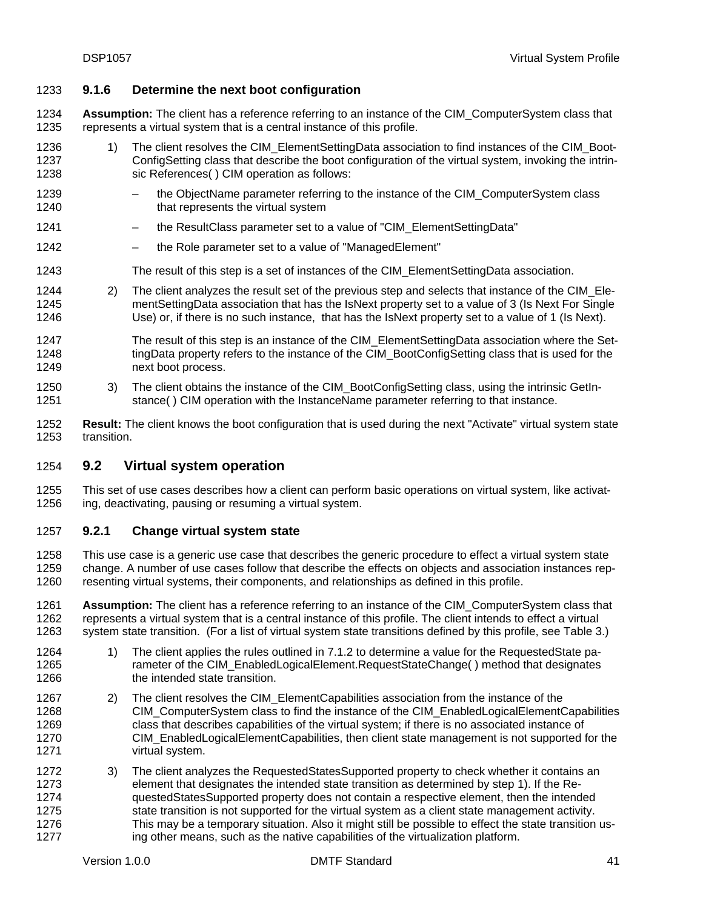### 9.1.6 Determine the next boot configuration

**Assumption:** The client has a reference referring to an instance of the CIM_ComputerSystem class that represents a virtual system that is a central instance of this profile.

1) The client resolves the CIM_ElementSettingData association to find instances of the CIM_BootConfigSetting class that describe the boot configuration of the virtual system, invoking the intrinsic References( ) CIM operation as follows:

   – the ObjectName parameter referring to the instance of the CIM_ComputerSystem class that represents the virtual system

   – the ResultClass parameter set to a value of "CIM_ElementSettingData"

   – the Role parameter set to a value of "ManagedElement"

   The result of this step is a set of instances of the CIM_ElementSettingData association.

2) The client analyzes the result set of the previous step and selects that instance of the CIM_ElementSettingData association that has the IsNext property set to a value of 3 (Is Next For Single Use) or, if there is no such instance, that has the IsNext property set to a value of 1 (Is Next).

   The result of this step is an instance of the CIM_ElementSettingData association where the SettingData property refers to the instance of the CIM_BootConfigSetting class that is used for the next boot process.

3) The client obtains the instance of the CIM_BootConfigSetting class, using the intrinsic GetInstance( ) CIM operation with the InstanceName parameter referring to that instance.

**Result:** The client knows the boot configuration that is used during the next "Activate" virtual system state transition.

## 9.2 Virtual system operation

This set of use cases describes how a client can perform basic operations on virtual system, like activating, deactivating, pausing or resuming a virtual system.

### 9.2.1 Change virtual system state

This use case is a generic use case that describes the generic procedure to effect a virtual system state change. A number of use cases follow that describe the effects on objects and association instances representing virtual systems, their components, and relationships as defined in this profile.

**Assumption:** The client has a reference referring to an instance of the CIM_ComputerSystem class that represents a virtual system that is a central instance of this profile. The client intends to effect a virtual system state transition. (For a list of virtual system state transitions defined by this profile, see Table 3.)

1) The client applies the rules outlined in 7.1.2 to determine a value for the RequestedState parameter of the CIM_EnabledLogicalElement.RequestStateChange( ) method that designates the intended state transition.

2) The client resolves the CIM_ElementCapabilities association from the instance of the CIM_ComputerSystem class to find the instance of the CIM_EnabledLogicalElementCapabilities class that describes capabilities of the virtual system; if there is no associated instance of CIM_EnabledLogicalElementCapabilities, then client state management is not supported for the virtual system.

3) The client analyzes the RequestedStatesSupported property to check whether it contains an element that designates the intended state transition as determined by step 1). If the RequestedStatesSupported property does not contain a respective element, then the intended state transition is not supported for the virtual system as a client state management activity. This may be a temporary situation. Also it might still be possible to effect the state transition using other means, such as the native capabilities of the virtualization platform.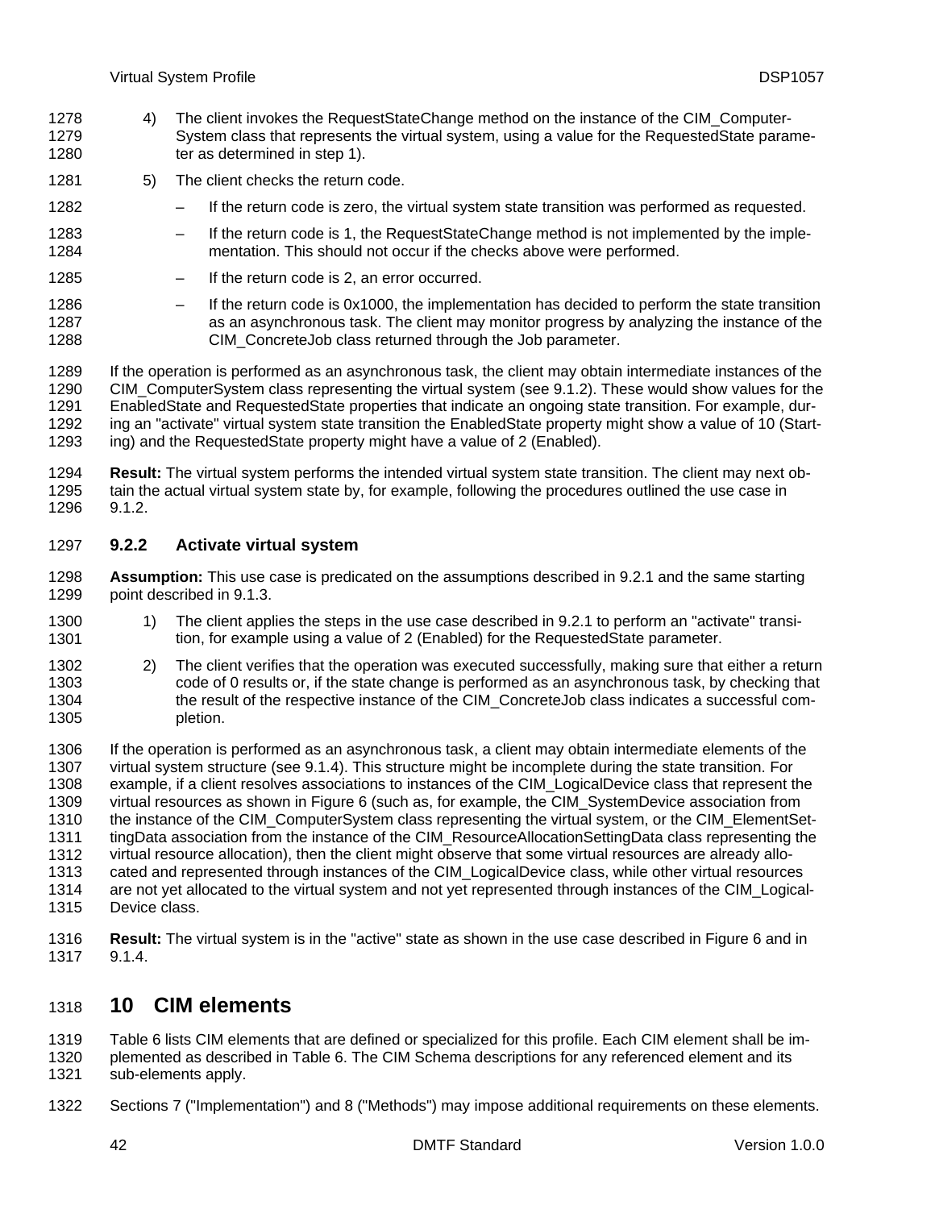4) The client invokes the RequestStateChange method on the instance of the CIM_ComputerSystem class that represents the virtual system, using a value for the RequestedState parameter as determined in step 1).

5) The client checks the return code.

   – If the return code is zero, the virtual system state transition was performed as requested.

   – If the return code is 1, the RequestStateChange method is not implemented by the implementation. This should not occur if the checks above were performed.

   – If the return code is 2, an error occurred.

   – If the return code is 0x1000, the implementation has decided to perform the state transition as an asynchronous task. The client may monitor progress by analyzing the instance of the CIM_ConcreteJob class returned through the Job parameter.

If the operation is performed as an asynchronous task, the client may obtain intermediate instances of the CIM_ComputerSystem class representing the virtual system (see 9.1.2). These would show values for the EnabledState and RequestedState properties that indicate an ongoing state transition. For example, during an "activate" virtual system state transition the EnabledState property might show a value of 10 (Starting) and the RequestedState property might have a value of 2 (Enabled).

**Result:** The virtual system performs the intended virtual system state transition. The client may next obtain the actual virtual system state by, for example, following the procedures outlined the use case in 9.1.2.

### 9.2.2 Activate virtual system

**Assumption:** This use case is predicated on the assumptions described in 9.2.1 and the same starting point described in 9.1.3.

1) The client applies the steps in the use case described in 9.2.1 to perform an "activate" transition, for example using a value of 2 (Enabled) for the RequestedState parameter.

2) The client verifies that the operation was executed successfully, making sure that either a return code of 0 results or, if the state change is performed as an asynchronous task, by checking that the result of the respective instance of the CIM_ConcreteJob class indicates a successful completion.

If the operation is performed as an asynchronous task, a client may obtain intermediate elements of the virtual system structure (see 9.1.4). This structure might be incomplete during the state transition. For example, if a client resolves associations to instances of the CIM_LogicalDevice class that represent the virtual resources as shown in Figure 6 (such as, for example, the CIM_SystemDevice association from the instance of the CIM_ComputerSystem class representing the virtual system, or the CIM_ElementSettingData association from the instance of the CIM_ResourceAllocationSettingData class representing the virtual resource allocation), then the client might observe that some virtual resources are already allocated and represented through instances of the CIM_LogicalDevice class, while other virtual resources are not yet allocated to the virtual system and not yet represented through instances of the CIM_LogicalDevice class.

**Result:** The virtual system is in the "active" state as shown in the use case described in Figure 6 and in 9.1.4.

## 10 CIM elements

Table 6 lists CIM elements that are defined or specialized for this profile. Each CIM element shall be implemented as described in Table 6. The CIM Schema descriptions for any referenced element and its sub-elements apply.

Sections 7 ("Implementation") and 8 ("Methods") may impose additional requirements on these elements.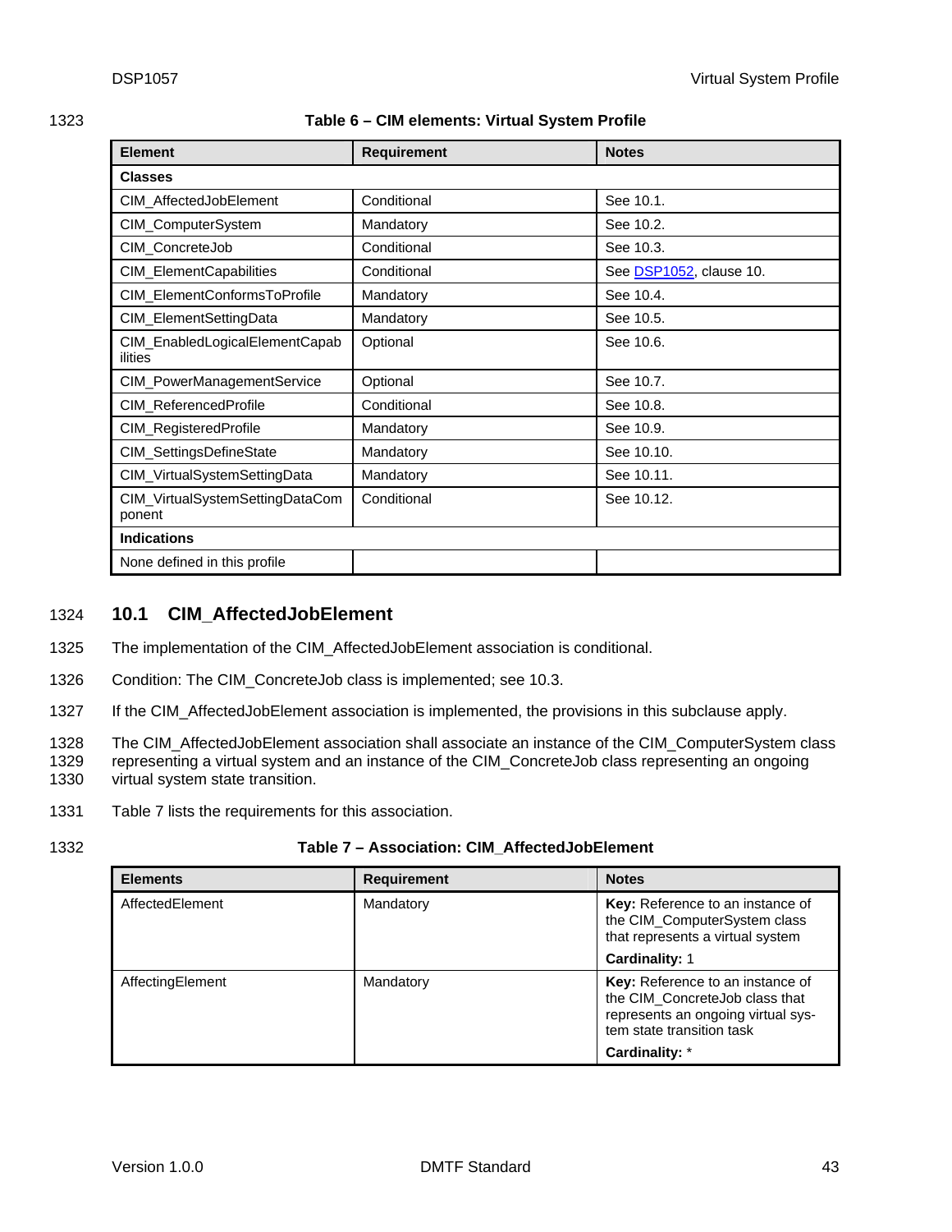Table 6 – CIM elements: Virtual System Profile

| Element | Requirement | Notes |
|---|---|---|
| **Classes** | | |
| CIM_AffectedJobElement | Conditional | See 10.1. |
| CIM_ComputerSystem | Mandatory | See 10.2. |
| CIM_ConcreteJob | Conditional | See 10.3. |
| CIM_ElementCapabilities | Conditional | See DSP1052, clause 10. |
| CIM_ElementConformsToProfile | Mandatory | See 10.4. |
| CIM_ElementSettingData | Mandatory | See 10.5. |
| CIM_EnabledLogicalElementCapabilities | Optional | See 10.6. |
| CIM_PowerManagementService | Optional | See 10.7. |
| CIM_ReferencedProfile | Conditional | See 10.8. |
| CIM_RegisteredProfile | Mandatory | See 10.9. |
| CIM_SettingsDefineState | Mandatory | See 10.10. |
| CIM_VirtualSystemSettingData | Mandatory | See 10.11. |
| CIM_VirtualSystemSettingDataComponent | Conditional | See 10.12. |
| **Indications** | | |
| None defined in this profile | | |

## 10.1 CIM_AffectedJobElement

The implementation of the CIM_AffectedJobElement association is conditional.

Condition: The CIM_ConcreteJob class is implemented; see 10.3.

If the CIM_AffectedJobElement association is implemented, the provisions in this subclause apply.

The CIM_AffectedJobElement association shall associate an instance of the CIM_ComputerSystem class representing a virtual system and an instance of the CIM_ConcreteJob class representing an ongoing virtual system state transition.

Table 7 lists the requirements for this association.

Table 7 – Association: CIM_AffectedJobElement

| Elements | Requirement | Notes |
|---|---|---|
| AffectedElement | Mandatory | **Key:** Reference to an instance of the CIM_ComputerSystem class that represents a virtual system<br>**Cardinality:** 1 |
| AffectingElement | Mandatory | **Key:** Reference to an instance of the CIM_ConcreteJob class that represents an ongoing virtual system state transition task<br>**Cardinality:** * |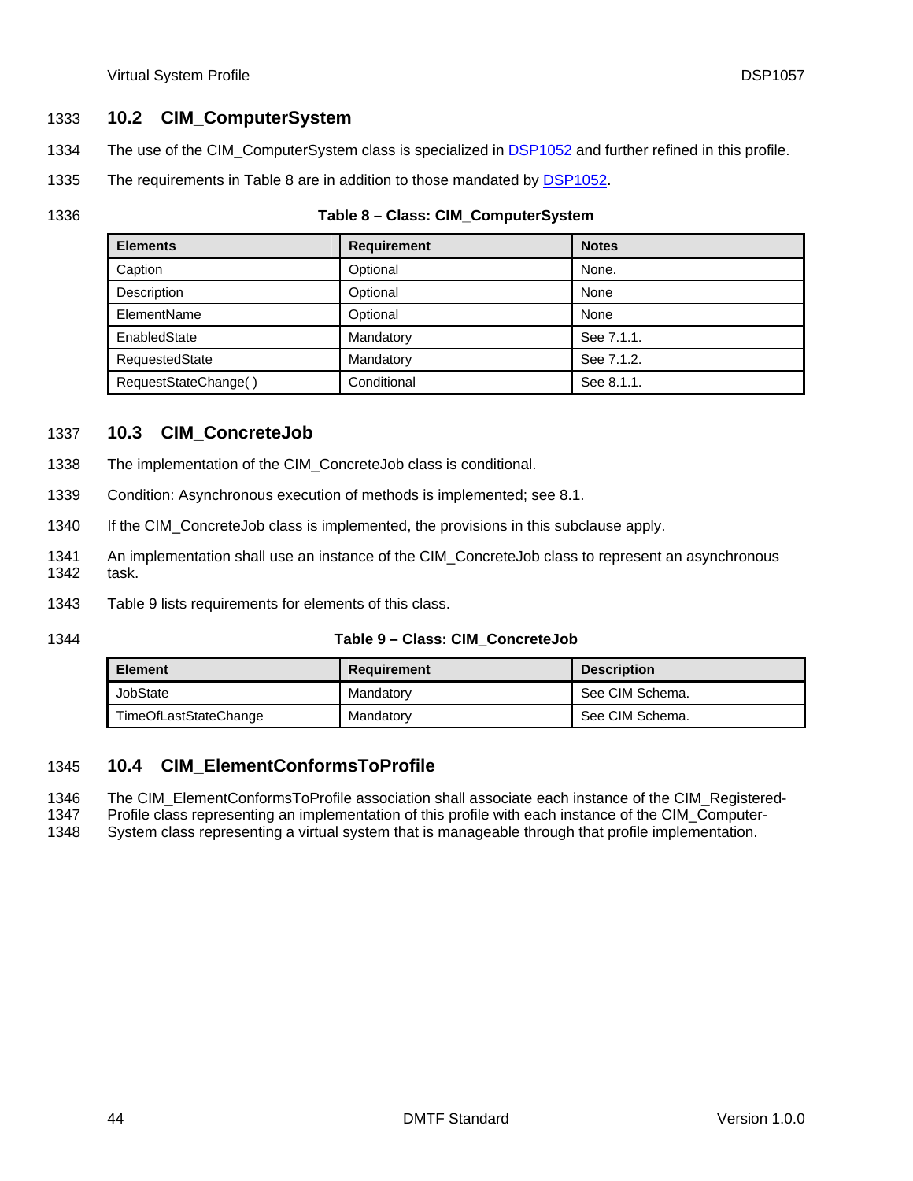## 10.2 CIM_ComputerSystem

The use of the CIM_ComputerSystem class is specialized in DSP1052 and further refined in this profile.

The requirements in Table 8 are in addition to those mandated by DSP1052.

**Table 8 – Class: CIM_ComputerSystem**

| Elements | Requirement | Notes |
|---|---|---|
| Caption | Optional | None. |
| Description | Optional | None |
| ElementName | Optional | None |
| EnabledState | Mandatory | See 7.1.1. |
| RequestedState | Mandatory | See 7.1.2. |
| RequestStateChange( ) | Conditional | See 8.1.1. |

## 10.3 CIM_ConcreteJob

The implementation of the CIM_ConcreteJob class is conditional.

Condition: Asynchronous execution of methods is implemented; see 8.1.

If the CIM_ConcreteJob class is implemented, the provisions in this subclause apply.

An implementation shall use an instance of the CIM_ConcreteJob class to represent an asynchronous task.

Table 9 lists requirements for elements of this class.

**Table 9 – Class: CIM_ConcreteJob**

| Element | Requirement | Description |
|---|---|---|
| JobState | Mandatory | See CIM Schema. |
| TimeOfLastStateChange | Mandatory | See CIM Schema. |

## 10.4 CIM_ElementConformsToProfile

The CIM_ElementConformsToProfile association shall associate each instance of the CIM_RegisteredProfile class representing an implementation of this profile with each instance of the CIM_ComputerSystem class representing a virtual system that is manageable through that profile implementation.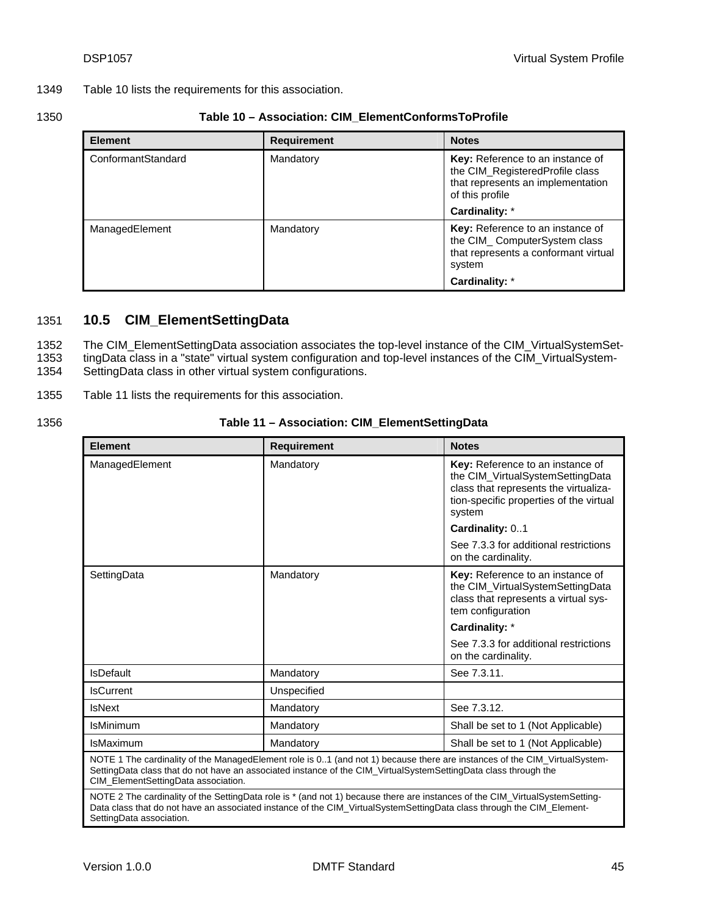Table 10 lists the requirements for this association.

**Table 10 – Association: CIM_ElementConformsToProfile**

| Element | Requirement | Notes |
|---|---|---|
| ConformantStandard | Mandatory | **Key:** Reference to an instance of the CIM_RegisteredProfile class that represents an implementation of this profile<br>**Cardinality:** * |
| ManagedElement | Mandatory | **Key:** Reference to an instance of the CIM_ ComputerSystem class that represents a conformant virtual system<br>**Cardinality:** * |

## 10.5 CIM_ElementSettingData

The CIM_ElementSettingData association associates the top-level instance of the CIM_VirtualSystemSettingData class in a "state" virtual system configuration and top-level instances of the CIM_VirtualSystemSettingData class in other virtual system configurations.

Table 11 lists the requirements for this association.

**Table 11 – Association: CIM_ElementSettingData**

| Element | Requirement | Notes |
|---|---|---|
| ManagedElement | Mandatory | **Key:** Reference to an instance of the CIM_VirtualSystemSettingData class that represents the virtualization-specific properties of the virtual system<br>**Cardinality:** 0..1<br>See 7.3.3 for additional restrictions on the cardinality. |
| SettingData | Mandatory | **Key:** Reference to an instance of the CIM_VirtualSystemSettingData class that represents a virtual system configuration<br>**Cardinality:** *<br>See 7.3.3 for additional restrictions on the cardinality. |
| IsDefault | Mandatory | See 7.3.11. |
| IsCurrent | Unspecified | |
| IsNext | Mandatory | See 7.3.12. |
| IsMinimum | Mandatory | Shall be set to 1 (Not Applicable) |
| IsMaximum | Mandatory | Shall be set to 1 (Not Applicable) |
| NOTE 1 The cardinality of the ManagedElement role is 0..1 (and not 1) because there are instances of the CIM_VirtualSystemSettingData class that do not have an associated instance of the CIM_VirtualSystemSettingData class through the CIM_ElementSettingData association. | | |
| NOTE 2 The cardinality of the SettingData role is * (and not 1) because there are instances of the CIM_VirtualSystemSettingData class that do not have an associated instance of the CIM_VirtualSystemSettingData class through the CIM_ElementSettingData association. | | |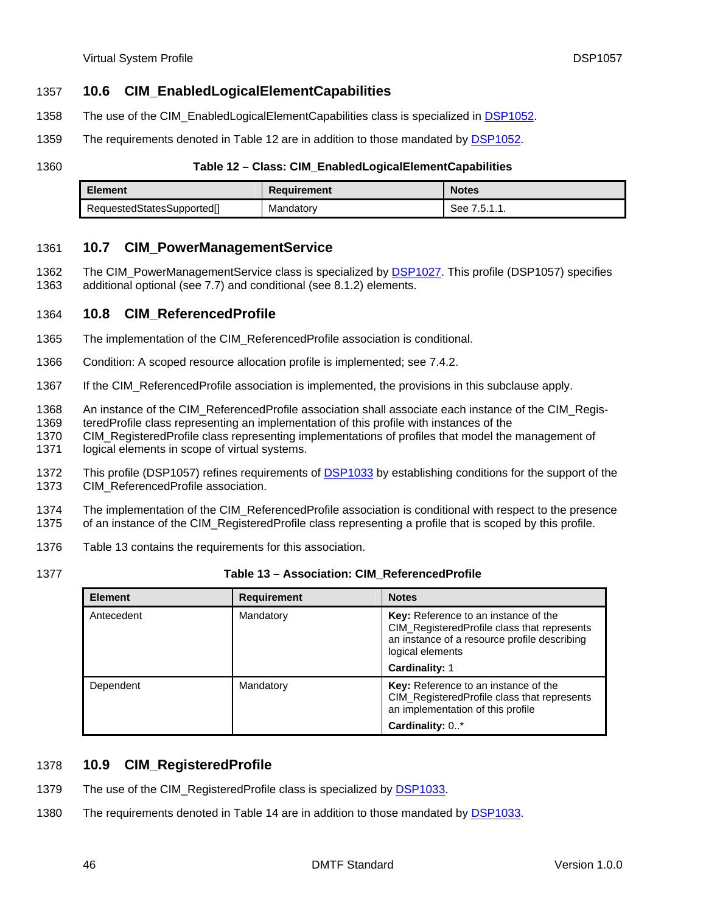## 10.6 CIM_EnabledLogicalElementCapabilities

The use of the CIM_EnabledLogicalElementCapabilities class is specialized in DSP1052.

The requirements denoted in Table 12 are in addition to those mandated by DSP1052.

**Table 12 – Class: CIM_EnabledLogicalElementCapabilities**

| Element | Requirement | Notes |
| --- | --- | --- |
| RequestedStatesSupported[] | Mandatory | See 7.5.1.1. |

## 10.7 CIM_PowerManagementService

The CIM_PowerManagementService class is specialized by DSP1027. This profile (DSP1057) specifies additional optional (see 7.7) and conditional (see 8.1.2) elements.

## 10.8 CIM_ReferencedProfile

The implementation of the CIM_ReferencedProfile association is conditional.

Condition: A scoped resource allocation profile is implemented; see 7.4.2.

If the CIM_ReferencedProfile association is implemented, the provisions in this subclause apply.

An instance of the CIM_ReferencedProfile association shall associate each instance of the CIM_RegisteredProfile class representing an implementation of this profile with instances of the CIM_RegisteredProfile class representing implementations of profiles that model the management of logical elements in scope of virtual systems.

This profile (DSP1057) refines requirements of DSP1033 by establishing conditions for the support of the CIM_ReferencedProfile association.

The implementation of the CIM_ReferencedProfile association is conditional with respect to the presence of an instance of the CIM_RegisteredProfile class representing a profile that is scoped by this profile.

Table 13 contains the requirements for this association.

**Table 13 – Association: CIM_ReferencedProfile**

| Element | Requirement | Notes |
| --- | --- | --- |
| Antecedent | Mandatory | **Key:** Reference to an instance of the CIM_RegisteredProfile class that represents an instance of a resource profile describing logical elements<br>**Cardinality:** 1 |
| Dependent | Mandatory | **Key:** Reference to an instance of the CIM_RegisteredProfile class that represents an implementation of this profile<br>**Cardinality:** 0..* |

## 10.9 CIM_RegisteredProfile

The use of the CIM_RegisteredProfile class is specialized by DSP1033.

The requirements denoted in Table 14 are in addition to those mandated by DSP1033.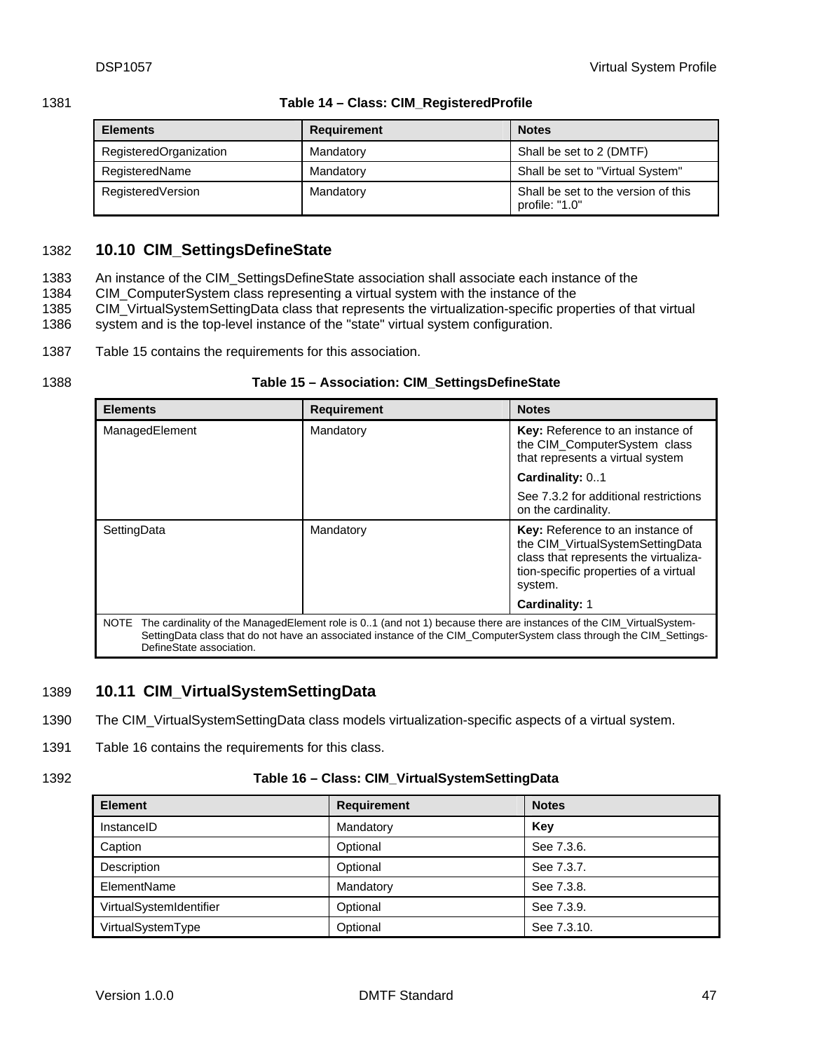**Table 14 – Class: CIM_RegisteredProfile**

| Elements | Requirement | Notes |
|---|---|---|
| RegisteredOrganization | Mandatory | Shall be set to 2 (DMTF) |
| RegisteredName | Mandatory | Shall be set to "Virtual System" |
| RegisteredVersion | Mandatory | Shall be set to the version of this profile: "1.0" |

## 10.10 CIM_SettingsDefineState

An instance of the CIM_SettingsDefineState association shall associate each instance of the CIM_ComputerSystem class representing a virtual system with the instance of the CIM_VirtualSystemSettingData class that represents the virtualization-specific properties of that virtual system and is the top-level instance of the "state" virtual system configuration.

Table 15 contains the requirements for this association.

**Table 15 – Association: CIM_SettingsDefineState**

| Elements | Requirement | Notes |
|---|---|---|
| ManagedElement | Mandatory | **Key:** Reference to an instance of the CIM_ComputerSystem class that represents a virtual system<br>**Cardinality:** 0..1<br>See 7.3.2 for additional restrictions on the cardinality. |
| SettingData | Mandatory | **Key:** Reference to an instance of the CIM_VirtualSystemSettingData class that represents the virtualization-specific properties of a virtual system.<br>**Cardinality:** 1 |
| NOTE The cardinality of the ManagedElement role is 0..1 (and not 1) because there are instances of the CIM_VirtualSystemSettingData class that do not have an associated instance of the CIM_ComputerSystem class through the CIM_SettingsDefineState association. | | |

## 10.11 CIM_VirtualSystemSettingData

The CIM_VirtualSystemSettingData class models virtualization-specific aspects of a virtual system.

Table 16 contains the requirements for this class.

**Table 16 – Class: CIM_VirtualSystemSettingData**

| Element | Requirement | Notes |
|---|---|---|
| InstanceID | Mandatory | **Key** |
| Caption | Optional | See 7.3.6. |
| Description | Optional | See 7.3.7. |
| ElementName | Mandatory | See 7.3.8. |
| VirtualSystemIdentifier | Optional | See 7.3.9. |
| VirtualSystemType | Optional | See 7.3.10. |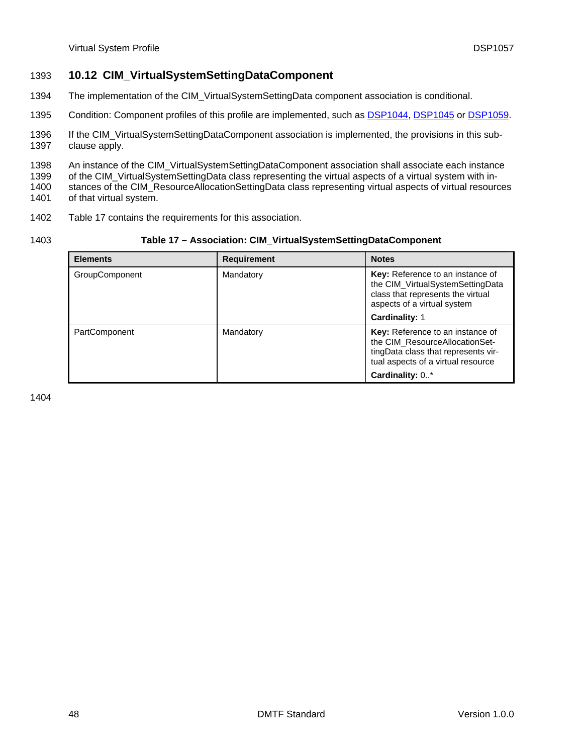## 10.12 CIM_VirtualSystemSettingDataComponent

The implementation of the CIM_VirtualSystemSettingData component association is conditional.

Condition: Component profiles of this profile are implemented, such as DSP1044, DSP1045 or DSP1059.

If the CIM_VirtualSystemSettingDataComponent association is implemented, the provisions in this sub-clause apply.

An instance of the CIM_VirtualSystemSettingDataComponent association shall associate each instance of the CIM_VirtualSystemSettingData class representing the virtual aspects of a virtual system with instances of the CIM_ResourceAllocationSettingData class representing virtual aspects of virtual resources of that virtual system.

Table 17 contains the requirements for this association.

**Table 17 – Association: CIM_VirtualSystemSettingDataComponent**

| Elements | Requirement | Notes |
|---|---|---|
| GroupComponent | Mandatory | **Key:** Reference to an instance of the CIM_VirtualSystemSettingData class that represents the virtual aspects of a virtual system<br>**Cardinality:** 1 |
| PartComponent | Mandatory | **Key:** Reference to an instance of the CIM_ResourceAllocationSettingData class that represents virtual aspects of a virtual resource<br>**Cardinality:** 0..* |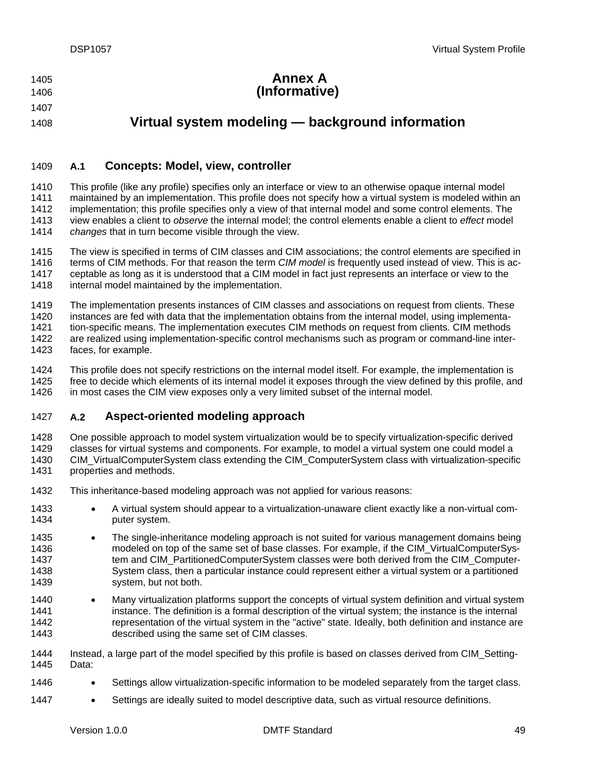# Annex A
# (Informative)

# Virtual system modeling — background information

## A.1 Concepts: Model, view, controller

This profile (like any profile) specifies only an interface or view to an otherwise opaque internal model maintained by an implementation. This profile does not specify how a virtual system is modeled within an implementation; this profile specifies only a view of that internal model and some control elements. The view enables a client to *observe* the internal model; the control elements enable a client to *effect* model *changes* that in turn become visible through the view.

The view is specified in terms of CIM classes and CIM associations; the control elements are specified in terms of CIM methods. For that reason the term *CIM model* is frequently used instead of view. This is acceptable as long as it is understood that a CIM model in fact just represents an interface or view to the internal model maintained by the implementation.

The implementation presents instances of CIM classes and associations on request from clients. These instances are fed with data that the implementation obtains from the internal model, using implementation-specific means. The implementation executes CIM methods on request from clients. CIM methods are realized using implementation-specific control mechanisms such as program or command-line interfaces, for example.

This profile does not specify restrictions on the internal model itself. For example, the implementation is free to decide which elements of its internal model it exposes through the view defined by this profile, and in most cases the CIM view exposes only a very limited subset of the internal model.

## A.2 Aspect-oriented modeling approach

One possible approach to model system virtualization would be to specify virtualization-specific derived classes for virtual systems and components. For example, to model a virtual system one could model a CIM_VirtualComputerSystem class extending the CIM_ComputerSystem class with virtualization-specific properties and methods.

This inheritance-based modeling approach was not applied for various reasons:

- A virtual system should appear to a virtualization-unaware client exactly like a non-virtual computer system.
- The single-inheritance modeling approach is not suited for various management domains being modeled on top of the same set of base classes. For example, if the CIM_VirtualComputerSystem and CIM_PartitionedComputerSystem classes were both derived from the CIM_ComputerSystem class, then a particular instance could represent either a virtual system or a partitioned system, but not both.
- Many virtualization platforms support the concepts of virtual system definition and virtual system instance. The definition is a formal description of the virtual system; the instance is the internal representation of the virtual system in the "active" state. Ideally, both definition and instance are described using the same set of CIM classes.

Instead, a large part of the model specified by this profile is based on classes derived from CIM_SettingData:

- Settings allow virtualization-specific information to be modeled separately from the target class.
- Settings are ideally suited to model descriptive data, such as virtual resource definitions.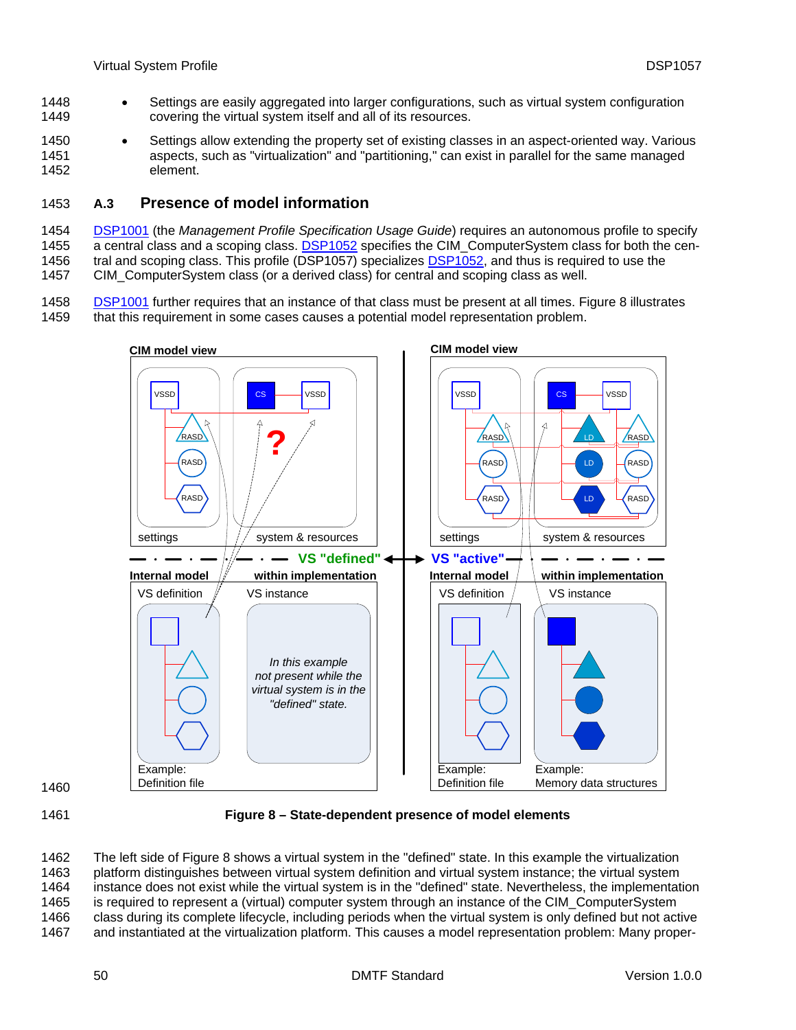- Settings are easily aggregated into larger configurations, such as virtual system configuration covering the virtual system itself and all of its resources.
- Settings allow extending the property set of existing classes in an aspect-oriented way. Various aspects, such as "virtualization" and "partitioning," can exist in parallel for the same managed element.

## A.3 Presence of model information

DSP1001 (the *Management Profile Specification Usage Guide*) requires an autonomous profile to specify a central class and a scoping class. DSP1052 specifies the CIM_ComputerSystem class for both the central and scoping class. This profile (DSP1057) specializes DSP1052, and thus is required to use the CIM_ComputerSystem class (or a derived class) for central and scoping class as well.

DSP1001 further requires that an instance of that class must be present at all times. Figure 8 illustrates that this requirement in some cases causes a potential model representation problem.

**Figure 8 – State-dependent presence of model elements**

The left side of Figure 8 shows a virtual system in the "defined" state. In this example the virtualization platform distinguishes between virtual system definition and virtual system instance; the virtual system instance does not exist while the virtual system is in the "defined" state. Nevertheless, the implementation is required to represent a (virtual) computer system through an instance of the CIM_ComputerSystem class during its complete lifecycle, including periods when the virtual system is only defined but not active and instantiated at the virtualization platform. This causes a model representation problem: Many proper-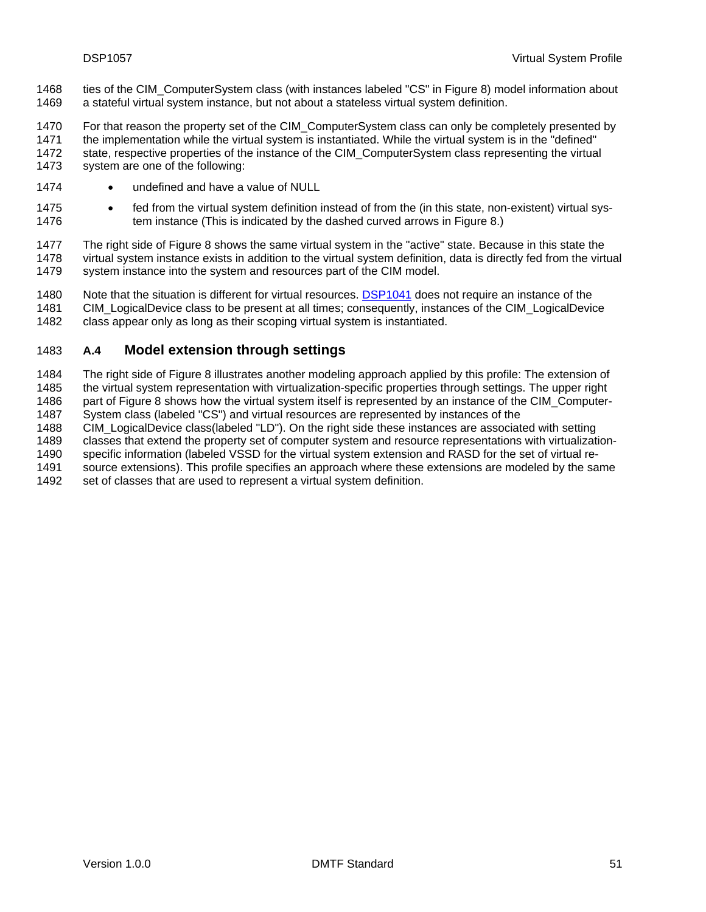ties of the CIM_ComputerSystem class (with instances labeled "CS" in Figure 8) model information about a stateful virtual system instance, but not about a stateless virtual system definition.

For that reason the property set of the CIM_ComputerSystem class can only be completely presented by the implementation while the virtual system is instantiated. While the virtual system is in the "defined" state, respective properties of the instance of the CIM_ComputerSystem class representing the virtual system are one of the following:

- undefined and have a value of NULL
- fed from the virtual system definition instead of from the (in this state, non-existent) virtual system instance (This is indicated by the dashed curved arrows in Figure 8.)

The right side of Figure 8 shows the same virtual system in the "active" state. Because in this state the virtual system instance exists in addition to the virtual system definition, data is directly fed from the virtual system instance into the system and resources part of the CIM model.

Note that the situation is different for virtual resources. DSP1041 does not require an instance of the CIM_LogicalDevice class to be present at all times; consequently, instances of the CIM_LogicalDevice class appear only as long as their scoping virtual system is instantiated.

## A.4 Model extension through settings

The right side of Figure 8 illustrates another modeling approach applied by this profile: The extension of the virtual system representation with virtualization-specific properties through settings. The upper right part of Figure 8 shows how the virtual system itself is represented by an instance of the CIM_ComputerSystem class (labeled "CS") and virtual resources are represented by instances of the CIM_LogicalDevice class(labeled "LD"). On the right side these instances are associated with setting classes that extend the property set of computer system and resource representations with virtualization-specific information (labeled VSSD for the virtual system extension and RASD for the set of virtual resource extensions). This profile specifies an approach where these extensions are modeled by the same set of classes that are used to represent a virtual system definition.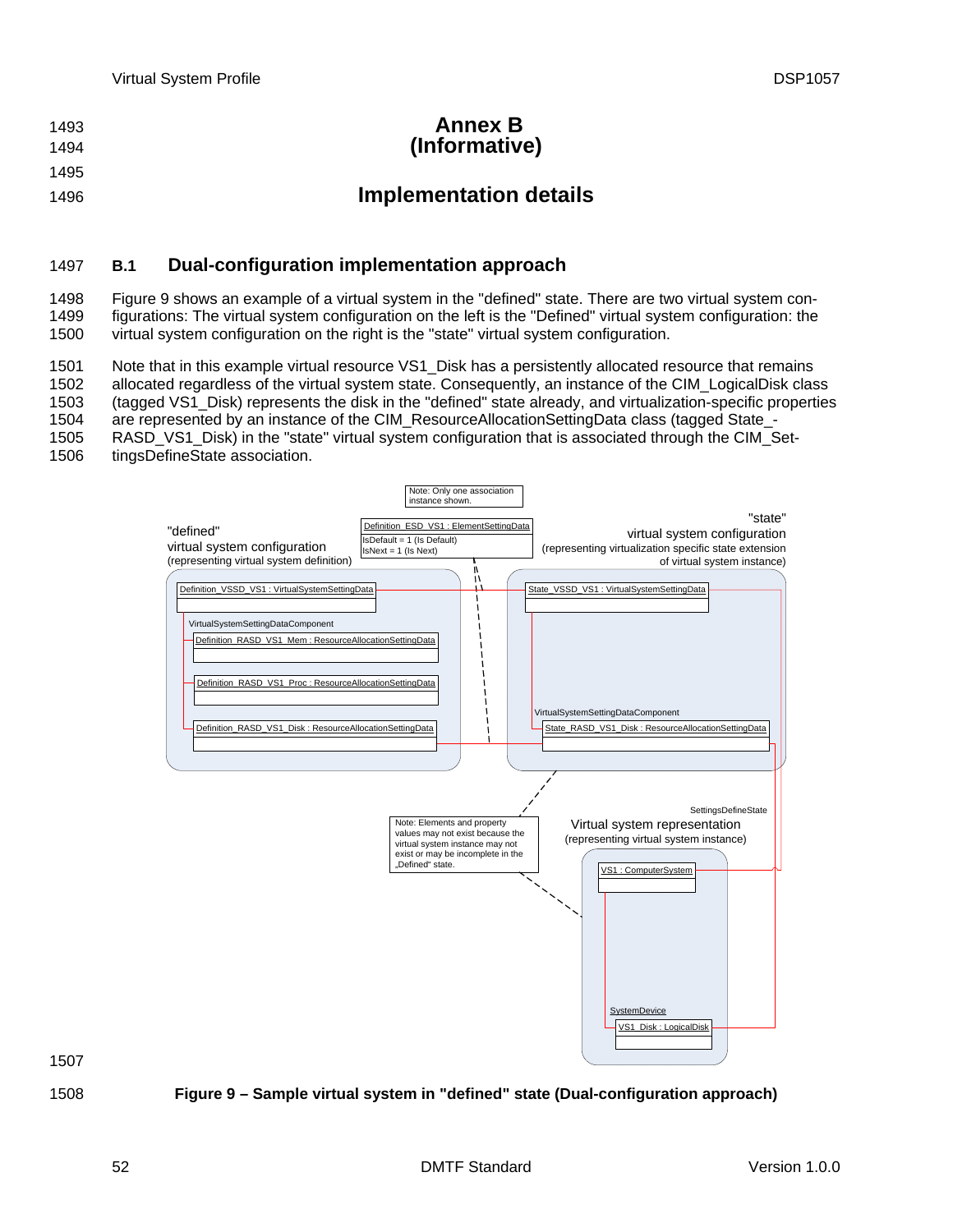# Annex B
# (Informative)

# Implementation details

## B.1 Dual-configuration implementation approach

Figure 9 shows an example of a virtual system in the "defined" state. There are two virtual system configurations: The virtual system configuration on the left is the "Defined" virtual system configuration: the virtual system configuration on the right is the "state" virtual system configuration.

Note that in this example virtual resource VS1_Disk has a persistently allocated resource that remains allocated regardless of the virtual system state. Consequently, an instance of the CIM_LogicalDisk class (tagged VS1_Disk) represents the disk in the "defined" state already, and virtualization-specific properties are represented by an instance of the CIM_ResourceAllocationSettingData class (tagged State_-RASD_VS1_Disk) in the "state" virtual system configuration that is associated through the CIM_SettingsDefineState association.

**Figure 9 – Sample virtual system in "defined" state (Dual-configuration approach)**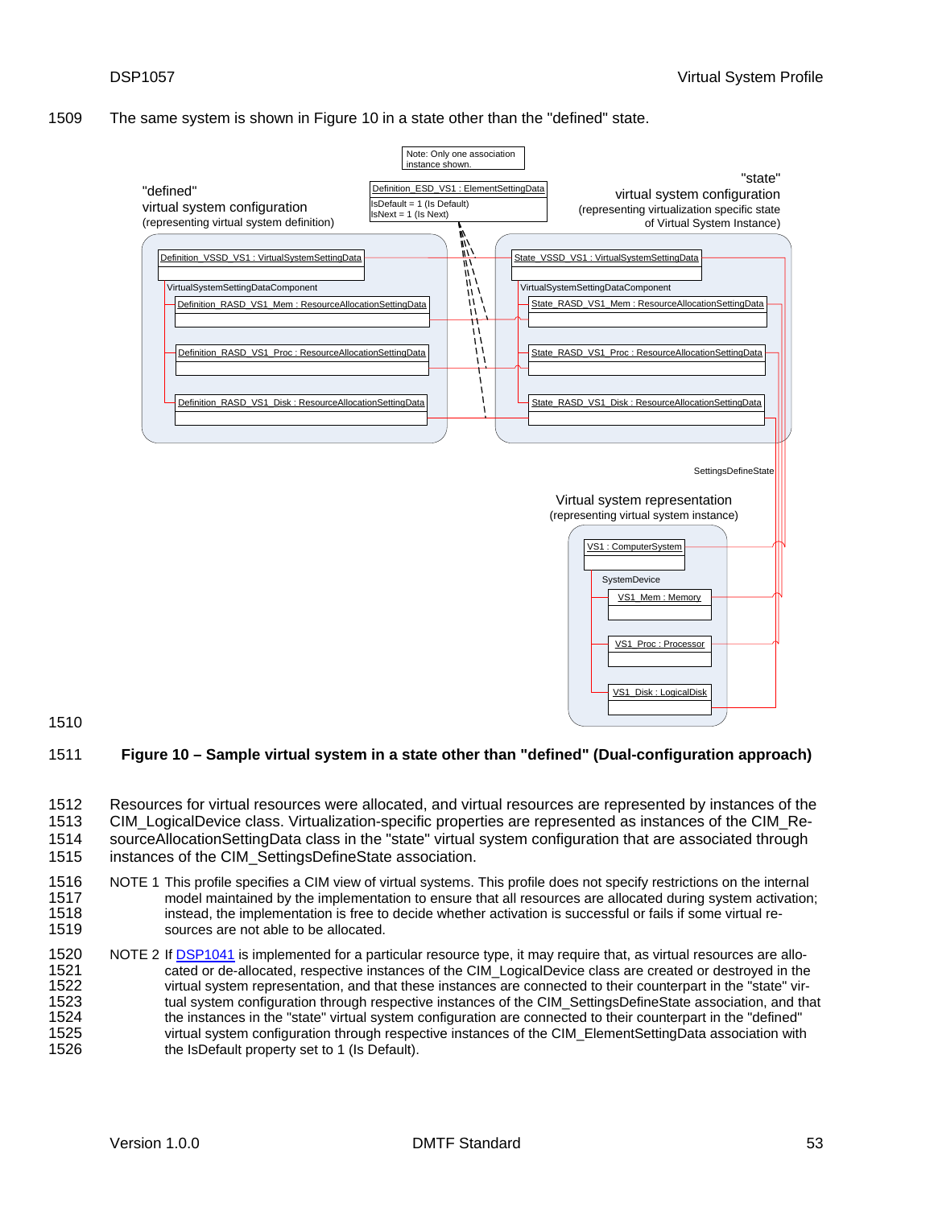The same system is shown in Figure 10 in a state other than the "defined" state.

**Figure 10 – Sample virtual system in a state other than "defined" (Dual-configuration approach)**

Resources for virtual resources were allocated, and virtual resources are represented by instances of the CIM_LogicalDevice class. Virtualization-specific properties are represented as instances of the CIM_ResourceAllocationSettingData class in the "state" virtual system configuration that are associated through instances of the CIM_SettingsDefineState association.

NOTE 1 This profile specifies a CIM view of virtual systems. This profile does not specify restrictions on the internal model maintained by the implementation to ensure that all resources are allocated during system activation; instead, the implementation is free to decide whether activation is successful or fails if some virtual resources are not able to be allocated.

NOTE 2 If DSP1041 is implemented for a particular resource type, it may require that, as virtual resources are allocated or de-allocated, respective instances of the CIM_LogicalDevice class are created or destroyed in the virtual system representation, and that these instances are connected to their counterpart in the "state" virtual system configuration through respective instances of the CIM_SettingsDefineState association, and that the instances in the "state" virtual system configuration are connected to their counterpart in the "defined" virtual system configuration through respective instances of the CIM_ElementSettingData association with the IsDefault property set to 1 (Is Default).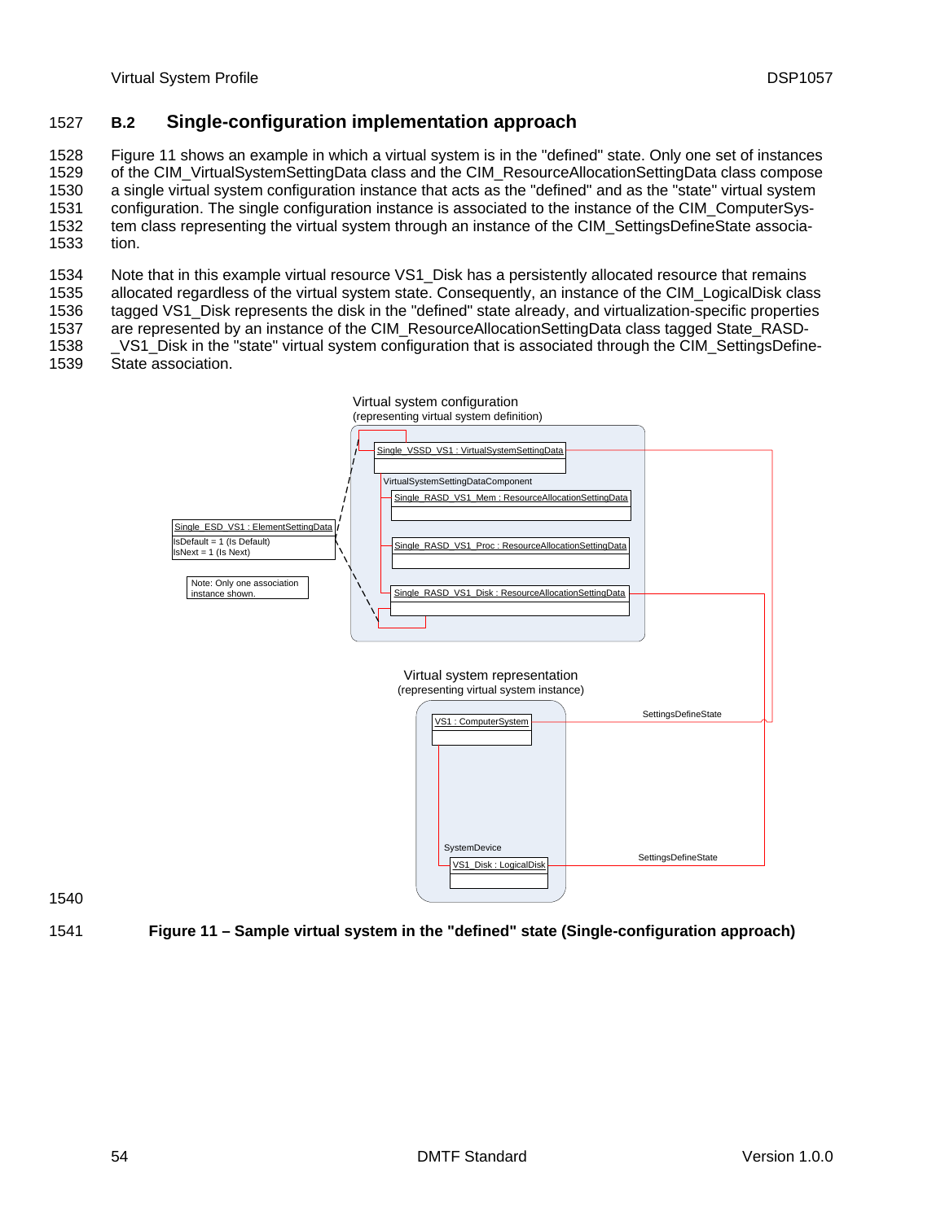## B.2 Single-configuration implementation approach

Figure 11 shows an example in which a virtual system is in the "defined" state. Only one set of instances of the CIM_VirtualSystemSettingData class and the CIM_ResourceAllocationSettingData class compose a single virtual system configuration instance that acts as the "defined" and as the "state" virtual system configuration. The single configuration instance is associated to the instance of the CIM_ComputerSystem class representing the virtual system through an instance of the CIM_SettingsDefineState association.

Note that in this example virtual resource VS1_Disk has a persistently allocated resource that remains allocated regardless of the virtual system state. Consequently, an instance of the CIM_LogicalDisk class tagged VS1_Disk represents the disk in the "defined" state already, and virtualization-specific properties are represented by an instance of the CIM_ResourceAllocationSettingData class tagged State_RASD-_VS1_Disk in the "state" virtual system configuration that is associated through the CIM_SettingsDefineState association.

Virtual system configuration
(representing virtual system definition)

Single_VSSD_VS1 : VirtualSystemSettingData

VirtualSystemSettingDataComponent

Single_RASD_VS1_Mem : ResourceAllocationSettingData

Single_RASD_VS1_Proc : ResourceAllocationSettingData

Single_RASD_VS1_Disk : ResourceAllocationSettingData

Single_ESD_VS1 : ElementSettingData
IsDefault = 1 (Is Default)
IsNext = 1 (Is Next)

Note: Only one association instance shown.

Virtual system representation
(representing virtual system instance)

VS1 : ComputerSystem

SettingsDefineState

SystemDevice

VS1_Disk : LogicalDisk

SettingsDefineState

**Figure 11 – Sample virtual system in the "defined" state (Single-configuration approach)**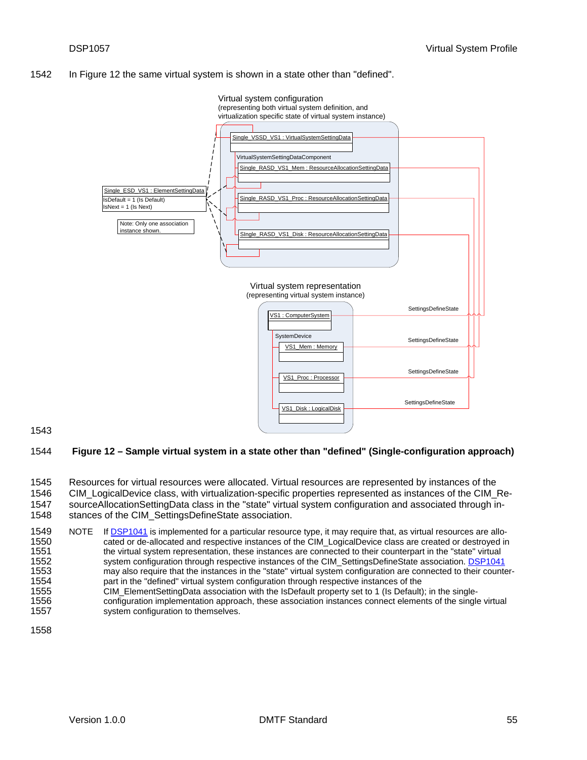In Figure 12 the same virtual system is shown in a state other than "defined".

**Figure 12 – Sample virtual system in a state other than "defined" (Single-configuration approach)**

Resources for virtual resources were allocated. Virtual resources are represented by instances of the CIM_LogicalDevice class, with virtualization-specific properties represented as instances of the CIM_ResourceAllocationSettingData class in the "state" virtual system configuration and associated through instances of the CIM_SettingsDefineState association.

NOTE If DSP1041 is implemented for a particular resource type, it may require that, as virtual resources are allocated or de-allocated and respective instances of the CIM_LogicalDevice class are created or destroyed in the virtual system representation, these instances are connected to their counterpart in the "state" virtual system configuration through respective instances of the CIM_SettingsDefineState association. DSP1041 may also require that the instances in the "state" virtual system configuration are connected to their counterpart in the "defined" virtual system configuration through respective instances of the CIM_ElementSettingData association with the IsDefault property set to 1 (Is Default); in the single-configuration implementation approach, these association instances connect elements of the single virtual system configuration to themselves.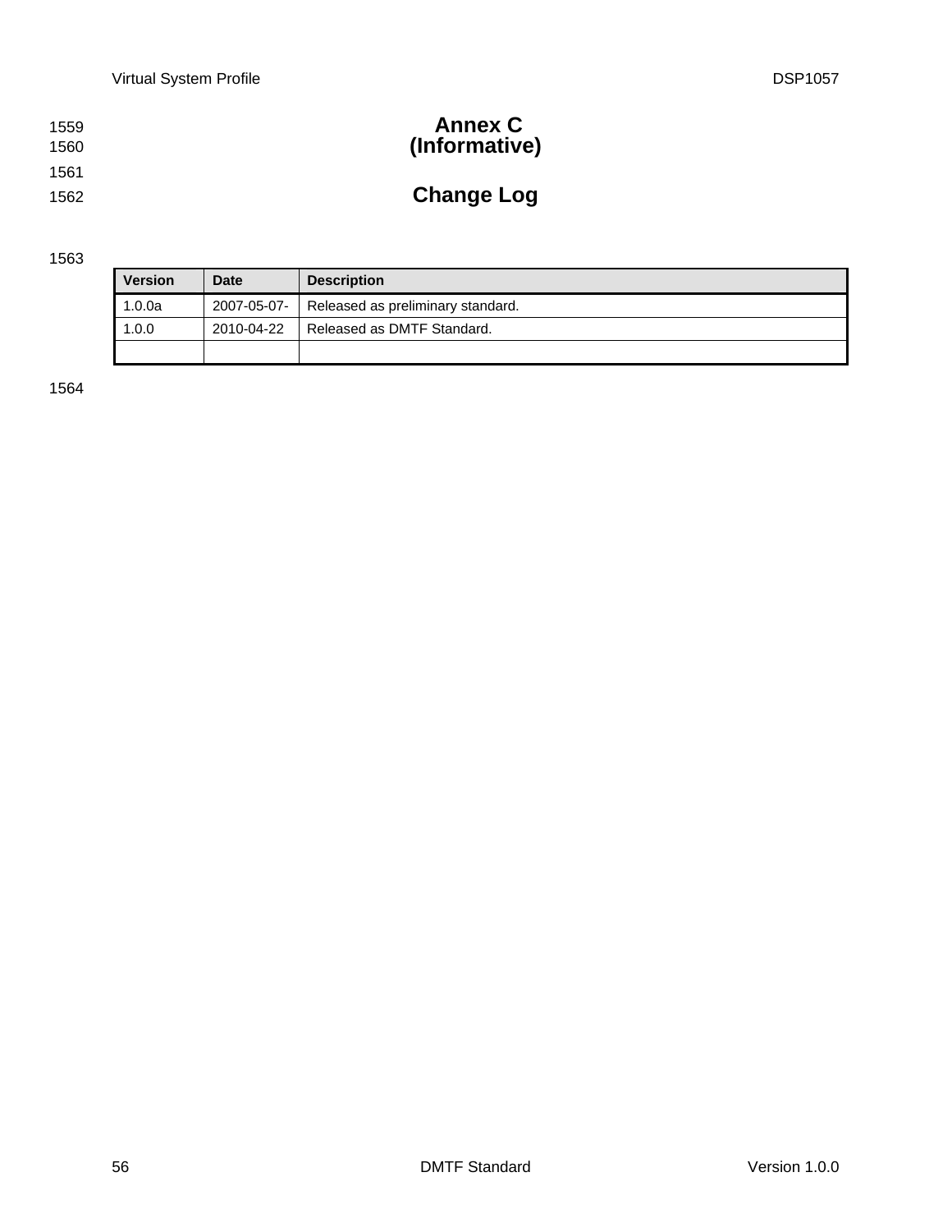# Annex C
# (Informative)

# Change Log

| Version | Date | Description |
|---|---|---|
| 1.0.0a | 2007-05-07- | Released as preliminary standard. |
| 1.0.0 | 2010-04-22 | Released as DMTF Standard. |
| | | |